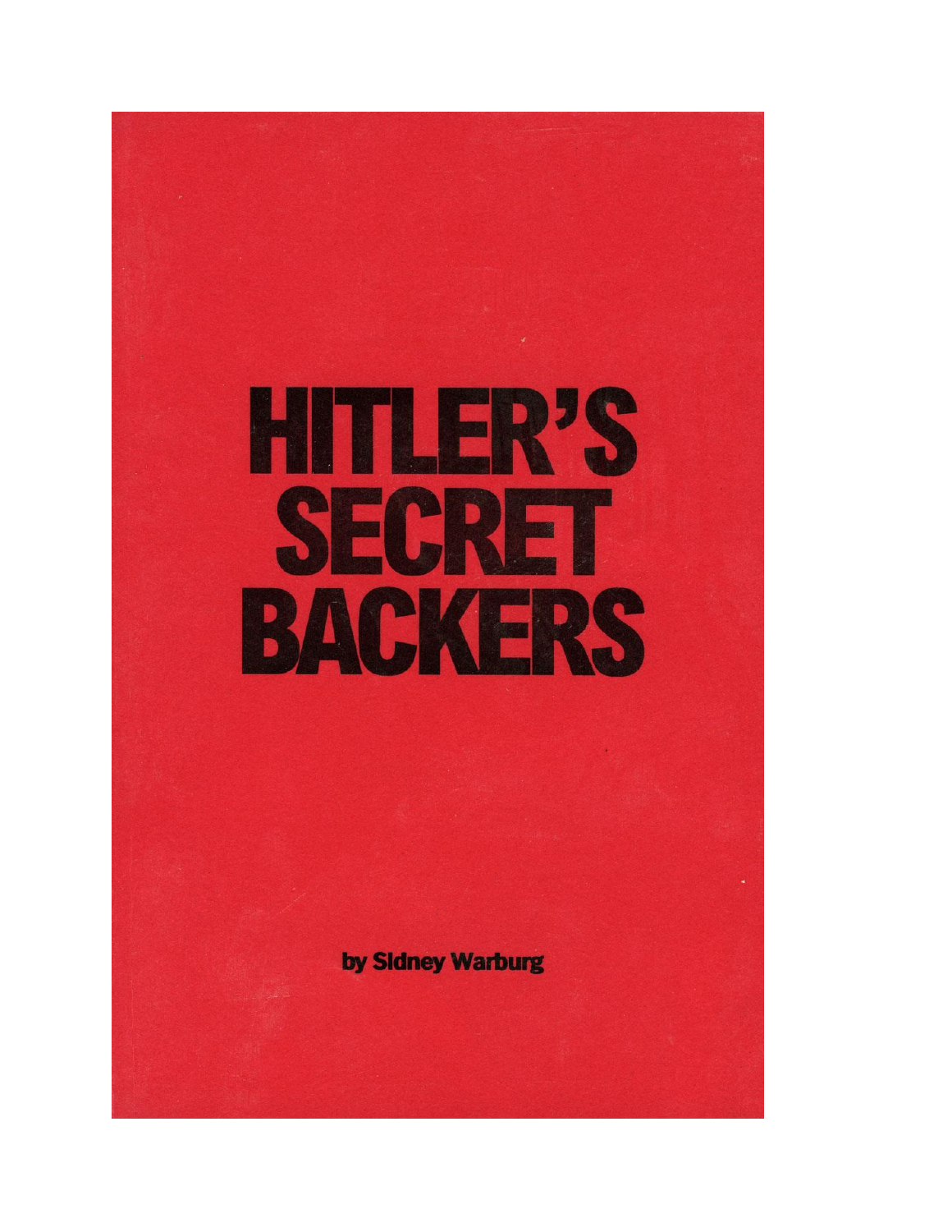# HITLER'S SECRET BACKERS

by Sidney Warburg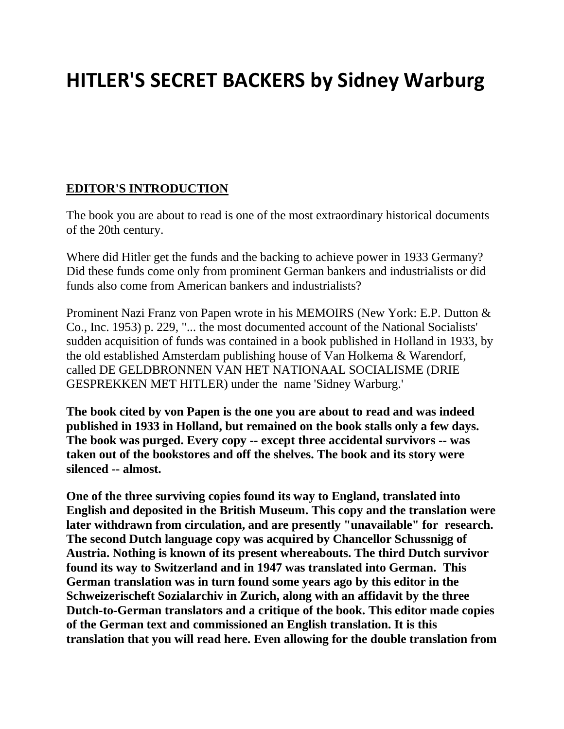# HITLER'S SECRET BACKERS by Sidney Warburg

## EDITOR'S INTRODUCTION

The book you are about to read is one of the most extraordinary historical documents of the 20th century.

Where did Hitler get the funds and the backing to achieve power in 1933 Germany? Did these funds come only from prominent German bankers and industrialists or did funds also come from American bankers and industrialists?

Prominent Nazi Franz von Papen wrote in his MEMOIRS (New York: E.P. Dutton & Co., Inc. 1953) p. 229, "... the most documented account of the National Socialists' sudden acquisition of funds was contained in a book published in Holland in 1933, by the old established Amsterdam publishing house of Van Holkema & Warendorf, called DE GELDBRONNEN VAN HET NATIONAAL SOCIALISME (DRIE GESPREKKEN MET HITLER) under the name 'Sidney Warburg.'

**The book cited by von Papen is the one you are about to read and was indeed published in 1933 in Holland, but remained on the book stalls only a few days. The book was purged. Every copy -- except three accidental survivors -- was taken out of the bookstores and off the shelves. The book and its story were silenced -- almost.**

**One of the three surviving copies found its way to England, translated into English and deposited in the British Museum. This copy and the translation were later withdrawn from circulation, and are presently "unavailable" for research. The second Dutch language copy was acquired by Chancellor Schussnigg of Austria. Nothing is known of its present whereabouts. The third Dutch survivor found its way to Switzerland and in 1947 was translated into German. This German translation was in turn found some years ago by this editor in the Schweizerischeft Sozialarchiv in Zurich, along with an affidavit by the three Dutch-to-German translators and a critique of the book. This editor made copies of the German text and commissioned an English translation. It is this translation that you will read here. Even allowing for the double translation from**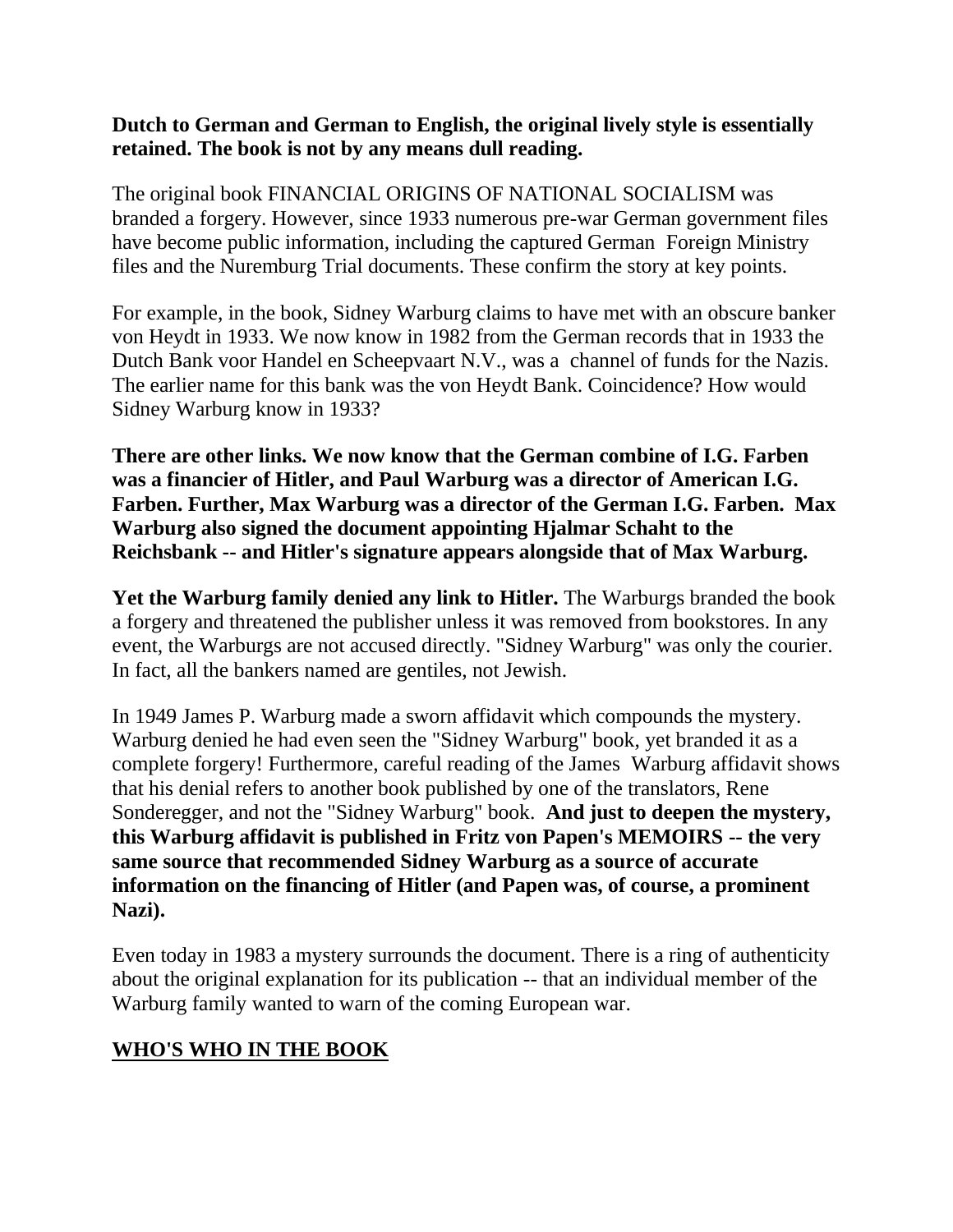**Dutch to German and German to English, the original lively style is essentially retained. The book is not by any means dull reading.**

The original book FINANCIAL ORIGINS OF NATIONAL SOCIALISM was branded a forgery. However, since 1933 numerous pre-war German government files have become public information, including the captured German Foreign Ministry files and the Nuremburg Trial documents. These confirm the story at key points.

For example, in the book, Sidney Warburg claims to have met with an obscure banker von Heydt in 1933. We now know in 1982 from the German records that in 1933 the Dutch Bank voor Handel en Scheepvaart N.V., was a channel of funds for the Nazis. The earlier name for this bank was the von Heydt Bank. Coincidence? How would Sidney Warburg know in 1933?

**There are other links. We now know that the German combine of I.G. Farben was a financier of Hitler, and Paul Warburg was a director of American I.G. Farben. Further, Max Warburg was a director of the German I.G. Farben. Max Warburg also signed the document appointing Hjalmar Schaht to the Reichsbank -- and Hitler's signature appears alongside that of Max Warburg.**

**Yet the Warburg family denied any link to Hitler.** The Warburgs branded the book a forgery and threatened the publisher unless it was removed from bookstores. In any event, the Warburgs are not accused directly. "Sidney Warburg" was only the courier. In fact, all the bankers named are gentiles, not Jewish.

In 1949 James P. Warburg made a sworn affidavit which compounds the mystery. Warburg denied he had even seen the "Sidney Warburg" book, yet branded it as a complete forgery! Furthermore, careful reading of the James Warburg affidavit shows that his denial refers to another book published by one of the translators, Rene Sonderegger, and not the "Sidney Warburg" book. **And just to deepen the mystery, this Warburg affidavit is published in Fritz von Papen's MEMOIRS -- the very same source that recommended Sidney Warburg as a source of accurate information on the financing of Hitler (and Papen was, of course, a prominent Nazi).**

Even today in 1983 a mystery surrounds the document. There is a ring of authenticity about the original explanation for its publication -- that an individual member of the Warburg family wanted to warn of the coming European war.

## WHO'S WHO IN THE BOOK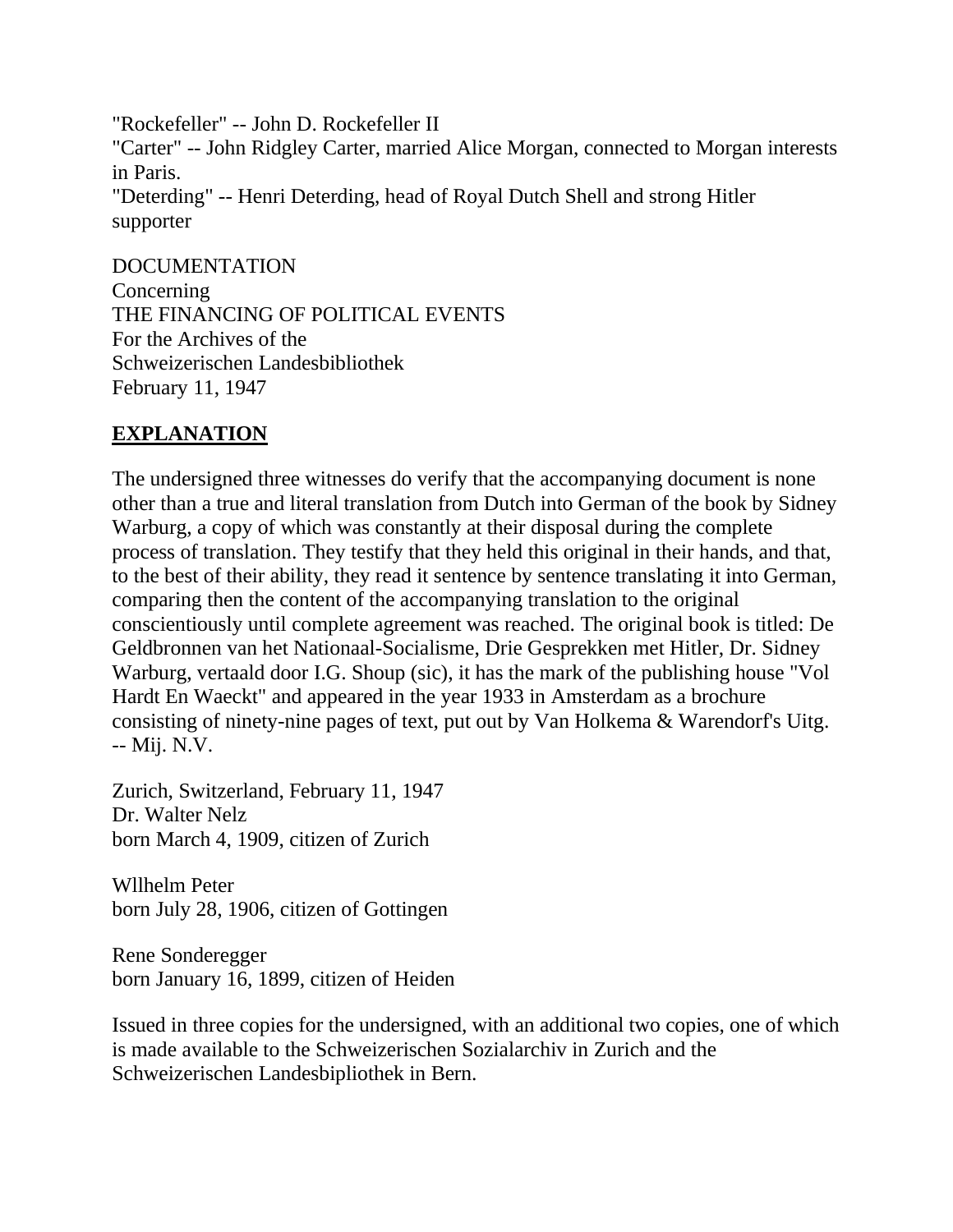"Rockefeller" -- John D. Rockefeller II
"Carter" -- John Ridgley Carter, married Alice Morgan, connected to Morgan interests in Paris.
"Deterding" -- Henri Deterding, head of Royal Dutch Shell and strong Hitler supporter

DOCUMENTATION
Concerning
THE FINANCING OF POLITICAL EVENTS
For the Archives of the
Schweizerischen Landesbibliothek
February 11, 1947

## **EXPLANATION**

The undersigned three witnesses do verify that the accompanying document is none other than a true and literal translation from Dutch into German of the book by Sidney Warburg, a copy of which was constantly at their disposal during the complete process of translation. They testify that they held this original in their hands, and that, to the best of their ability, they read it sentence by sentence translating it into German, comparing then the content of the accompanying translation to the original conscientiously until complete agreement was reached. The original book is titled: De Geldbronnen van het Nationaal-Socialisme, Drie Gesprekken met Hitler, Dr. Sidney Warburg, vertaald door I.G. Shoup (sic), it has the mark of the publishing house "Vol Hardt En Waeckt" and appeared in the year 1933 in Amsterdam as a brochure consisting of ninety-nine pages of text, put out by Van Holkema & Warendorf's Uitg. -- Mij. N.V.

Zurich, Switzerland, February 11, 1947
Dr. Walter Nelz
born March 4, 1909, citizen of Zurich

Wllhelm Peter
born July 28, 1906, citizen of Gottingen

Rene Sonderegger
born January 16, 1899, citizen of Heiden

Issued in three copies for the undersigned, with an additional two copies, one of which is made available to the Schweizerischen Sozialarchiv in Zurich and the Schweizerischen Landesbipliothek in Bern.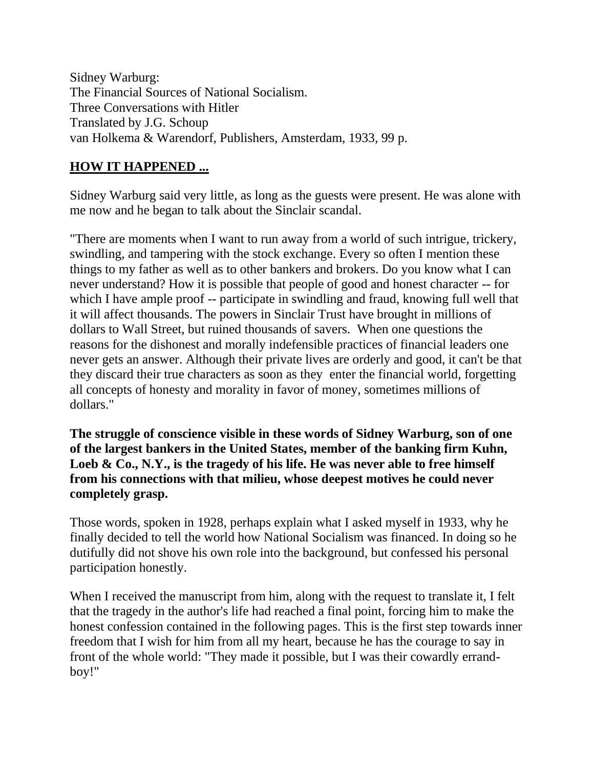Sidney Warburg:
The Financial Sources of National Socialism.
Three Conversations with Hitler
Translated by J.G. Schoup
van Holkema & Warendorf, Publishers, Amsterdam, 1933, 99 p.

## HOW IT HAPPENED ...

Sidney Warburg said very little, as long as the guests were present. He was alone with me now and he began to talk about the Sinclair scandal.

"There are moments when I want to run away from a world of such intrigue, trickery, swindling, and tampering with the stock exchange. Every so often I mention these things to my father as well as to other bankers and brokers. Do you know what I can never understand? How it is possible that people of good and honest character -- for which I have ample proof -- participate in swindling and fraud, knowing full well that it will affect thousands. The powers in Sinclair Trust have brought in millions of dollars to Wall Street, but ruined thousands of savers. When one questions the reasons for the dishonest and morally indefensible practices of financial leaders one never gets an answer. Although their private lives are orderly and good, it can't be that they discard their true characters as soon as they enter the financial world, forgetting all concepts of honesty and morality in favor of money, sometimes millions of dollars."

**The struggle of conscience visible in these words of Sidney Warburg, son of one of the largest bankers in the United States, member of the banking firm Kuhn, Loeb & Co., N.Y., is the tragedy of his life. He was never able to free himself from his connections with that milieu, whose deepest motives he could never completely grasp.**

Those words, spoken in 1928, perhaps explain what I asked myself in 1933, why he finally decided to tell the world how National Socialism was financed. In doing so he dutifully did not shove his own role into the background, but confessed his personal participation honestly.

When I received the manuscript from him, along with the request to translate it, I felt that the tragedy in the author's life had reached a final point, forcing him to make the honest confession contained in the following pages. This is the first step towards inner freedom that I wish for him from all my heart, because he has the courage to say in front of the whole world: "They made it possible, but I was their cowardly errand-boy!"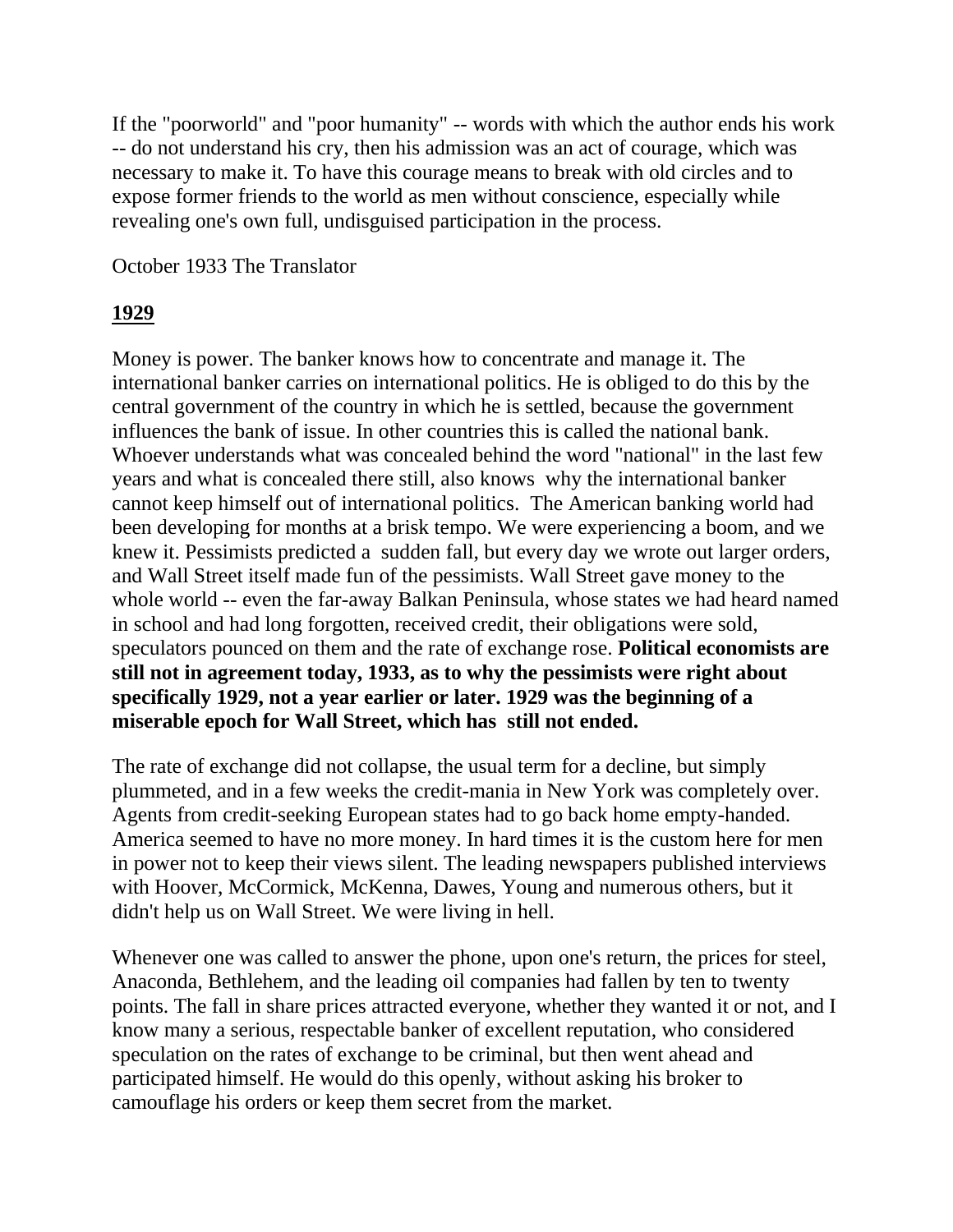If the "poorworld" and "poor humanity" -- words with which the author ends his work -- do not understand his cry, then his admission was an act of courage, which was necessary to make it. To have this courage means to break with old circles and to expose former friends to the world as men without conscience, especially while revealing one's own full, undisguised participation in the process.

October 1933 The Translator

## 1929

Money is power. The banker knows how to concentrate and manage it. The international banker carries on international politics. He is obliged to do this by the central government of the country in which he is settled, because the government influences the bank of issue. In other countries this is called the national bank. Whoever understands what was concealed behind the word "national" in the last few years and what is concealed there still, also knows why the international banker cannot keep himself out of international politics. The American banking world had been developing for months at a brisk tempo. We were experiencing a boom, and we knew it. Pessimists predicted a sudden fall, but every day we wrote out larger orders, and Wall Street itself made fun of the pessimists. Wall Street gave money to the whole world -- even the far-away Balkan Peninsula, whose states we had heard named in school and had long forgotten, received credit, their obligations were sold, speculators pounced on them and the rate of exchange rose. **Political economists are still not in agreement today, 1933, as to why the pessimists were right about specifically 1929, not a year earlier or later. 1929 was the beginning of a miserable epoch for Wall Street, which has still not ended.**

The rate of exchange did not collapse, the usual term for a decline, but simply plummeted, and in a few weeks the credit-mania in New York was completely over. Agents from credit-seeking European states had to go back home empty-handed. America seemed to have no more money. In hard times it is the custom here for men in power not to keep their views silent. The leading newspapers published interviews with Hoover, McCormick, McKenna, Dawes, Young and numerous others, but it didn't help us on Wall Street. We were living in hell.

Whenever one was called to answer the phone, upon one's return, the prices for steel, Anaconda, Bethlehem, and the leading oil companies had fallen by ten to twenty points. The fall in share prices attracted everyone, whether they wanted it or not, and I know many a serious, respectable banker of excellent reputation, who considered speculation on the rates of exchange to be criminal, but then went ahead and participated himself. He would do this openly, without asking his broker to camouflage his orders or keep them secret from the market.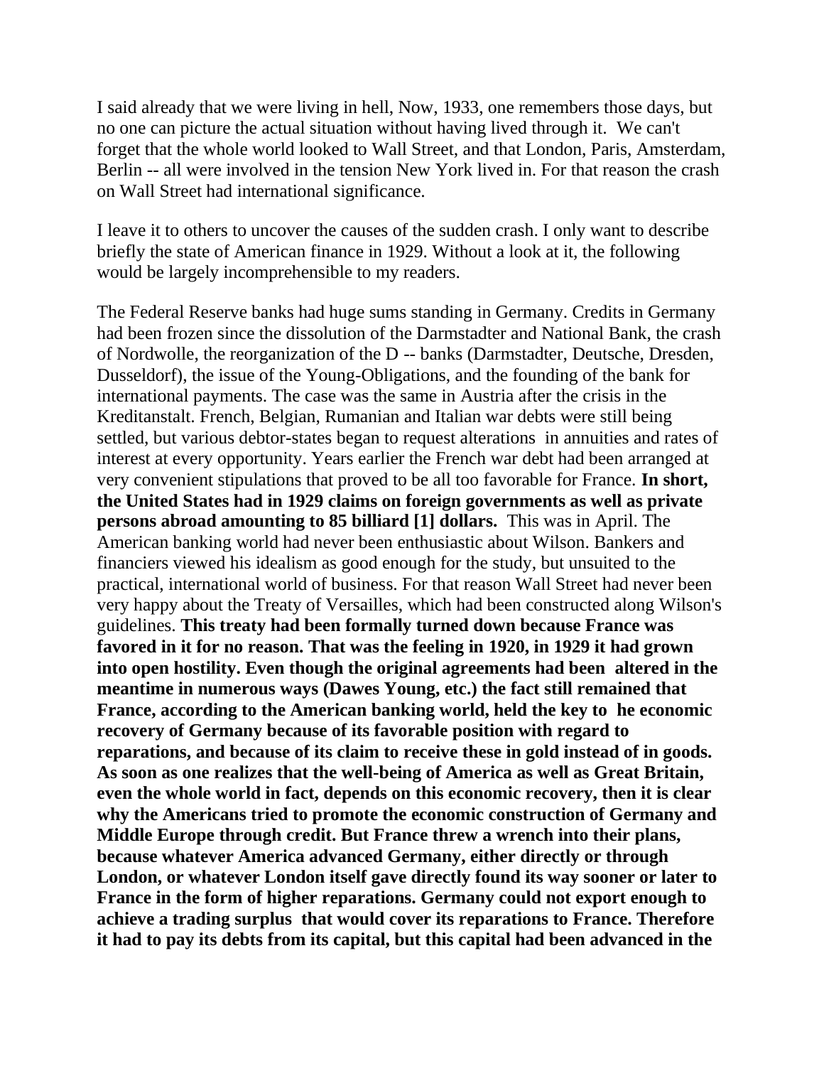I said already that we were living in hell, Now, 1933, one remembers those days, but no one can picture the actual situation without having lived through it. We can't forget that the whole world looked to Wall Street, and that London, Paris, Amsterdam, Berlin -- all were involved in the tension New York lived in. For that reason the crash on Wall Street had international significance.

I leave it to others to uncover the causes of the sudden crash. I only want to describe briefly the state of American finance in 1929. Without a look at it, the following would be largely incomprehensible to my readers.

The Federal Reserve banks had huge sums standing in Germany. Credits in Germany had been frozen since the dissolution of the Darmstadter and National Bank, the crash of Nordwolle, the reorganization of the D -- banks (Darmstadter, Deutsche, Dresden, Dusseldorf), the issue of the Young-Obligations, and the founding of the bank for international payments. The case was the same in Austria after the crisis in the Kreditanstalt. French, Belgian, Rumanian and Italian war debts were still being settled, but various debtor-states began to request alterations in annuities and rates of interest at every opportunity. Years earlier the French war debt had been arranged at very convenient stipulations that proved to be all too favorable for France. **In short, the United States had in 1929 claims on foreign governments as well as private persons abroad amounting to 85 billiard [1] dollars.** This was in April. The American banking world had never been enthusiastic about Wilson. Bankers and financiers viewed his idealism as good enough for the study, but unsuited to the practical, international world of business. For that reason Wall Street had never been very happy about the Treaty of Versailles, which had been constructed along Wilson's guidelines. **This treaty had been formally turned down because France was favored in it for no reason. That was the feeling in 1920, in 1929 it had grown into open hostility. Even though the original agreements had been altered in the meantime in numerous ways (Dawes Young, etc.) the fact still remained that France, according to the American banking world, held the key to he economic recovery of Germany because of its favorable position with regard to reparations, and because of its claim to receive these in gold instead of in goods. As soon as one realizes that the well-being of America as well as Great Britain, even the whole world in fact, depends on this economic recovery, then it is clear why the Americans tried to promote the economic construction of Germany and Middle Europe through credit. But France threw a wrench into their plans, because whatever America advanced Germany, either directly or through London, or whatever London itself gave directly found its way sooner or later to France in the form of higher reparations. Germany could not export enough to achieve a trading surplus that would cover its reparations to France. Therefore it had to pay its debts from its capital, but this capital had been advanced in the**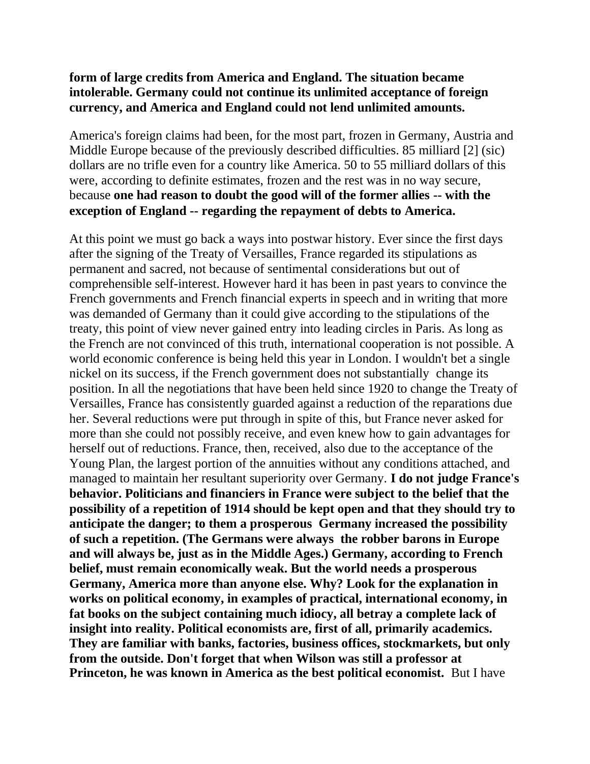**form of large credits from America and England. The situation became intolerable. Germany could not continue its unlimited acceptance of foreign currency, and America and England could not lend unlimited amounts.**

America's foreign claims had been, for the most part, frozen in Germany, Austria and Middle Europe because of the previously described difficulties. 85 milliard [2] (sic) dollars are no trifle even for a country like America. 50 to 55 milliard dollars of this were, according to definite estimates, frozen and the rest was in no way secure, because **one had reason to doubt the good will of the former allies -- with the exception of England -- regarding the repayment of debts to America.**

At this point we must go back a ways into postwar history. Ever since the first days after the signing of the Treaty of Versailles, France regarded its stipulations as permanent and sacred, not because of sentimental considerations but out of comprehensible self-interest. However hard it has been in past years to convince the French governments and French financial experts in speech and in writing that more was demanded of Germany than it could give according to the stipulations of the treaty, this point of view never gained entry into leading circles in Paris. As long as the French are not convinced of this truth, international cooperation is not possible. A world economic conference is being held this year in London. I wouldn't bet a single nickel on its success, if the French government does not substantially change its position. In all the negotiations that have been held since 1920 to change the Treaty of Versailles, France has consistently guarded against a reduction of the reparations due her. Several reductions were put through in spite of this, but France never asked for more than she could not possibly receive, and even knew how to gain advantages for herself out of reductions. France, then, received, also due to the acceptance of the Young Plan, the largest portion of the annuities without any conditions attached, and managed to maintain her resultant superiority over Germany. **I do not judge France's behavior. Politicians and financiers in France were subject to the belief that the possibility of a repetition of 1914 should be kept open and that they should try to anticipate the danger; to them a prosperous Germany increased the possibility of such a repetition. (The Germans were always the robber barons in Europe and will always be, just as in the Middle Ages.) Germany, according to French belief, must remain economically weak. But the world needs a prosperous Germany, America more than anyone else. Why? Look for the explanation in works on political economy, in examples of practical, international economy, in fat books on the subject containing much idiocy, all betray a complete lack of insight into reality. Political economists are, first of all, primarily academics. They are familiar with banks, factories, business offices, stockmarkets, but only from the outside. Don't forget that when Wilson was still a professor at Princeton, he was known in America as the best political economist.** But I have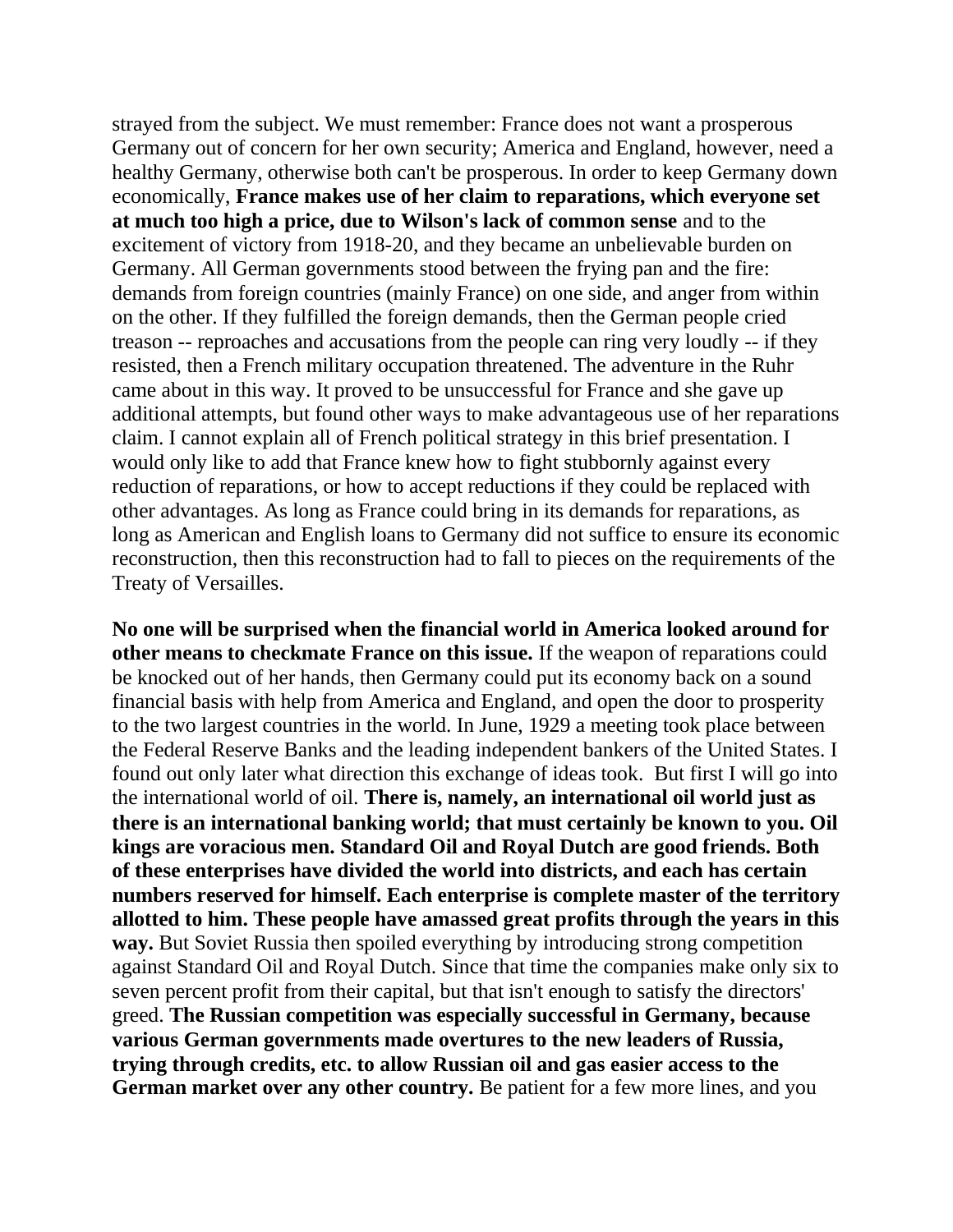strayed from the subject. We must remember: France does not want a prosperous Germany out of concern for her own security; America and England, however, need a healthy Germany, otherwise both can't be prosperous. In order to keep Germany down economically, **France makes use of her claim to reparations, which everyone set at much too high a price, due to Wilson's lack of common sense** and to the excitement of victory from 1918-20, and they became an unbelievable burden on Germany. All German governments stood between the frying pan and the fire: demands from foreign countries (mainly France) on one side, and anger from within on the other. If they fulfilled the foreign demands, then the German people cried treason -- reproaches and accusations from the people can ring very loudly -- if they resisted, then a French military occupation threatened. The adventure in the Ruhr came about in this way. It proved to be unsuccessful for France and she gave up additional attempts, but found other ways to make advantageous use of her reparations claim. I cannot explain all of French political strategy in this brief presentation. I would only like to add that France knew how to fight stubbornly against every reduction of reparations, or how to accept reductions if they could be replaced with other advantages. As long as France could bring in its demands for reparations, as long as American and English loans to Germany did not suffice to ensure its economic reconstruction, then this reconstruction had to fall to pieces on the requirements of the Treaty of Versailles.

**No one will be surprised when the financial world in America looked around for other means to checkmate France on this issue.** If the weapon of reparations could be knocked out of her hands, then Germany could put its economy back on a sound financial basis with help from America and England, and open the door to prosperity to the two largest countries in the world. In June, 1929 a meeting took place between the Federal Reserve Banks and the leading independent bankers of the United States. I found out only later what direction this exchange of ideas took. But first I will go into the international world of oil. **There is, namely, an international oil world just as there is an international banking world; that must certainly be known to you. Oil kings are voracious men. Standard Oil and Royal Dutch are good friends. Both of these enterprises have divided the world into districts, and each has certain numbers reserved for himself. Each enterprise is complete master of the territory allotted to him. These people have amassed great profits through the years in this way.** But Soviet Russia then spoiled everything by introducing strong competition against Standard Oil and Royal Dutch. Since that time the companies make only six to seven percent profit from their capital, but that isn't enough to satisfy the directors' greed. **The Russian competition was especially successful in Germany, because various German governments made overtures to the new leaders of Russia, trying through credits, etc. to allow Russian oil and gas easier access to the German market over any other country.** Be patient for a few more lines, and you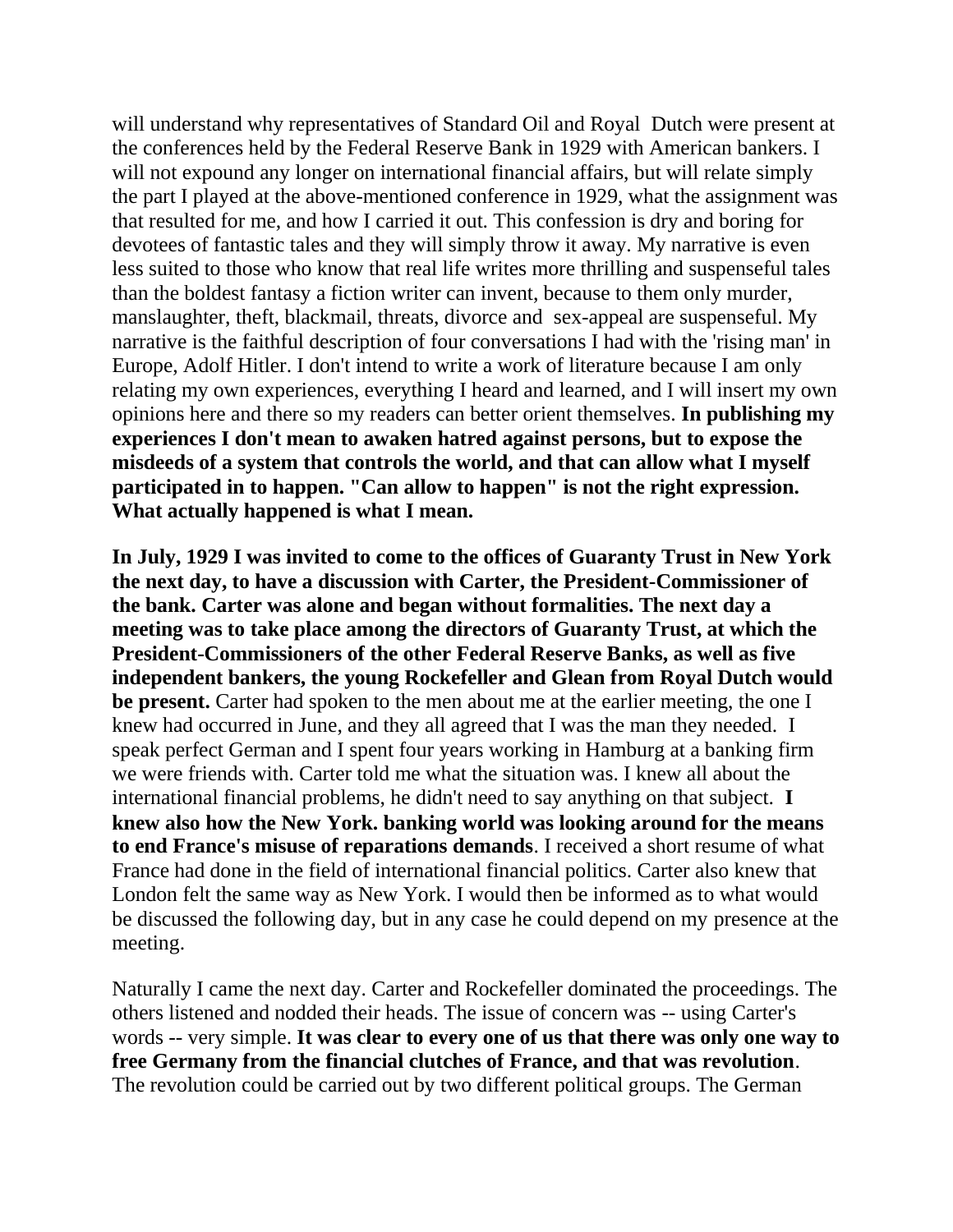will understand why representatives of Standard Oil and Royal Dutch were present at the conferences held by the Federal Reserve Bank in 1929 with American bankers. I will not expound any longer on international financial affairs, but will relate simply the part I played at the above-mentioned conference in 1929, what the assignment was that resulted for me, and how I carried it out. This confession is dry and boring for devotees of fantastic tales and they will simply throw it away. My narrative is even less suited to those who know that real life writes more thrilling and suspenseful tales than the boldest fantasy a fiction writer can invent, because to them only murder, manslaughter, theft, blackmail, threats, divorce and sex-appeal are suspenseful. My narrative is the faithful description of four conversations I had with the 'rising man' in Europe, Adolf Hitler. I don't intend to write a work of literature because I am only relating my own experiences, everything I heard and learned, and I will insert my own opinions here and there so my readers can better orient themselves. **In publishing my experiences I don't mean to awaken hatred against persons, but to expose the misdeeds of a system that controls the world, and that can allow what I myself participated in to happen. "Can allow to happen" is not the right expression. What actually happened is what I mean.**

**In July, 1929 I was invited to come to the offices of Guaranty Trust in New York the next day, to have a discussion with Carter, the President-Commissioner of the bank. Carter was alone and began without formalities. The next day a meeting was to take place among the directors of Guaranty Trust, at which the President-Commissioners of the other Federal Reserve Banks, as well as five independent bankers, the young Rockefeller and Glean from Royal Dutch would be present.** Carter had spoken to the men about me at the earlier meeting, the one I knew had occurred in June, and they all agreed that I was the man they needed. I speak perfect German and I spent four years working in Hamburg at a banking firm we were friends with. Carter told me what the situation was. I knew all about the international financial problems, he didn't need to say anything on that subject. **I knew also how the New York. banking world was looking around for the means to end France's misuse of reparations demands**. I received a short resume of what France had done in the field of international financial politics. Carter also knew that London felt the same way as New York. I would then be informed as to what would be discussed the following day, but in any case he could depend on my presence at the meeting.

Naturally I came the next day. Carter and Rockefeller dominated the proceedings. The others listened and nodded their heads. The issue of concern was -- using Carter's words -- very simple. **It was clear to every one of us that there was only one way to free Germany from the financial clutches of France, and that was revolution**. The revolution could be carried out by two different political groups. The German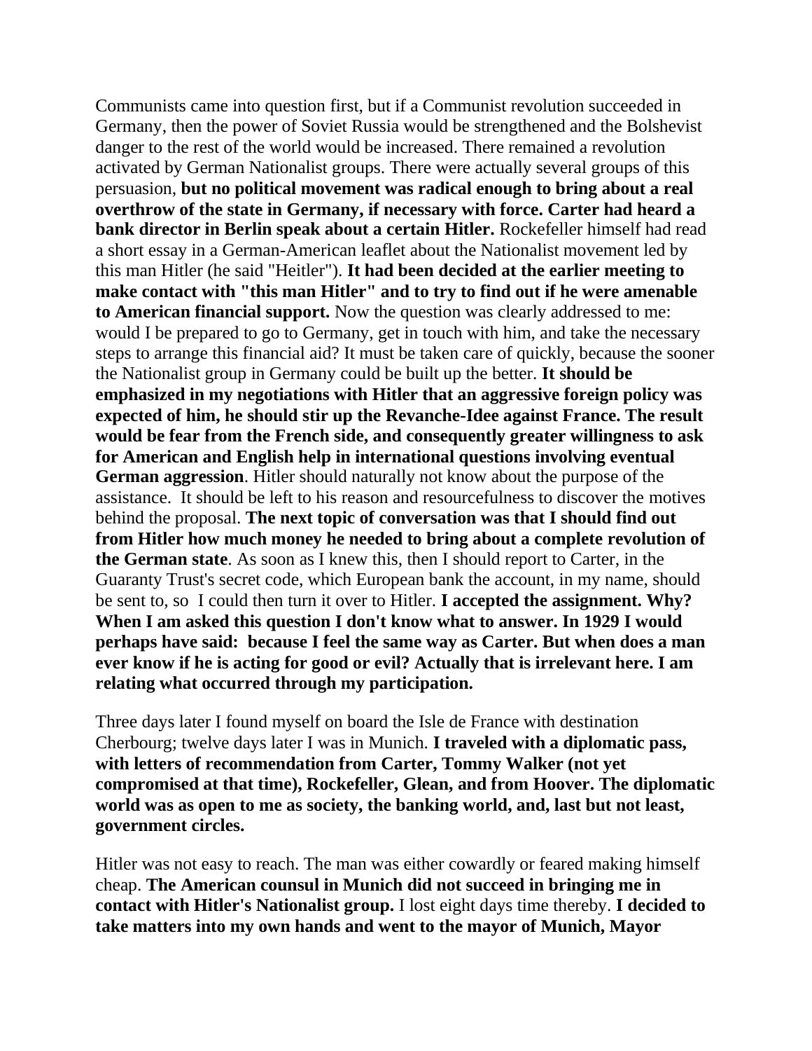Communists came into question first, but if a Communist revolution succeeded in Germany, then the power of Soviet Russia would be strengthened and the Bolshevist danger to the rest of the world would be increased. There remained a revolution activated by German Nationalist groups. There were actually several groups of this persuasion, **but no political movement was radical enough to bring about a real overthrow of the state in Germany, if necessary with force. Carter had heard a bank director in Berlin speak about a certain Hitler.** Rockefeller himself had read a short essay in a German-American leaflet about the Nationalist movement led by this man Hitler (he said "Heitler"). **It had been decided at the earlier meeting to make contact with "this man Hitler" and to try to find out if he were amenable to American financial support.** Now the question was clearly addressed to me: would I be prepared to go to Germany, get in touch with him, and take the necessary steps to arrange this financial aid? It must be taken care of quickly, because the sooner the Nationalist group in Germany could be built up the better. **It should be emphasized in my negotiations with Hitler that an aggressive foreign policy was expected of him, he should stir up the Revanche-Idee against France. The result would be fear from the French side, and consequently greater willingness to ask for American and English help in international questions involving eventual German aggression**. Hitler should naturally not know about the purpose of the assistance. It should be left to his reason and resourcefulness to discover the motives behind the proposal. **The next topic of conversation was that I should find out from Hitler how much money he needed to bring about a complete revolution of the German state**. As soon as I knew this, then I should report to Carter, in the Guaranty Trust's secret code, which European bank the account, in my name, should be sent to, so I could then turn it over to Hitler. **I accepted the assignment. Why? When I am asked this question I don't know what to answer. In 1929 I would perhaps have said: because I feel the same way as Carter. But when does a man ever know if he is acting for good or evil? Actually that is irrelevant here. I am relating what occurred through my participation.**

Three days later I found myself on board the Isle de France with destination Cherbourg; twelve days later I was in Munich. **I traveled with a diplomatic pass, with letters of recommendation from Carter, Tommy Walker (not yet compromised at that time), Rockefeller, Glean, and from Hoover. The diplomatic world was as open to me as society, the banking world, and, last but not least, government circles.**

Hitler was not easy to reach. The man was either cowardly or feared making himself cheap. **The American counsul in Munich did not succeed in bringing me in contact with Hitler's Nationalist group.** I lost eight days time thereby. **I decided to take matters into my own hands and went to the mayor of Munich, Mayor**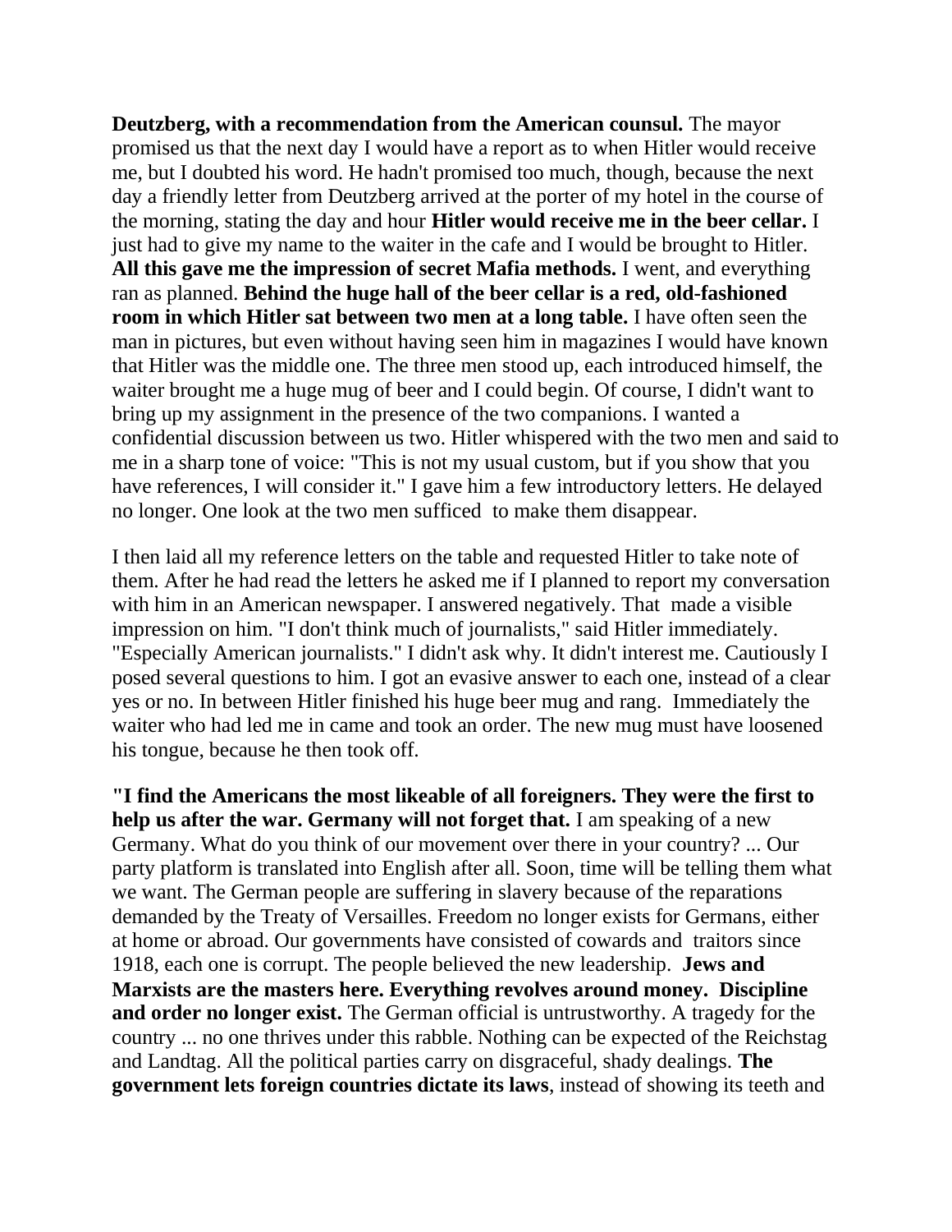**Deutzberg, with a recommendation from the American counsul.** The mayor promised us that the next day I would have a report as to when Hitler would receive me, but I doubted his word. He hadn't promised too much, though, because the next day a friendly letter from Deutzberg arrived at the porter of my hotel in the course of the morning, stating the day and hour **Hitler would receive me in the beer cellar.** I just had to give my name to the waiter in the cafe and I would be brought to Hitler. **All this gave me the impression of secret Mafia methods.** I went, and everything ran as planned. **Behind the huge hall of the beer cellar is a red, old-fashioned room in which Hitler sat between two men at a long table.** I have often seen the man in pictures, but even without having seen him in magazines I would have known that Hitler was the middle one. The three men stood up, each introduced himself, the waiter brought me a huge mug of beer and I could begin. Of course, I didn't want to bring up my assignment in the presence of the two companions. I wanted a confidential discussion between us two. Hitler whispered with the two men and said to me in a sharp tone of voice: "This is not my usual custom, but if you show that you have references, I will consider it." I gave him a few introductory letters. He delayed no longer. One look at the two men sufficed to make them disappear.

I then laid all my reference letters on the table and requested Hitler to take note of them. After he had read the letters he asked me if I planned to report my conversation with him in an American newspaper. I answered negatively. That made a visible impression on him. "I don't think much of journalists," said Hitler immediately. "Especially American journalists." I didn't ask why. It didn't interest me. Cautiously I posed several questions to him. I got an evasive answer to each one, instead of a clear yes or no. In between Hitler finished his huge beer mug and rang. Immediately the waiter who had led me in came and took an order. The new mug must have loosened his tongue, because he then took off.

**"I find the Americans the most likeable of all foreigners. They were the first to help us after the war. Germany will not forget that.** I am speaking of a new Germany. What do you think of our movement over there in your country? ... Our party platform is translated into English after all. Soon, time will be telling them what we want. The German people are suffering in slavery because of the reparations demanded by the Treaty of Versailles. Freedom no longer exists for Germans, either at home or abroad. Our governments have consisted of cowards and traitors since 1918, each one is corrupt. The people believed the new leadership. **Jews and Marxists are the masters here. Everything revolves around money. Discipline and order no longer exist.** The German official is untrustworthy. A tragedy for the country ... no one thrives under this rabble. Nothing can be expected of the Reichstag and Landtag. All the political parties carry on disgraceful, shady dealings. **The government lets foreign countries dictate its laws**, instead of showing its teeth and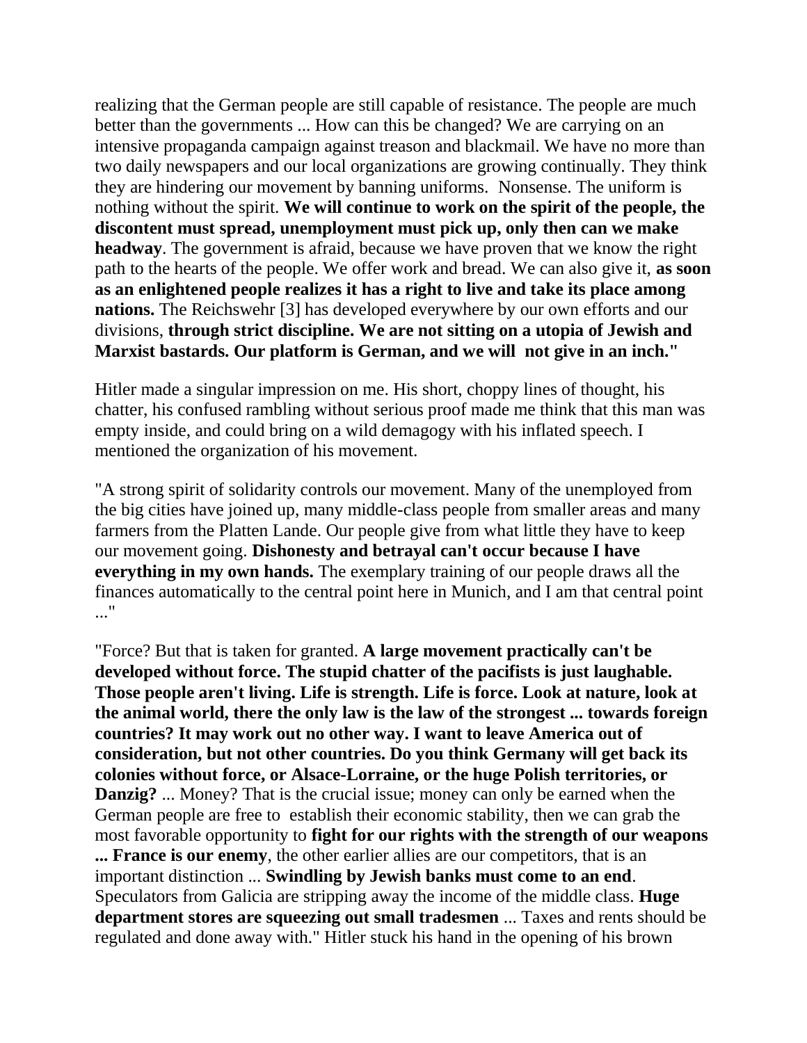realizing that the German people are still capable of resistance. The people are much better than the governments ... How can this be changed? We are carrying on an intensive propaganda campaign against treason and blackmail. We have no more than two daily newspapers and our local organizations are growing continually. They think they are hindering our movement by banning uniforms. Nonsense. The uniform is nothing without the spirit. **We will continue to work on the spirit of the people, the discontent must spread, unemployment must pick up, only then can we make headway**. The government is afraid, because we have proven that we know the right path to the hearts of the people. We offer work and bread. We can also give it, **as soon as an enlightened people realizes it has a right to live and take its place among nations.** The Reichswehr [3] has developed everywhere by our own efforts and our divisions, **through strict discipline. We are not sitting on a utopia of Jewish and Marxist bastards. Our platform is German, and we will not give in an inch."**

Hitler made a singular impression on me. His short, choppy lines of thought, his chatter, his confused rambling without serious proof made me think that this man was empty inside, and could bring on a wild demagogy with his inflated speech. I mentioned the organization of his movement.

"A strong spirit of solidarity controls our movement. Many of the unemployed from the big cities have joined up, many middle-class people from smaller areas and many farmers from the Platten Lande. Our people give from what little they have to keep our movement going. **Dishonesty and betrayal can't occur because I have everything in my own hands.** The exemplary training of our people draws all the finances automatically to the central point here in Munich, and I am that central point ..."

"Force? But that is taken for granted. **A large movement practically can't be developed without force. The stupid chatter of the pacifists is just laughable. Those people aren't living. Life is strength. Life is force. Look at nature, look at the animal world, there the only law is the law of the strongest ... towards foreign countries? It may work out no other way. I want to leave America out of consideration, but not other countries. Do you think Germany will get back its colonies without force, or Alsace-Lorraine, or the huge Polish territories, or Danzig?** ... Money? That is the crucial issue; money can only be earned when the German people are free to establish their economic stability, then we can grab the most favorable opportunity to **fight for our rights with the strength of our weapons ... France is our enemy**, the other earlier allies are our competitors, that is an important distinction ... **Swindling by Jewish banks must come to an end**. Speculators from Galicia are stripping away the income of the middle class. **Huge department stores are squeezing out small tradesmen** ... Taxes and rents should be regulated and done away with." Hitler stuck his hand in the opening of his brown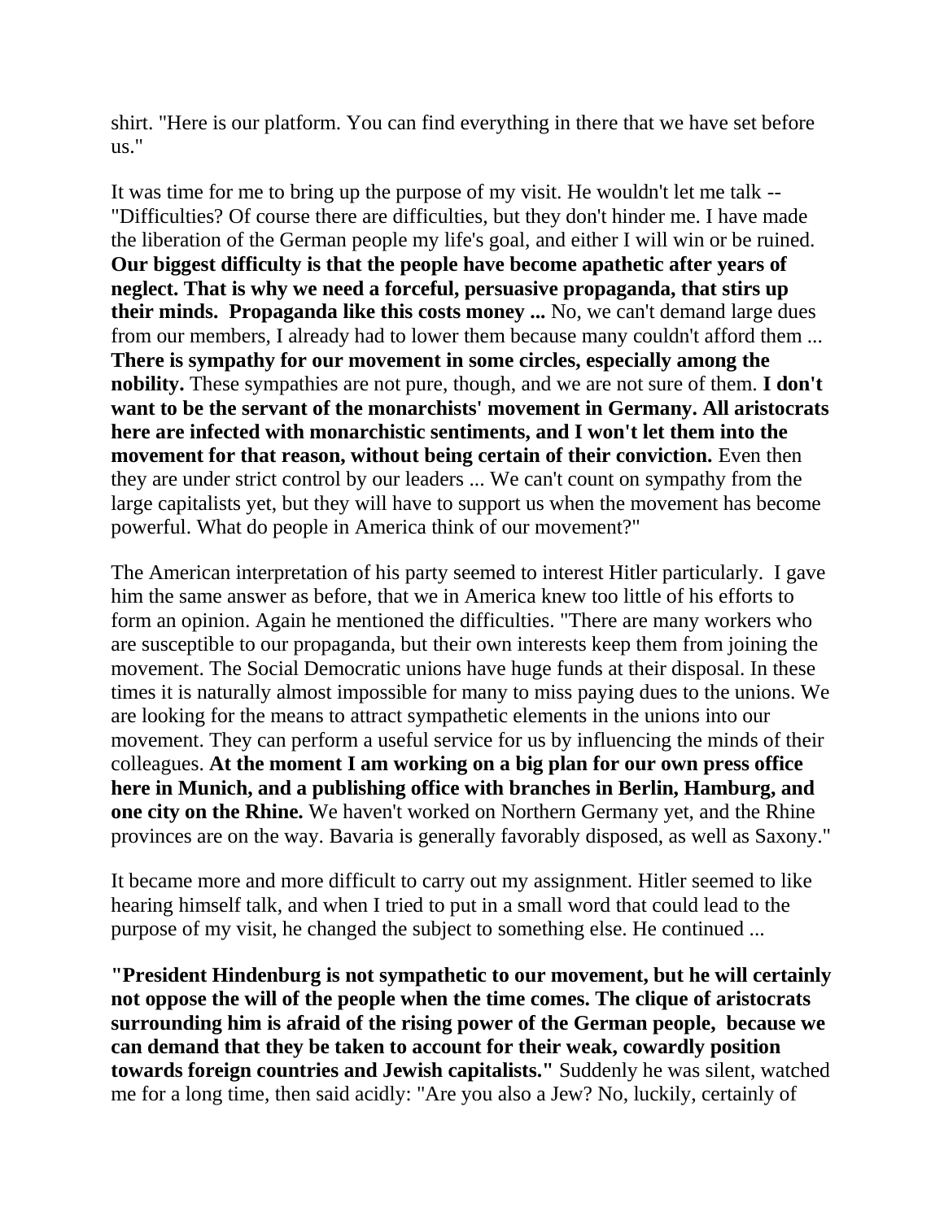shirt. "Here is our platform. You can find everything in there that we have set before us."

It was time for me to bring up the purpose of my visit. He wouldn't let me talk -- "Difficulties? Of course there are difficulties, but they don't hinder me. I have made the liberation of the German people my life's goal, and either I will win or be ruined. **Our biggest difficulty is that the people have become apathetic after years of neglect. That is why we need a forceful, persuasive propaganda, that stirs up their minds. Propaganda like this costs money ...** No, we can't demand large dues from our members, I already had to lower them because many couldn't afford them ... **There is sympathy for our movement in some circles, especially among the nobility.** These sympathies are not pure, though, and we are not sure of them. **I don't want to be the servant of the monarchists' movement in Germany. All aristocrats here are infected with monarchistic sentiments, and I won't let them into the movement for that reason, without being certain of their conviction.** Even then they are under strict control by our leaders ... We can't count on sympathy from the large capitalists yet, but they will have to support us when the movement has become powerful. What do people in America think of our movement?"

The American interpretation of his party seemed to interest Hitler particularly. I gave him the same answer as before, that we in America knew too little of his efforts to form an opinion. Again he mentioned the difficulties. "There are many workers who are susceptible to our propaganda, but their own interests keep them from joining the movement. The Social Democratic unions have huge funds at their disposal. In these times it is naturally almost impossible for many to miss paying dues to the unions. We are looking for the means to attract sympathetic elements in the unions into our movement. They can perform a useful service for us by influencing the minds of their colleagues. **At the moment I am working on a big plan for our own press office here in Munich, and a publishing office with branches in Berlin, Hamburg, and one city on the Rhine.** We haven't worked on Northern Germany yet, and the Rhine provinces are on the way. Bavaria is generally favorably disposed, as well as Saxony."

It became more and more difficult to carry out my assignment. Hitler seemed to like hearing himself talk, and when I tried to put in a small word that could lead to the purpose of my visit, he changed the subject to something else. He continued ...

**"President Hindenburg is not sympathetic to our movement, but he will certainly not oppose the will of the people when the time comes. The clique of aristocrats surrounding him is afraid of the rising power of the German people, because we can demand that they be taken to account for their weak, cowardly position towards foreign countries and Jewish capitalists."** Suddenly he was silent, watched me for a long time, then said acidly: "Are you also a Jew? No, luckily, certainly of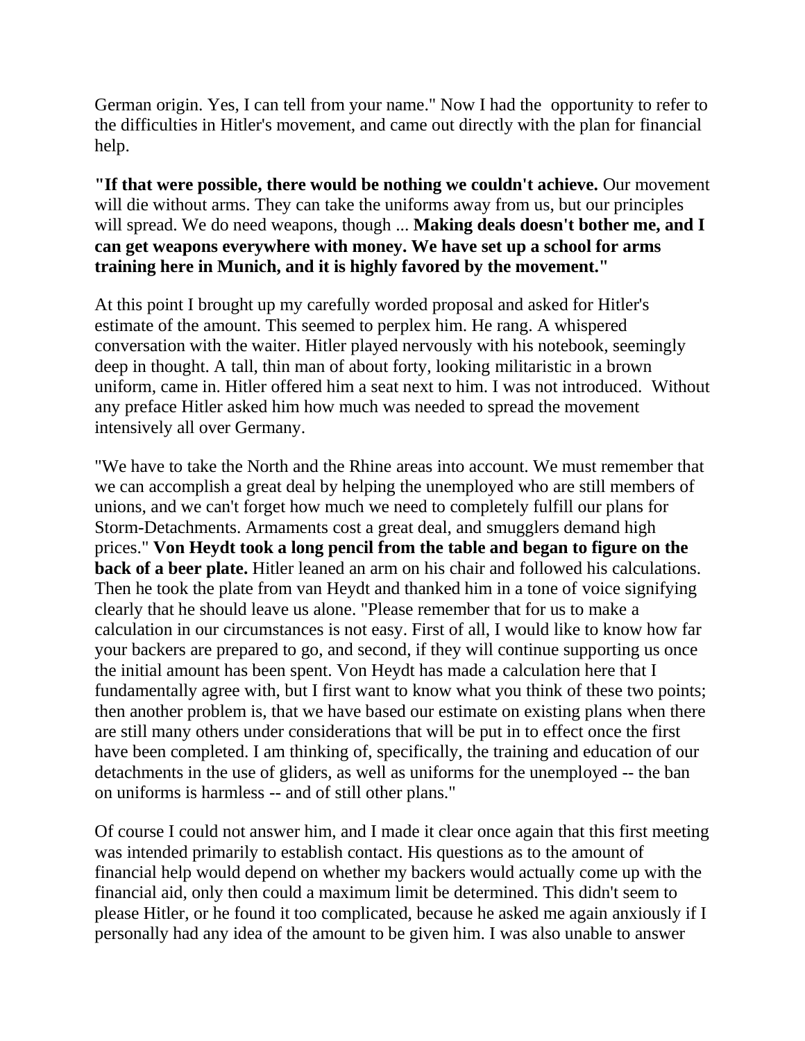German origin. Yes, I can tell from your name." Now I had the opportunity to refer to the difficulties in Hitler's movement, and came out directly with the plan for financial help.

**"If that were possible, there would be nothing we couldn't achieve.** Our movement will die without arms. They can take the uniforms away from us, but our principles will spread. We do need weapons, though ... **Making deals doesn't bother me, and I can get weapons everywhere with money. We have set up a school for arms training here in Munich, and it is highly favored by the movement."**

At this point I brought up my carefully worded proposal and asked for Hitler's estimate of the amount. This seemed to perplex him. He rang. A whispered conversation with the waiter. Hitler played nervously with his notebook, seemingly deep in thought. A tall, thin man of about forty, looking militaristic in a brown uniform, came in. Hitler offered him a seat next to him. I was not introduced. Without any preface Hitler asked him how much was needed to spread the movement intensively all over Germany.

"We have to take the North and the Rhine areas into account. We must remember that we can accomplish a great deal by helping the unemployed who are still members of unions, and we can't forget how much we need to completely fulfill our plans for Storm-Detachments. Armaments cost a great deal, and smugglers demand high prices." **Von Heydt took a long pencil from the table and began to figure on the back of a beer plate.** Hitler leaned an arm on his chair and followed his calculations. Then he took the plate from van Heydt and thanked him in a tone of voice signifying clearly that he should leave us alone. "Please remember that for us to make a calculation in our circumstances is not easy. First of all, I would like to know how far your backers are prepared to go, and second, if they will continue supporting us once the initial amount has been spent. Von Heydt has made a calculation here that I fundamentally agree with, but I first want to know what you think of these two points; then another problem is, that we have based our estimate on existing plans when there are still many others under considerations that will be put in to effect once the first have been completed. I am thinking of, specifically, the training and education of our detachments in the use of gliders, as well as uniforms for the unemployed -- the ban on uniforms is harmless -- and of still other plans."

Of course I could not answer him, and I made it clear once again that this first meeting was intended primarily to establish contact. His questions as to the amount of financial help would depend on whether my backers would actually come up with the financial aid, only then could a maximum limit be determined. This didn't seem to please Hitler, or he found it too complicated, because he asked me again anxiously if I personally had any idea of the amount to be given him. I was also unable to answer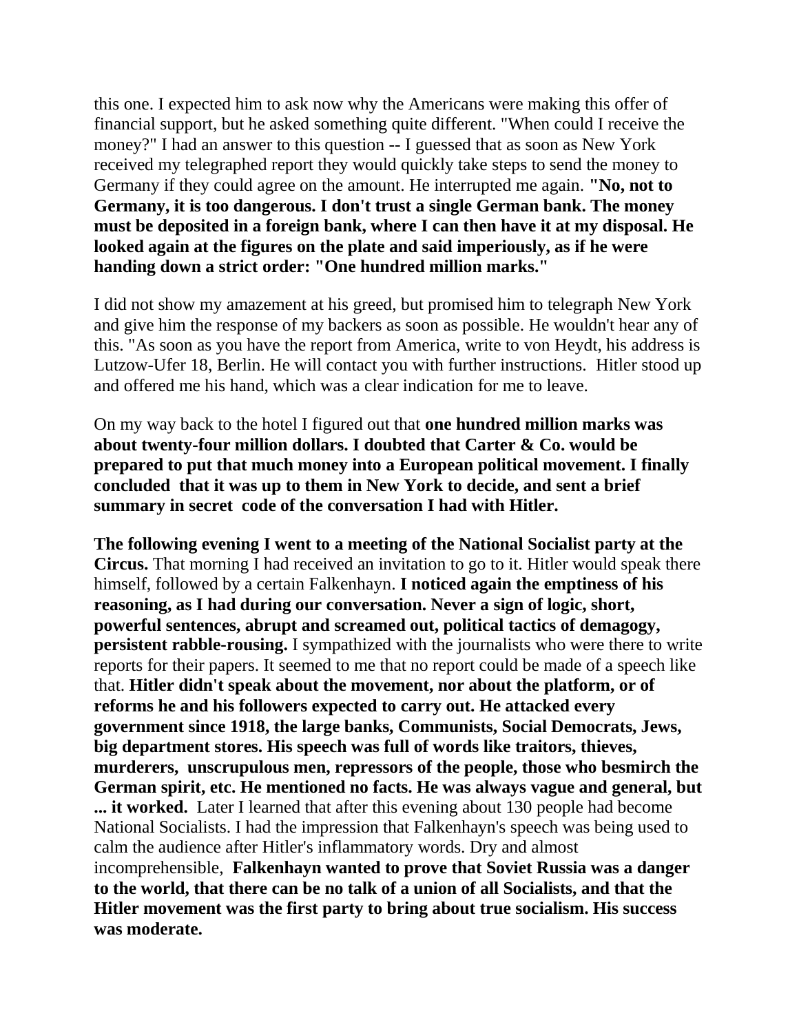this one. I expected him to ask now why the Americans were making this offer of financial support, but he asked something quite different. "When could I receive the money?" I had an answer to this question -- I guessed that as soon as New York received my telegraphed report they would quickly take steps to send the money to Germany if they could agree on the amount. He interrupted me again. **"No, not to Germany, it is too dangerous. I don't trust a single German bank. The money must be deposited in a foreign bank, where I can then have it at my disposal. He looked again at the figures on the plate and said imperiously, as if he were handing down a strict order: "One hundred million marks."**

I did not show my amazement at his greed, but promised him to telegraph New York and give him the response of my backers as soon as possible. He wouldn't hear any of this. "As soon as you have the report from America, write to von Heydt, his address is Lutzow-Ufer 18, Berlin. He will contact you with further instructions. Hitler stood up and offered me his hand, which was a clear indication for me to leave.

On my way back to the hotel I figured out that **one hundred million marks was about twenty-four million dollars. I doubted that Carter & Co. would be prepared to put that much money into a European political movement. I finally concluded that it was up to them in New York to decide, and sent a brief summary in secret code of the conversation I had with Hitler.**

**The following evening I went to a meeting of the National Socialist party at the Circus.** That morning I had received an invitation to go to it. Hitler would speak there himself, followed by a certain Falkenhayn. **I noticed again the emptiness of his reasoning, as I had during our conversation. Never a sign of logic, short, powerful sentences, abrupt and screamed out, political tactics of demagogy, persistent rabble-rousing.** I sympathized with the journalists who were there to write reports for their papers. It seemed to me that no report could be made of a speech like that. **Hitler didn't speak about the movement, nor about the platform, or of reforms he and his followers expected to carry out. He attacked every government since 1918, the large banks, Communists, Social Democrats, Jews, big department stores. His speech was full of words like traitors, thieves, murderers, unscrupulous men, repressors of the people, those who besmirch the German spirit, etc. He mentioned no facts. He was always vague and general, but ... it worked.** Later I learned that after this evening about 130 people had become National Socialists. I had the impression that Falkenhayn's speech was being used to calm the audience after Hitler's inflammatory words. Dry and almost incomprehensible, **Falkenhayn wanted to prove that Soviet Russia was a danger to the world, that there can be no talk of a union of all Socialists, and that the Hitler movement was the first party to bring about true socialism. His success was moderate.**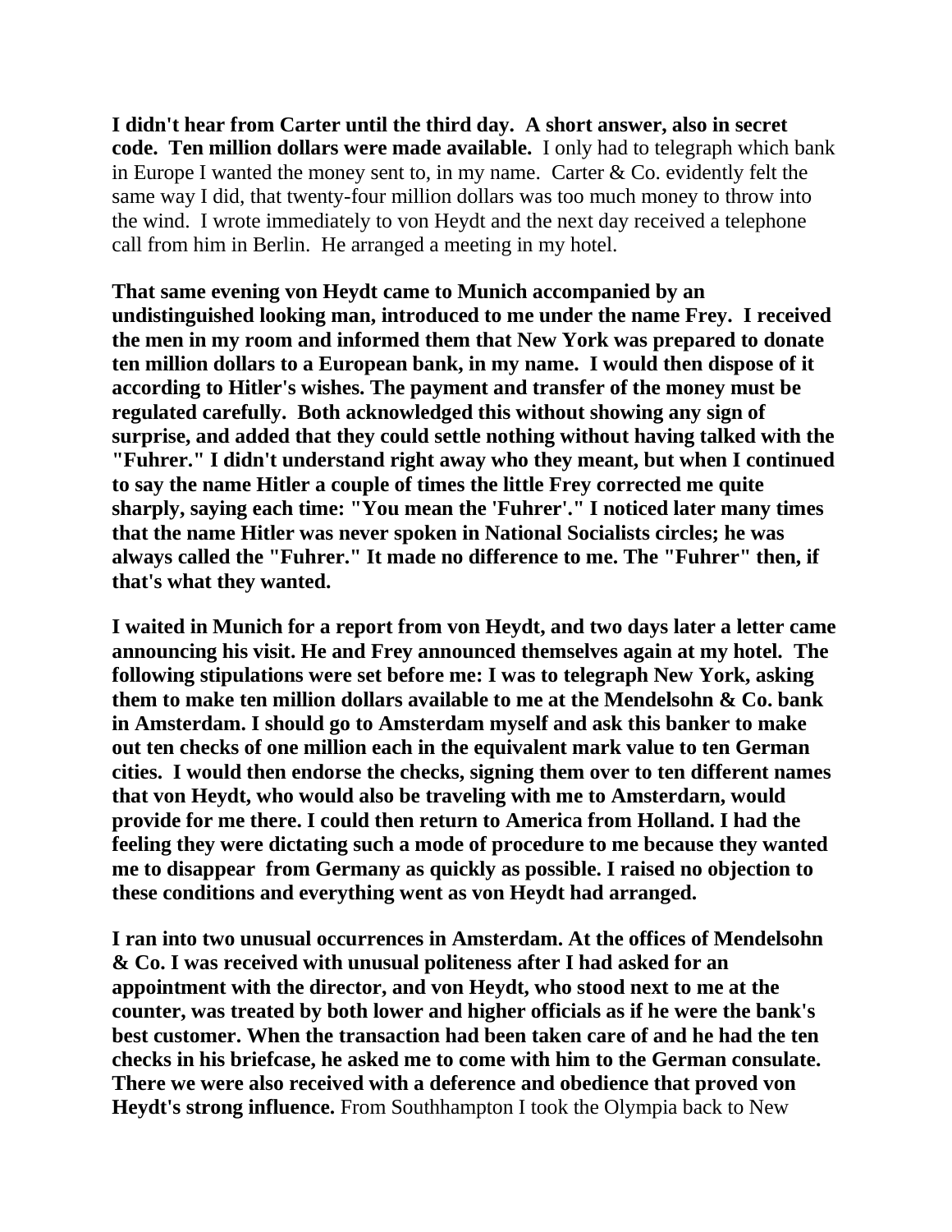**I didn't hear from Carter until the third day. A short answer, also in secret code. Ten million dollars were made available.** I only had to telegraph which bank in Europe I wanted the money sent to, in my name. Carter & Co. evidently felt the same way I did, that twenty-four million dollars was too much money to throw into the wind. I wrote immediately to von Heydt and the next day received a telephone call from him in Berlin. He arranged a meeting in my hotel.

**That same evening von Heydt came to Munich accompanied by an undistinguished looking man, introduced to me under the name Frey. I received the men in my room and informed them that New York was prepared to donate ten million dollars to a European bank, in my name. I would then dispose of it according to Hitler's wishes. The payment and transfer of the money must be regulated carefully. Both acknowledged this without showing any sign of surprise, and added that they could settle nothing without having talked with the "Fuhrer." I didn't understand right away who they meant, but when I continued to say the name Hitler a couple of times the little Frey corrected me quite sharply, saying each time: "You mean the 'Fuhrer'." I noticed later many times that the name Hitler was never spoken in National Socialists circles; he was always called the "Fuhrer." It made no difference to me. The "Fuhrer" then, if that's what they wanted.**

**I waited in Munich for a report from von Heydt, and two days later a letter came announcing his visit. He and Frey announced themselves again at my hotel. The following stipulations were set before me: I was to telegraph New York, asking them to make ten million dollars available to me at the Mendelsohn & Co. bank in Amsterdam. I should go to Amsterdam myself and ask this banker to make out ten checks of one million each in the equivalent mark value to ten German cities. I would then endorse the checks, signing them over to ten different names that von Heydt, who would also be traveling with me to Amsterdarn, would provide for me there. I could then return to America from Holland. I had the feeling they were dictating such a mode of procedure to me because they wanted me to disappear from Germany as quickly as possible. I raised no objection to these conditions and everything went as von Heydt had arranged.**

**I ran into two unusual occurrences in Amsterdam. At the offices of Mendelsohn & Co. I was received with unusual politeness after I had asked for an appointment with the director, and von Heydt, who stood next to me at the counter, was treated by both lower and higher officials as if he were the bank's best customer. When the transaction had been taken care of and he had the ten checks in his briefcase, he asked me to come with him to the German consulate. There we were also received with a deference and obedience that proved von Heydt's strong influence.** From Southhampton I took the Olympia back to New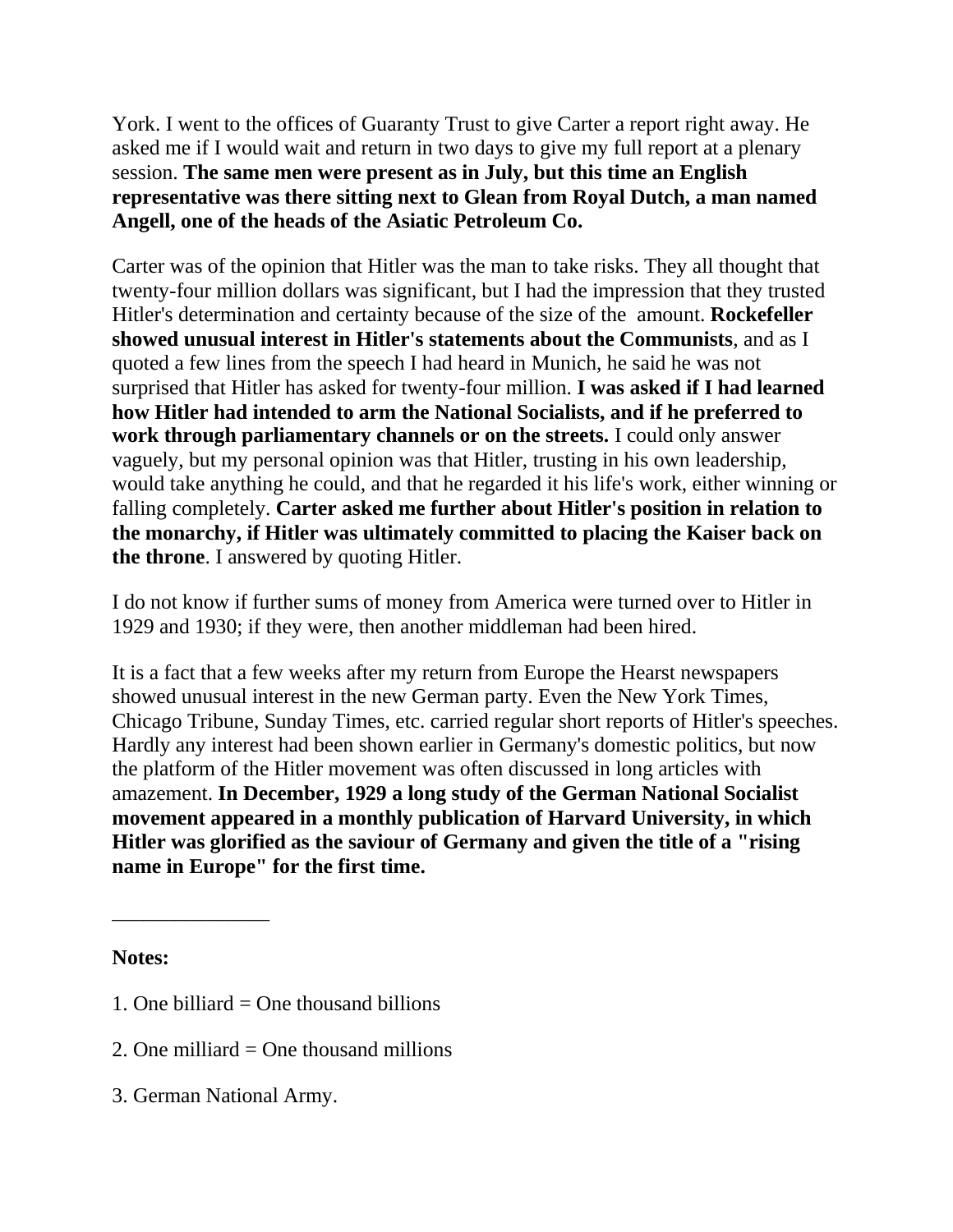York. I went to the offices of Guaranty Trust to give Carter a report right away. He asked me if I would wait and return in two days to give my full report at a plenary session. **The same men were present as in July, but this time an English representative was there sitting next to Glean from Royal Dutch, a man named Angell, one of the heads of the Asiatic Petroleum Co.**

Carter was of the opinion that Hitler was the man to take risks. They all thought that twenty-four million dollars was significant, but I had the impression that they trusted Hitler's determination and certainty because of the size of the amount. **Rockefeller showed unusual interest in Hitler's statements about the Communists**, and as I quoted a few lines from the speech I had heard in Munich, he said he was not surprised that Hitler has asked for twenty-four million. **I was asked if I had learned how Hitler had intended to arm the National Socialists, and if he preferred to work through parliamentary channels or on the streets.** I could only answer vaguely, but my personal opinion was that Hitler, trusting in his own leadership, would take anything he could, and that he regarded it his life's work, either winning or falling completely. **Carter asked me further about Hitler's position in relation to the monarchy, if Hitler was ultimately committed to placing the Kaiser back on the throne**. I answered by quoting Hitler.

I do not know if further sums of money from America were turned over to Hitler in 1929 and 1930; if they were, then another middleman had been hired.

It is a fact that a few weeks after my return from Europe the Hearst newspapers showed unusual interest in the new German party. Even the New York Times, Chicago Tribune, Sunday Times, etc. carried regular short reports of Hitler's speeches. Hardly any interest had been shown earlier in Germany's domestic politics, but now the platform of the Hitler movement was often discussed in long articles with amazement. **In December, 1929 a long study of the German National Socialist movement appeared in a monthly publication of Harvard University, in which Hitler was glorified as the saviour of Germany and given the title of a "rising name in Europe" for the first time.**

---

**Notes:**

1. One billiard = One thousand billions

2. One milliard = One thousand millions

3. German National Army.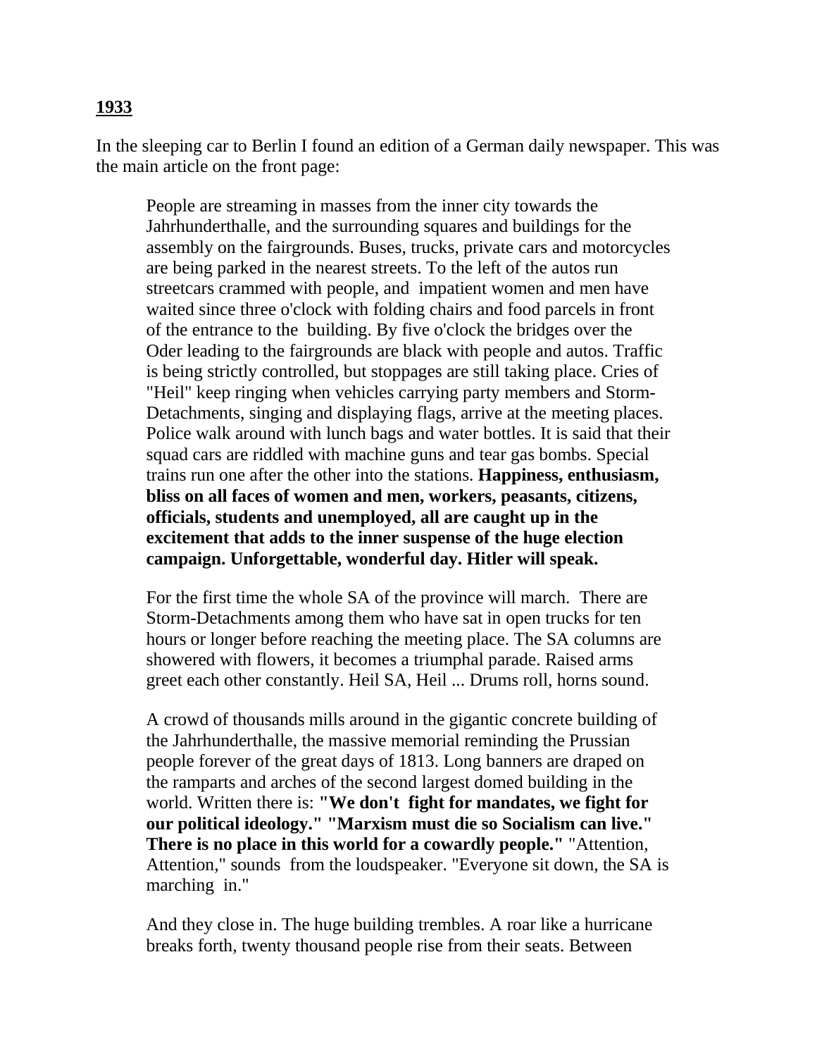**1933**

In the sleeping car to Berlin I found an edition of a German daily newspaper. This was the main article on the front page:

> People are streaming in masses from the inner city towards the Jahrhunderthalle, and the surrounding squares and buildings for the assembly on the fairgrounds. Buses, trucks, private cars and motorcycles are being parked in the nearest streets. To the left of the autos run streetcars crammed with people, and impatient women and men have waited since three o'clock with folding chairs and food parcels in front of the entrance to the building. By five o'clock the bridges over the Oder leading to the fairgrounds are black with people and autos. Traffic is being strictly controlled, but stoppages are still taking place. Cries of "Heil" keep ringing when vehicles carrying party members and Storm-Detachments, singing and displaying flags, arrive at the meeting places. Police walk around with lunch bags and water bottles. It is said that their squad cars are riddled with machine guns and tear gas bombs. Special trains run one after the other into the stations. **Happiness, enthusiasm, bliss on all faces of women and men, workers, peasants, citizens, officials, students and unemployed, all are caught up in the excitement that adds to the inner suspense of the huge election campaign. Unforgettable, wonderful day. Hitler will speak.**
>
> For the first time the whole SA of the province will march. There are Storm-Detachments among them who have sat in open trucks for ten hours or longer before reaching the meeting place. The SA columns are showered with flowers, it becomes a triumphal parade. Raised arms greet each other constantly. Heil SA, Heil ... Drums roll, horns sound.
>
> A crowd of thousands mills around in the gigantic concrete building of the Jahrhunderthalle, the massive memorial reminding the Prussian people forever of the great days of 1813. Long banners are draped on the ramparts and arches of the second largest domed building in the world. Written there is: **"We don't fight for mandates, we fight for our political ideology." "Marxism must die so Socialism can live." There is no place in this world for a cowardly people."** "Attention, Attention," sounds from the loudspeaker. "Everyone sit down, the SA is marching in."
>
> And they close in. The huge building trembles. A roar like a hurricane breaks forth, twenty thousand people rise from their seats. Between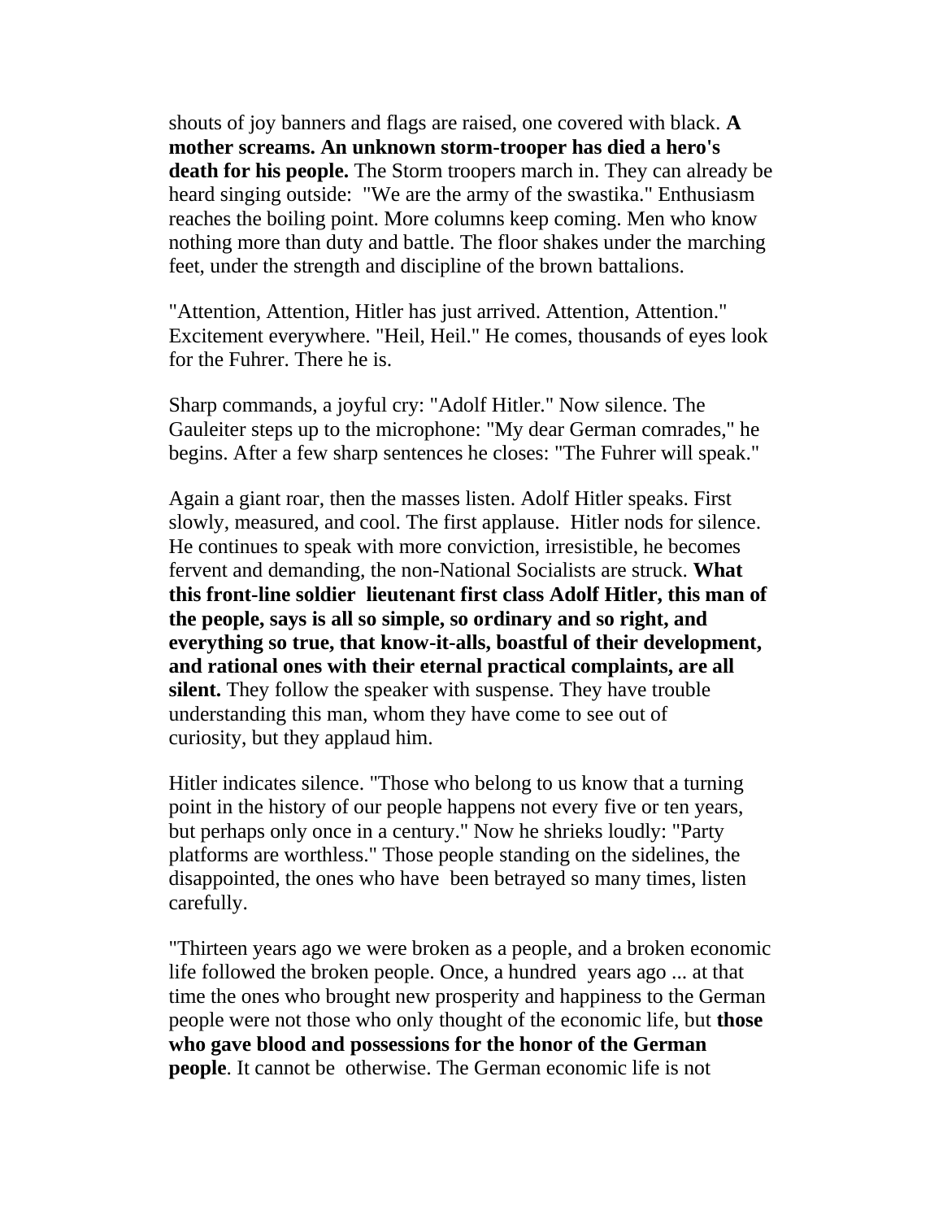shouts of joy banners and flags are raised, one covered with black. **A mother screams. An unknown storm-trooper has died a hero's death for his people.** The Storm troopers march in. They can already be heard singing outside: "We are the army of the swastika." Enthusiasm reaches the boiling point. More columns keep coming. Men who know nothing more than duty and battle. The floor shakes under the marching feet, under the strength and discipline of the brown battalions.

"Attention, Attention, Hitler has just arrived. Attention, Attention." Excitement everywhere. "Heil, Heil." He comes, thousands of eyes look for the Fuhrer. There he is.

Sharp commands, a joyful cry: "Adolf Hitler." Now silence. The Gauleiter steps up to the microphone: "My dear German comrades," he begins. After a few sharp sentences he closes: "The Fuhrer will speak."

Again a giant roar, then the masses listen. Adolf Hitler speaks. First slowly, measured, and cool. The first applause. Hitler nods for silence. He continues to speak with more conviction, irresistible, he becomes fervent and demanding, the non-National Socialists are struck. **What this front-line soldier lieutenant first class Adolf Hitler, this man of the people, says is all so simple, so ordinary and so right, and everything so true, that know-it-alls, boastful of their development, and rational ones with their eternal practical complaints, are all silent.** They follow the speaker with suspense. They have trouble understanding this man, whom they have come to see out of curiosity, but they applaud him.

Hitler indicates silence. "Those who belong to us know that a turning point in the history of our people happens not every five or ten years, but perhaps only once in a century." Now he shrieks loudly: "Party platforms are worthless." Those people standing on the sidelines, the disappointed, the ones who have been betrayed so many times, listen carefully.

"Thirteen years ago we were broken as a people, and a broken economic life followed the broken people. Once, a hundred years ago ... at that time the ones who brought new prosperity and happiness to the German people were not those who only thought of the economic life, but **those who gave blood and possessions for the honor of the German people**. It cannot be otherwise. The German economic life is not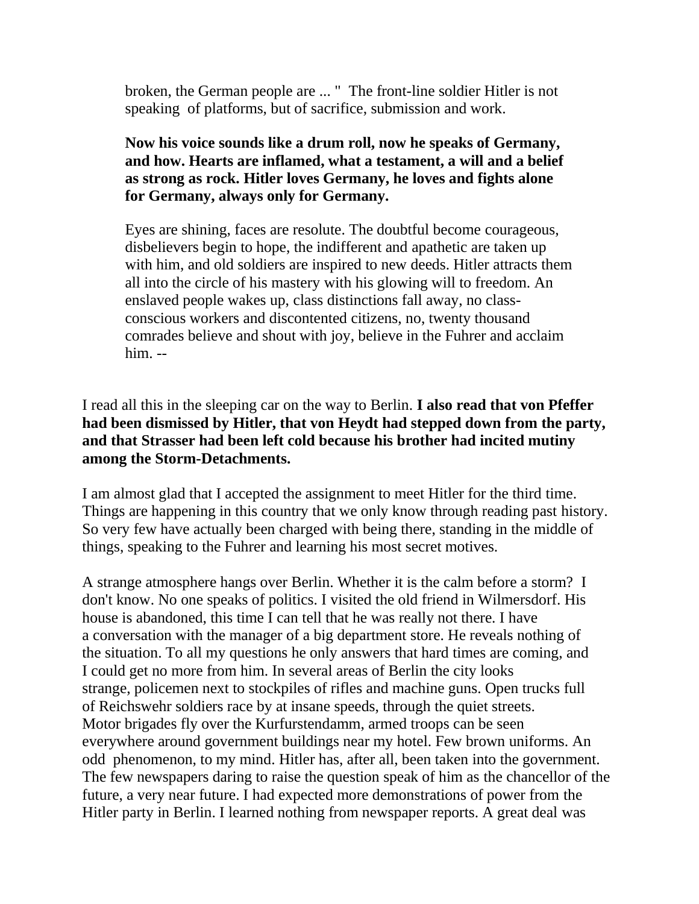> broken, the German people are ... " The front-line soldier Hitler is not speaking of platforms, but of sacrifice, submission and work.
>
> **Now his voice sounds like a drum roll, now he speaks of Germany, and how. Hearts are inflamed, what a testament, a will and a belief as strong as rock. Hitler loves Germany, he loves and fights alone for Germany, always only for Germany.**
>
> Eyes are shining, faces are resolute. The doubtful become courageous, disbelievers begin to hope, the indifferent and apathetic are taken up with him, and old soldiers are inspired to new deeds. Hitler attracts them all into the circle of his mastery with his glowing will to freedom. An enslaved people wakes up, class distinctions fall away, no class-conscious workers and discontented citizens, no, twenty thousand comrades believe and shout with joy, believe in the Fuhrer and acclaim him. --

I read all this in the sleeping car on the way to Berlin. **I also read that von Pfeffer had been dismissed by Hitler, that von Heydt had stepped down from the party, and that Strasser had been left cold because his brother had incited mutiny among the Storm-Detachments.**

I am almost glad that I accepted the assignment to meet Hitler for the third time. Things are happening in this country that we only know through reading past history. So very few have actually been charged with being there, standing in the middle of things, speaking to the Fuhrer and learning his most secret motives.

A strange atmosphere hangs over Berlin. Whether it is the calm before a storm? I don't know. No one speaks of politics. I visited the old friend in Wilmersdorf. His house is abandoned, this time I can tell that he was really not there. I have a conversation with the manager of a big department store. He reveals nothing of the situation. To all my questions he only answers that hard times are coming, and I could get no more from him. In several areas of Berlin the city looks strange, policemen next to stockpiles of rifles and machine guns. Open trucks full of Reichswehr soldiers race by at insane speeds, through the quiet streets. Motor brigades fly over the Kurfurstendamm, armed troops can be seen everywhere around government buildings near my hotel. Few brown uniforms. An odd phenomenon, to my mind. Hitler has, after all, been taken into the government. The few newspapers daring to raise the question speak of him as the chancellor of the future, a very near future. I had expected more demonstrations of power from the Hitler party in Berlin. I learned nothing from newspaper reports. A great deal was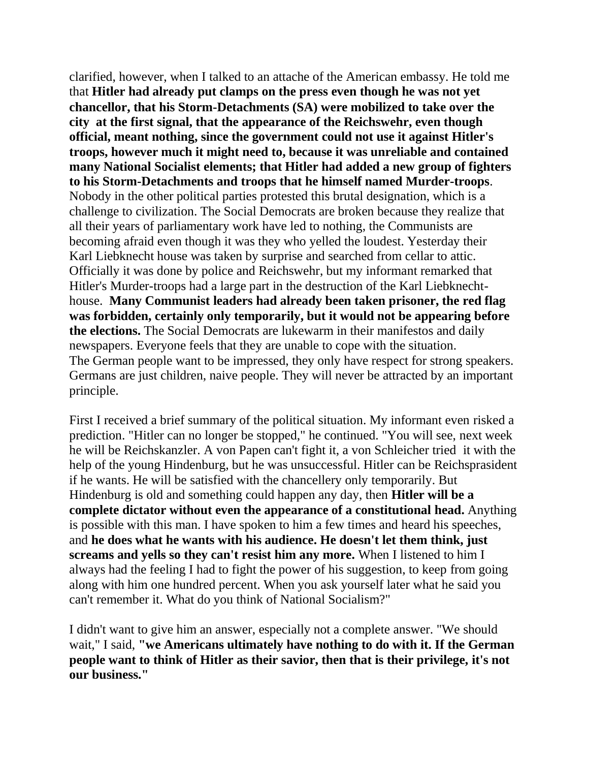clarified, however, when I talked to an attache of the American embassy. He told me that **Hitler had already put clamps on the press even though he was not yet chancellor, that his Storm-Detachments (SA) were mobilized to take over the city at the first signal, that the appearance of the Reichswehr, even though official, meant nothing, since the government could not use it against Hitler's troops, however much it might need to, because it was unreliable and contained many National Socialist elements; that Hitler had added a new group of fighters to his Storm-Detachments and troops that he himself named Murder-troops**. Nobody in the other political parties protested this brutal designation, which is a challenge to civilization. The Social Democrats are broken because they realize that all their years of parliamentary work have led to nothing, the Communists are becoming afraid even though it was they who yelled the loudest. Yesterday their Karl Liebknecht house was taken by surprise and searched from cellar to attic. Officially it was done by police and Reichswehr, but my informant remarked that Hitler's Murder-troops had a large part in the destruction of the Karl Liebknecht-house. **Many Communist leaders had already been taken prisoner, the red flag was forbidden, certainly only temporarily, but it would not be appearing before the elections.** The Social Democrats are lukewarm in their manifestos and daily newspapers. Everyone feels that they are unable to cope with the situation.
The German people want to be impressed, they only have respect for strong speakers. Germans are just children, naive people. They will never be attracted by an important principle.

First I received a brief summary of the political situation. My informant even risked a prediction. "Hitler can no longer be stopped," he continued. "You will see, next week he will be Reichskanzler. A von Papen can't fight it, a von Schleicher tried it with the help of the young Hindenburg, but he was unsuccessful. Hitler can be Reichsprasident if he wants. He will be satisfied with the chancellery only temporarily. But Hindenburg is old and something could happen any day, then **Hitler will be a complete dictator without even the appearance of a constitutional head.** Anything is possible with this man. I have spoken to him a few times and heard his speeches, and **he does what he wants with his audience. He doesn't let them think, just screams and yells so they can't resist him any more.** When I listened to him I always had the feeling I had to fight the power of his suggestion, to keep from going along with him one hundred percent. When you ask yourself later what he said you can't remember it. What do you think of National Socialism?"

I didn't want to give him an answer, especially not a complete answer. "We should wait," I said, **"we Americans ultimately have nothing to do with it. If the German people want to think of Hitler as their savior, then that is their privilege, it's not our business."**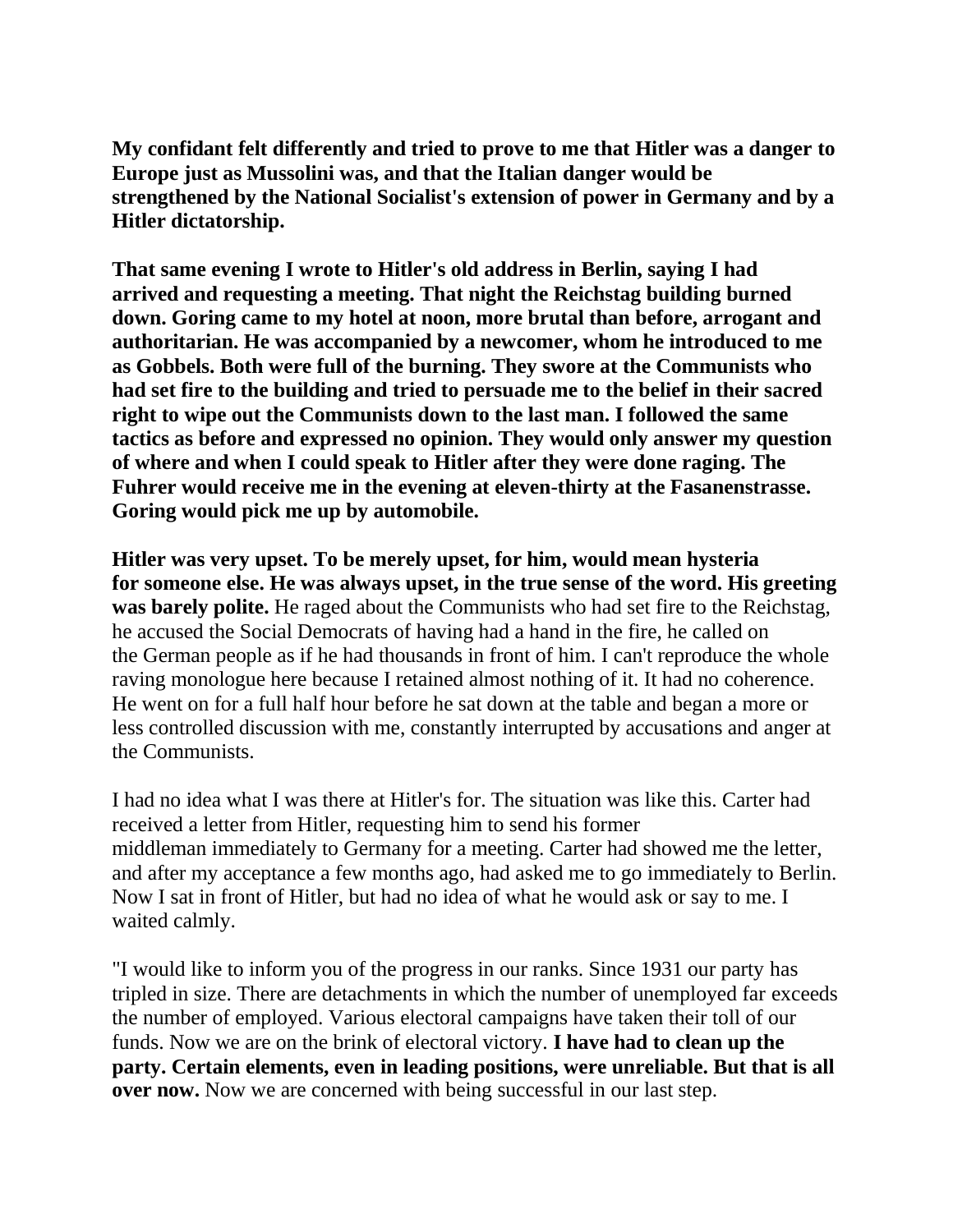**My confidant felt differently and tried to prove to me that Hitler was a danger to Europe just as Mussolini was, and that the Italian danger would be strengthened by the National Socialist's extension of power in Germany and by a Hitler dictatorship.**

**That same evening I wrote to Hitler's old address in Berlin, saying I had arrived and requesting a meeting. That night the Reichstag building burned down. Goring came to my hotel at noon, more brutal than before, arrogant and authoritarian. He was accompanied by a newcomer, whom he introduced to me as Gobbels. Both were full of the burning. They swore at the Communists who had set fire to the building and tried to persuade me to the belief in their sacred right to wipe out the Communists down to the last man. I followed the same tactics as before and expressed no opinion. They would only answer my question of where and when I could speak to Hitler after they were done raging. The Fuhrer would receive me in the evening at eleven-thirty at the Fasanenstrasse. Goring would pick me up by automobile.**

**Hitler was very upset. To be merely upset, for him, would mean hysteria for someone else. He was always upset, in the true sense of the word. His greeting was barely polite.** He raged about the Communists who had set fire to the Reichstag, he accused the Social Democrats of having had a hand in the fire, he called on the German people as if he had thousands in front of him. I can't reproduce the whole raving monologue here because I retained almost nothing of it. It had no coherence. He went on for a full half hour before he sat down at the table and began a more or less controlled discussion with me, constantly interrupted by accusations and anger at the Communists.

I had no idea what I was there at Hitler's for. The situation was like this. Carter had received a letter from Hitler, requesting him to send his former middleman immediately to Germany for a meeting. Carter had showed me the letter, and after my acceptance a few months ago, had asked me to go immediately to Berlin. Now I sat in front of Hitler, but had no idea of what he would ask or say to me. I waited calmly.

"I would like to inform you of the progress in our ranks. Since 1931 our party has tripled in size. There are detachments in which the number of unemployed far exceeds the number of employed. Various electoral campaigns have taken their toll of our funds. Now we are on the brink of electoral victory. **I have had to clean up the party. Certain elements, even in leading positions, were unreliable. But that is all over now.** Now we are concerned with being successful in our last step.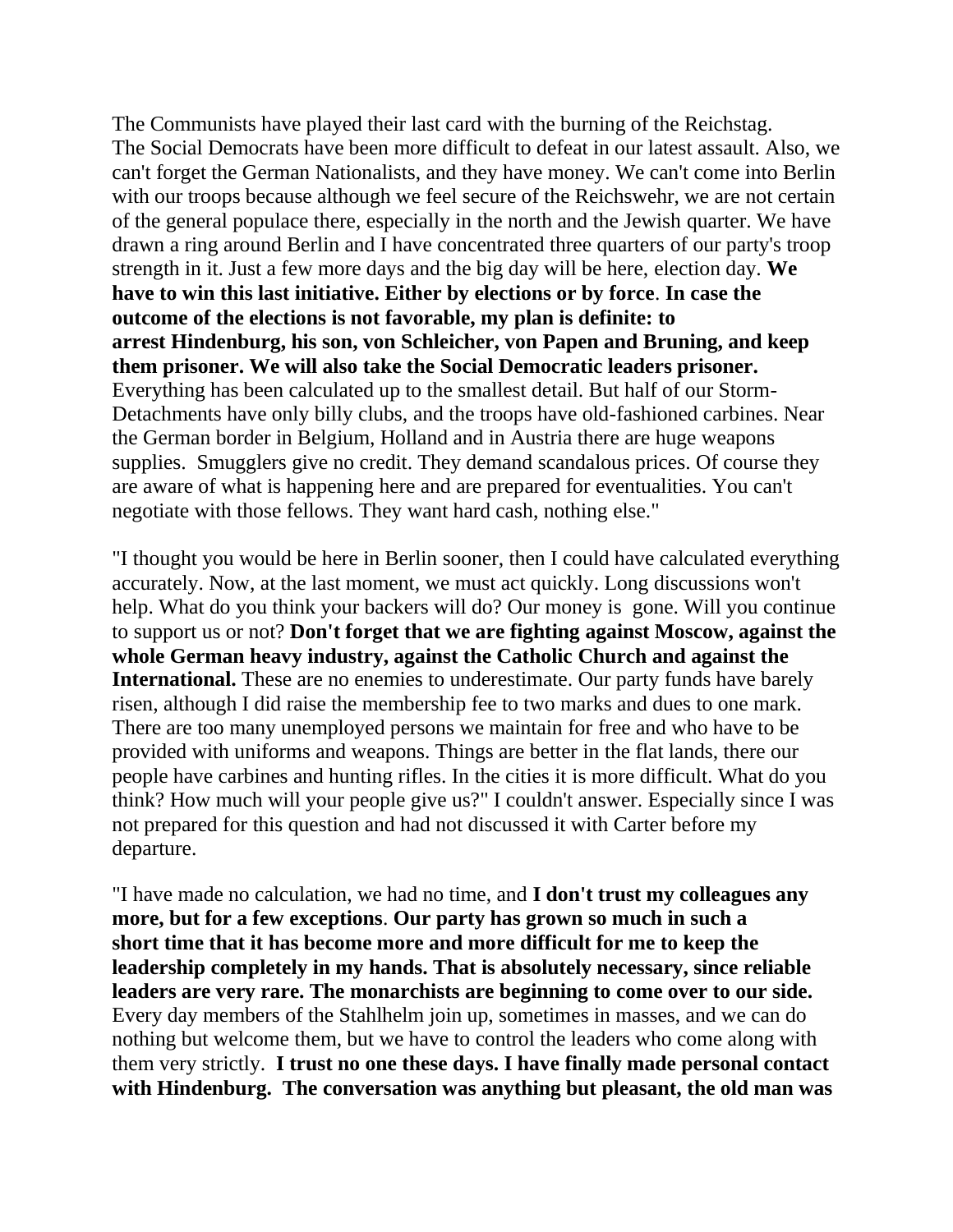The Communists have played their last card with the burning of the Reichstag. The Social Democrats have been more difficult to defeat in our latest assault. Also, we can't forget the German Nationalists, and they have money. We can't come into Berlin with our troops because although we feel secure of the Reichswehr, we are not certain of the general populace there, especially in the north and the Jewish quarter. We have drawn a ring around Berlin and I have concentrated three quarters of our party's troop strength in it. Just a few more days and the big day will be here, election day. **We have to win this last initiative. Either by elections or by force**. **In case the outcome of the elections is not favorable, my plan is definite: to arrest Hindenburg, his son, von Schleicher, von Papen and Bruning, and keep them prisoner. We will also take the Social Democratic leaders prisoner.** Everything has been calculated up to the smallest detail. But half of our Storm-Detachments have only billy clubs, and the troops have old-fashioned carbines. Near the German border in Belgium, Holland and in Austria there are huge weapons supplies. Smugglers give no credit. They demand scandalous prices. Of course they are aware of what is happening here and are prepared for eventualities. You can't negotiate with those fellows. They want hard cash, nothing else."

"I thought you would be here in Berlin sooner, then I could have calculated everything accurately. Now, at the last moment, we must act quickly. Long discussions won't help. What do you think your backers will do? Our money is gone. Will you continue to support us or not? **Don't forget that we are fighting against Moscow, against the whole German heavy industry, against the Catholic Church and against the International.** These are no enemies to underestimate. Our party funds have barely risen, although I did raise the membership fee to two marks and dues to one mark. There are too many unemployed persons we maintain for free and who have to be provided with uniforms and weapons. Things are better in the flat lands, there our people have carbines and hunting rifles. In the cities it is more difficult. What do you think? How much will your people give us?" I couldn't answer. Especially since I was not prepared for this question and had not discussed it with Carter before my departure.

"I have made no calculation, we had no time, and **I don't trust my colleagues any more, but for a few exceptions**. **Our party has grown so much in such a short time that it has become more and more difficult for me to keep the leadership completely in my hands. That is absolutely necessary, since reliable leaders are very rare. The monarchists are beginning to come over to our side.** Every day members of the Stahlhelm join up, sometimes in masses, and we can do nothing but welcome them, but we have to control the leaders who come along with them very strictly. **I trust no one these days. I have finally made personal contact with Hindenburg. The conversation was anything but pleasant, the old man was**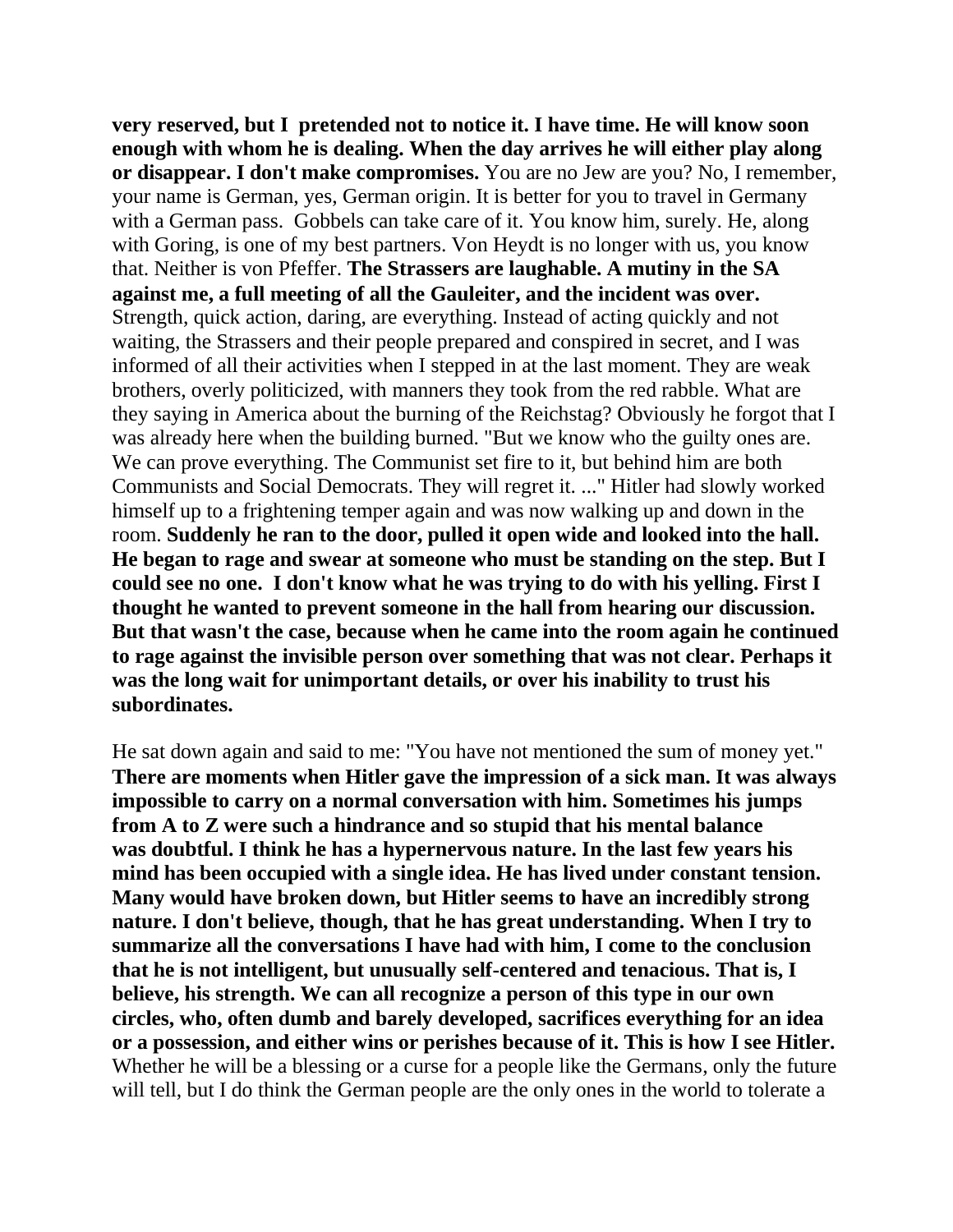**very reserved, but I pretended not to notice it. I have time. He will know soon enough with whom he is dealing. When the day arrives he will either play along or disappear. I don't make compromises.** You are no Jew are you? No, I remember, your name is German, yes, German origin. It is better for you to travel in Germany with a German pass. Gobbels can take care of it. You know him, surely. He, along with Goring, is one of my best partners. Von Heydt is no longer with us, you know that. Neither is von Pfeffer. **The Strassers are laughable. A mutiny in the SA against me, a full meeting of all the Gauleiter, and the incident was over.** Strength, quick action, daring, are everything. Instead of acting quickly and not waiting, the Strassers and their people prepared and conspired in secret, and I was informed of all their activities when I stepped in at the last moment. They are weak brothers, overly politicized, with manners they took from the red rabble. What are they saying in America about the burning of the Reichstag? Obviously he forgot that I was already here when the building burned. "But we know who the guilty ones are. We can prove everything. The Communist set fire to it, but behind him are both Communists and Social Democrats. They will regret it. ..." Hitler had slowly worked himself up to a frightening temper again and was now walking up and down in the room. **Suddenly he ran to the door, pulled it open wide and looked into the hall. He began to rage and swear at someone who must be standing on the step. But I could see no one. I don't know what he was trying to do with his yelling. First I thought he wanted to prevent someone in the hall from hearing our discussion. But that wasn't the case, because when he came into the room again he continued to rage against the invisible person over something that was not clear. Perhaps it was the long wait for unimportant details, or over his inability to trust his subordinates.**

He sat down again and said to me: "You have not mentioned the sum of money yet." **There are moments when Hitler gave the impression of a sick man. It was always impossible to carry on a normal conversation with him. Sometimes his jumps from A to Z were such a hindrance and so stupid that his mental balance was doubtful. I think he has a hypernervous nature. In the last few years his mind has been occupied with a single idea. He has lived under constant tension. Many would have broken down, but Hitler seems to have an incredibly strong nature. I don't believe, though, that he has great understanding. When I try to summarize all the conversations I have had with him, I come to the conclusion that he is not intelligent, but unusually self-centered and tenacious. That is, I believe, his strength. We can all recognize a person of this type in our own circles, who, often dumb and barely developed, sacrifices everything for an idea or a possession, and either wins or perishes because of it. This is how I see Hitler.** Whether he will be a blessing or a curse for a people like the Germans, only the future will tell, but I do think the German people are the only ones in the world to tolerate a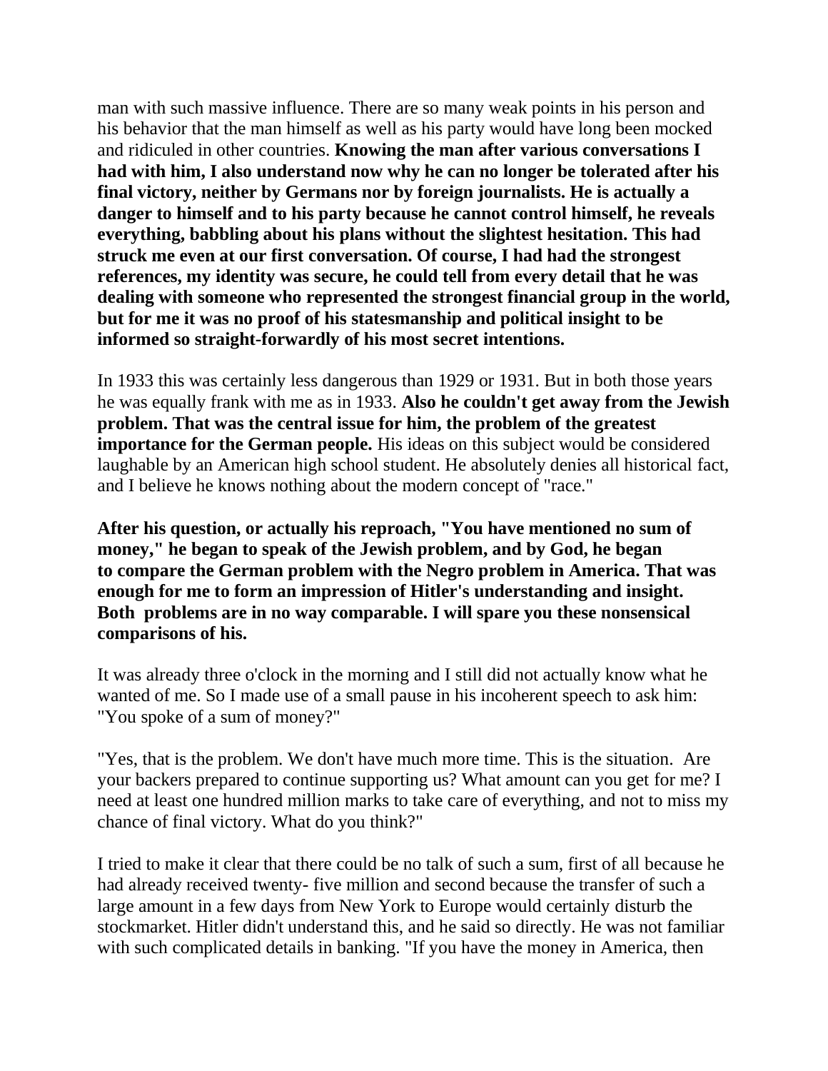man with such massive influence. There are so many weak points in his person and his behavior that the man himself as well as his party would have long been mocked and ridiculed in other countries. **Knowing the man after various conversations I had with him, I also understand now why he can no longer be tolerated after his final victory, neither by Germans nor by foreign journalists. He is actually a danger to himself and to his party because he cannot control himself, he reveals everything, babbling about his plans without the slightest hesitation. This had struck me even at our first conversation. Of course, I had had the strongest references, my identity was secure, he could tell from every detail that he was dealing with someone who represented the strongest financial group in the world, but for me it was no proof of his statesmanship and political insight to be informed so straight-forwardly of his most secret intentions.**

In 1933 this was certainly less dangerous than 1929 or 1931. But in both those years he was equally frank with me as in 1933. **Also he couldn't get away from the Jewish problem. That was the central issue for him, the problem of the greatest importance for the German people.** His ideas on this subject would be considered laughable by an American high school student. He absolutely denies all historical fact, and I believe he knows nothing about the modern concept of "race."

**After his question, or actually his reproach, "You have mentioned no sum of money," he began to speak of the Jewish problem, and by God, he began to compare the German problem with the Negro problem in America. That was enough for me to form an impression of Hitler's understanding and insight. Both problems are in no way comparable. I will spare you these nonsensical comparisons of his.**

It was already three o'clock in the morning and I still did not actually know what he wanted of me. So I made use of a small pause in his incoherent speech to ask him: "You spoke of a sum of money?"

"Yes, that is the problem. We don't have much more time. This is the situation. Are your backers prepared to continue supporting us? What amount can you get for me? I need at least one hundred million marks to take care of everything, and not to miss my chance of final victory. What do you think?"

I tried to make it clear that there could be no talk of such a sum, first of all because he had already received twenty- five million and second because the transfer of such a large amount in a few days from New York to Europe would certainly disturb the stockmarket. Hitler didn't understand this, and he said so directly. He was not familiar with such complicated details in banking. "If you have the money in America, then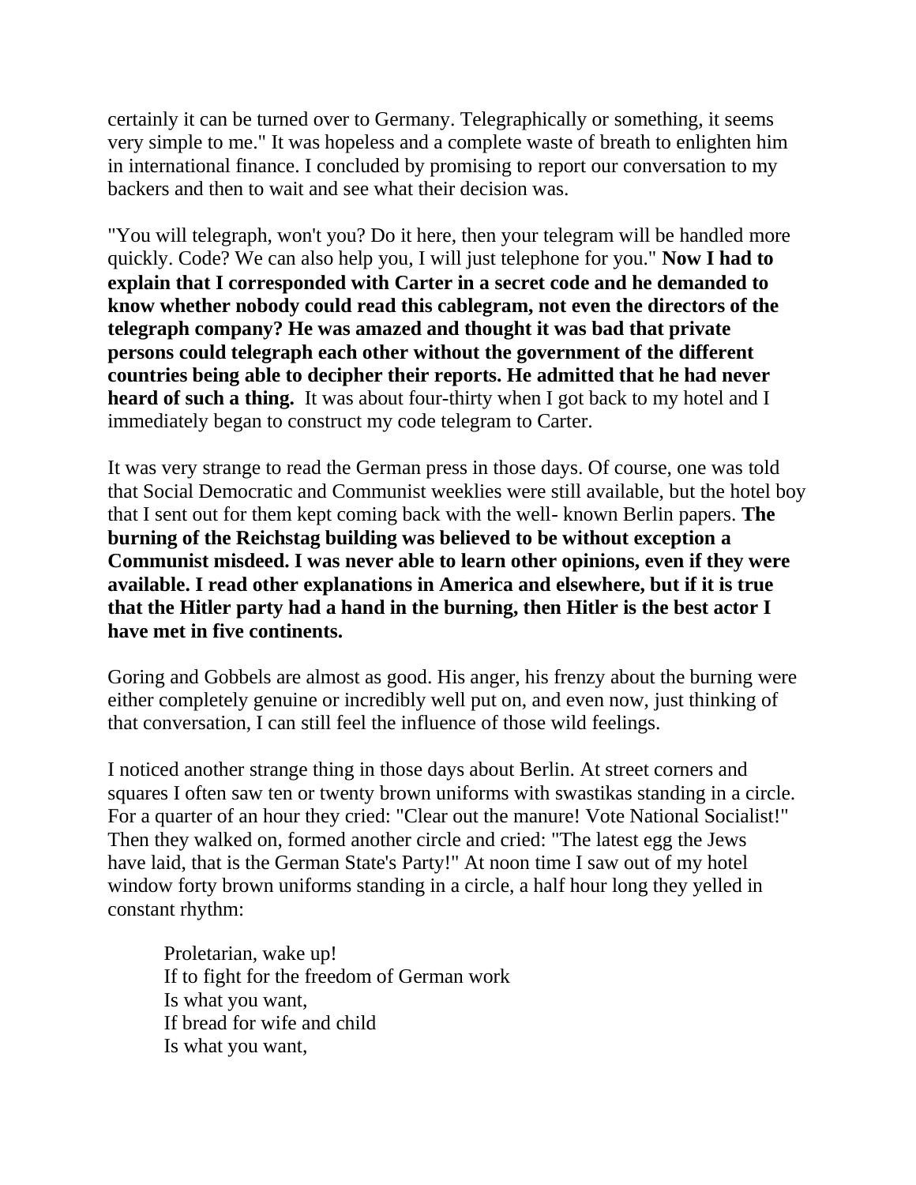certainly it can be turned over to Germany. Telegraphically or something, it seems very simple to me." It was hopeless and a complete waste of breath to enlighten him in international finance. I concluded by promising to report our conversation to my backers and then to wait and see what their decision was.

"You will telegraph, won't you? Do it here, then your telegram will be handled more quickly. Code? We can also help you, I will just telephone for you." **Now I had to explain that I corresponded with Carter in a secret code and he demanded to know whether nobody could read this cablegram, not even the directors of the telegraph company? He was amazed and thought it was bad that private persons could telegraph each other without the government of the different countries being able to decipher their reports. He admitted that he had never heard of such a thing.** It was about four-thirty when I got back to my hotel and I immediately began to construct my code telegram to Carter.

It was very strange to read the German press in those days. Of course, one was told that Social Democratic and Communist weeklies were still available, but the hotel boy that I sent out for them kept coming back with the well- known Berlin papers. **The burning of the Reichstag building was believed to be without exception a Communist misdeed. I was never able to learn other opinions, even if they were available. I read other explanations in America and elsewhere, but if it is true that the Hitler party had a hand in the burning, then Hitler is the best actor I have met in five continents.**

Goring and Gobbels are almost as good. His anger, his frenzy about the burning were either completely genuine or incredibly well put on, and even now, just thinking of that conversation, I can still feel the influence of those wild feelings.

I noticed another strange thing in those days about Berlin. At street corners and squares I often saw ten or twenty brown uniforms with swastikas standing in a circle. For a quarter of an hour they cried: "Clear out the manure! Vote National Socialist!" Then they walked on, formed another circle and cried: "The latest egg the Jews have laid, that is the German State's Party!" At noon time I saw out of my hotel window forty brown uniforms standing in a circle, a half hour long they yelled in constant rhythm:

> Proletarian, wake up!
> If to fight for the freedom of German work
> Is what you want,
> If bread for wife and child
> Is what you want,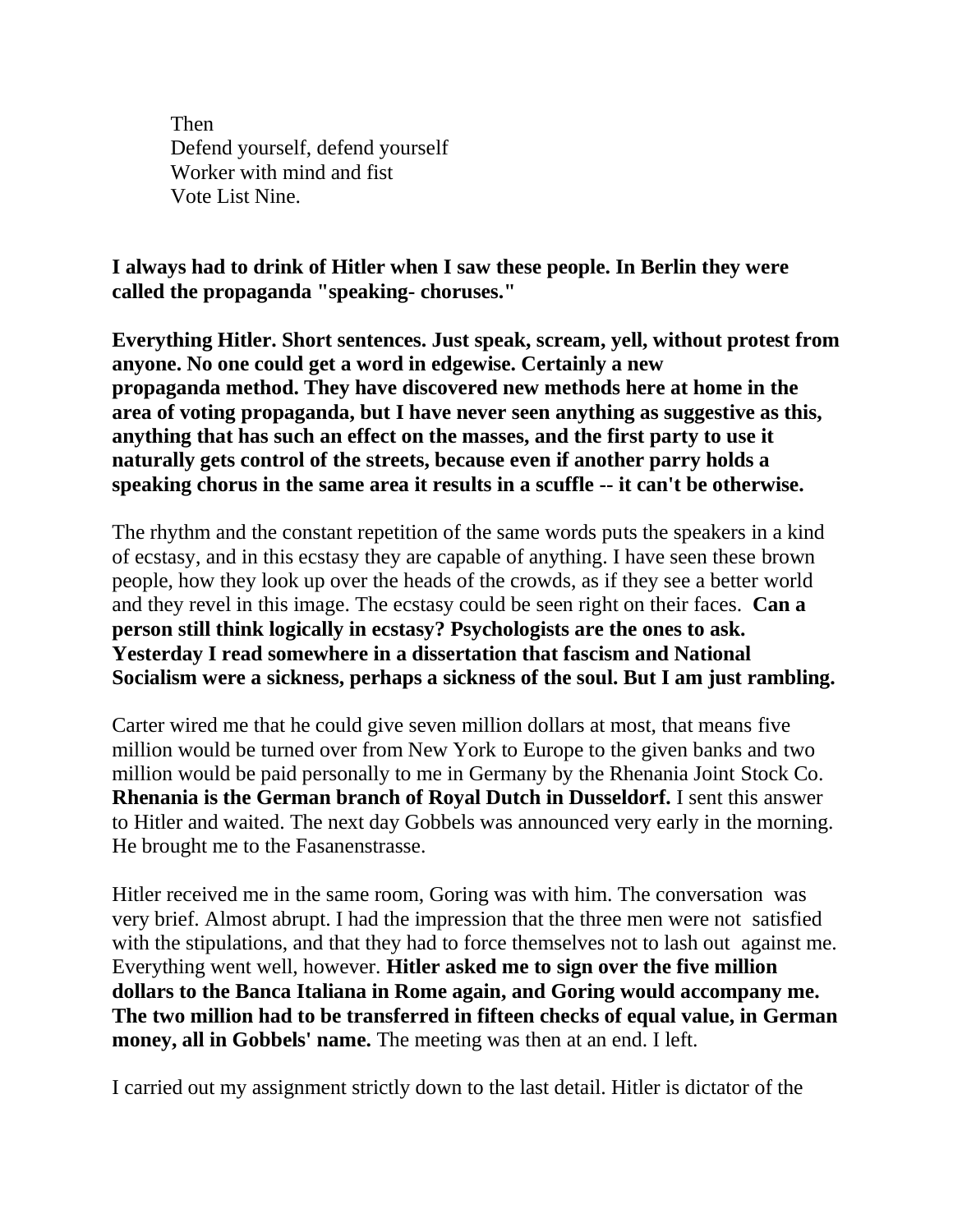Then
Defend yourself, defend yourself
Worker with mind and fist
Vote List Nine.

**I always had to drink of Hitler when I saw these people. In Berlin they were called the propaganda "speaking- choruses."**

**Everything Hitler. Short sentences. Just speak, scream, yell, without protest from anyone. No one could get a word in edgewise. Certainly a new propaganda method. They have discovered new methods here at home in the area of voting propaganda, but I have never seen anything as suggestive as this, anything that has such an effect on the masses, and the first party to use it naturally gets control of the streets, because even if another parry holds a speaking chorus in the same area it results in a scuffle -- it can't be otherwise.**

The rhythm and the constant repetition of the same words puts the speakers in a kind of ecstasy, and in this ecstasy they are capable of anything. I have seen these brown people, how they look up over the heads of the crowds, as if they see a better world and they revel in this image. The ecstasy could be seen right on their faces. **Can a person still think logically in ecstasy? Psychologists are the ones to ask. Yesterday I read somewhere in a dissertation that fascism and National Socialism were a sickness, perhaps a sickness of the soul. But I am just rambling.**

Carter wired me that he could give seven million dollars at most, that means five million would be turned over from New York to Europe to the given banks and two million would be paid personally to me in Germany by the Rhenania Joint Stock Co. **Rhenania is the German branch of Royal Dutch in Dusseldorf.** I sent this answer to Hitler and waited. The next day Gobbels was announced very early in the morning. He brought me to the Fasanenstrasse.

Hitler received me in the same room, Goring was with him. The conversation was very brief. Almost abrupt. I had the impression that the three men were not satisfied with the stipulations, and that they had to force themselves not to lash out against me. Everything went well, however. **Hitler asked me to sign over the five million dollars to the Banca Italiana in Rome again, and Goring would accompany me. The two million had to be transferred in fifteen checks of equal value, in German money, all in Gobbels' name.** The meeting was then at an end. I left.

I carried out my assignment strictly down to the last detail. Hitler is dictator of the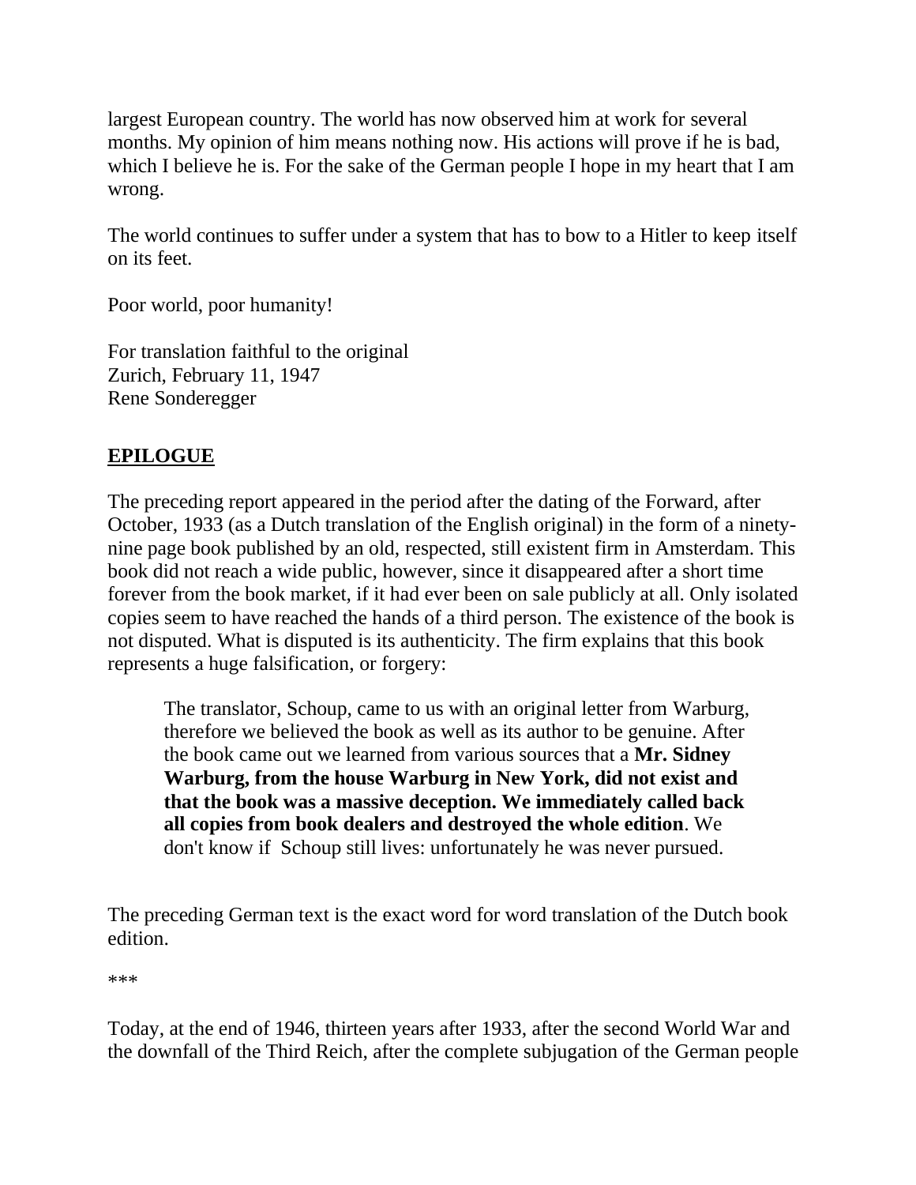largest European country. The world has now observed him at work for several months. My opinion of him means nothing now. His actions will prove if he is bad, which I believe he is. For the sake of the German people I hope in my heart that I am wrong.

The world continues to suffer under a system that has to bow to a Hitler to keep itself on its feet.

Poor world, poor humanity!

For translation faithful to the original
Zurich, February 11, 1947
Rene Sonderegger

## EPILOGUE

The preceding report appeared in the period after the dating of the Forward, after October, 1933 (as a Dutch translation of the English original) in the form of a ninety-nine page book published by an old, respected, still existent firm in Amsterdam. This book did not reach a wide public, however, since it disappeared after a short time forever from the book market, if it had ever been on sale publicly at all. Only isolated copies seem to have reached the hands of a third person. The existence of the book is not disputed. What is disputed is its authenticity. The firm explains that this book represents a huge falsification, or forgery:

> The translator, Schoup, came to us with an original letter from Warburg, therefore we believed the book as well as its author to be genuine. After the book came out we learned from various sources that a **Mr. Sidney Warburg, from the house Warburg in New York, did not exist and that the book was a massive deception. We immediately called back all copies from book dealers and destroyed the whole edition**. We don't know if Schoup still lives: unfortunately he was never pursued.

The preceding German text is the exact word for word translation of the Dutch book edition.

***

Today, at the end of 1946, thirteen years after 1933, after the second World War and the downfall of the Third Reich, after the complete subjugation of the German people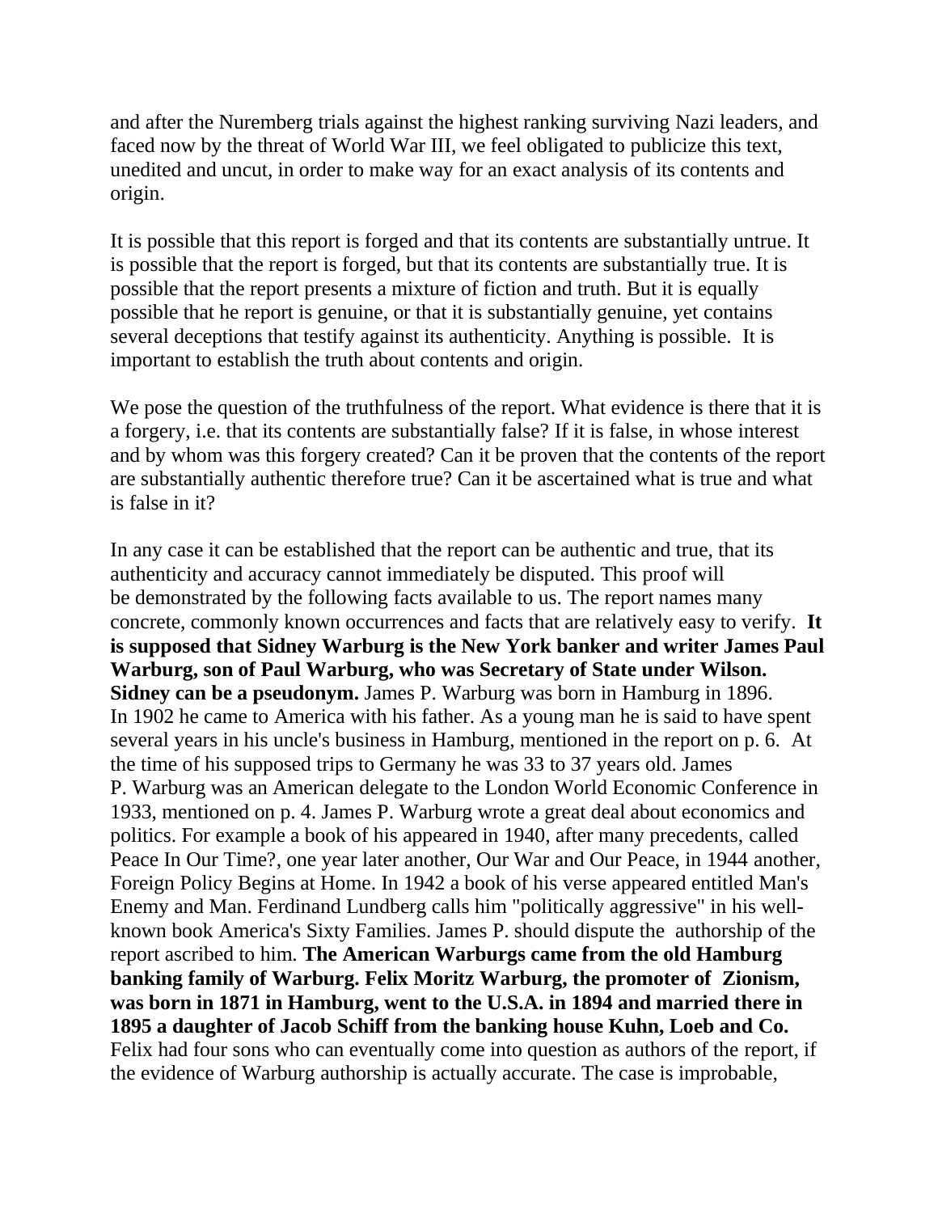and after the Nuremberg trials against the highest ranking surviving Nazi leaders, and faced now by the threat of World War III, we feel obligated to publicize this text, unedited and uncut, in order to make way for an exact analysis of its contents and origin.

It is possible that this report is forged and that its contents are substantially untrue. It is possible that the report is forged, but that its contents are substantially true. It is possible that the report presents a mixture of fiction and truth. But it is equally possible that he report is genuine, or that it is substantially genuine, yet contains several deceptions that testify against its authenticity. Anything is possible. It is important to establish the truth about contents and origin.

We pose the question of the truthfulness of the report. What evidence is there that it is a forgery, i.e. that its contents are substantially false? If it is false, in whose interest and by whom was this forgery created? Can it be proven that the contents of the report are substantially authentic therefore true? Can it be ascertained what is true and what is false in it?

In any case it can be established that the report can be authentic and true, that its authenticity and accuracy cannot immediately be disputed. This proof will be demonstrated by the following facts available to us. The report names many concrete, commonly known occurrences and facts that are relatively easy to verify. **It is supposed that Sidney Warburg is the New York banker and writer James Paul Warburg, son of Paul Warburg, who was Secretary of State under Wilson. Sidney can be a pseudonym.** James P. Warburg was born in Hamburg in 1896. In 1902 he came to America with his father. As a young man he is said to have spent several years in his uncle's business in Hamburg, mentioned in the report on p. 6. At the time of his supposed trips to Germany he was 33 to 37 years old. James P. Warburg was an American delegate to the London World Economic Conference in 1933, mentioned on p. 4. James P. Warburg wrote a great deal about economics and politics. For example a book of his appeared in 1940, after many precedents, called Peace In Our Time?, one year later another, Our War and Our Peace, in 1944 another, Foreign Policy Begins at Home. In 1942 a book of his verse appeared entitled Man's Enemy and Man. Ferdinand Lundberg calls him "politically aggressive" in his well-known book America's Sixty Families. James P. should dispute the authorship of the report ascribed to him. **The American Warburgs came from the old Hamburg banking family of Warburg. Felix Moritz Warburg, the promoter of Zionism, was born in 1871 in Hamburg, went to the U.S.A. in 1894 and married there in 1895 a daughter of Jacob Schiff from the banking house Kuhn, Loeb and Co.** Felix had four sons who can eventually come into question as authors of the report, if the evidence of Warburg authorship is actually accurate. The case is improbable,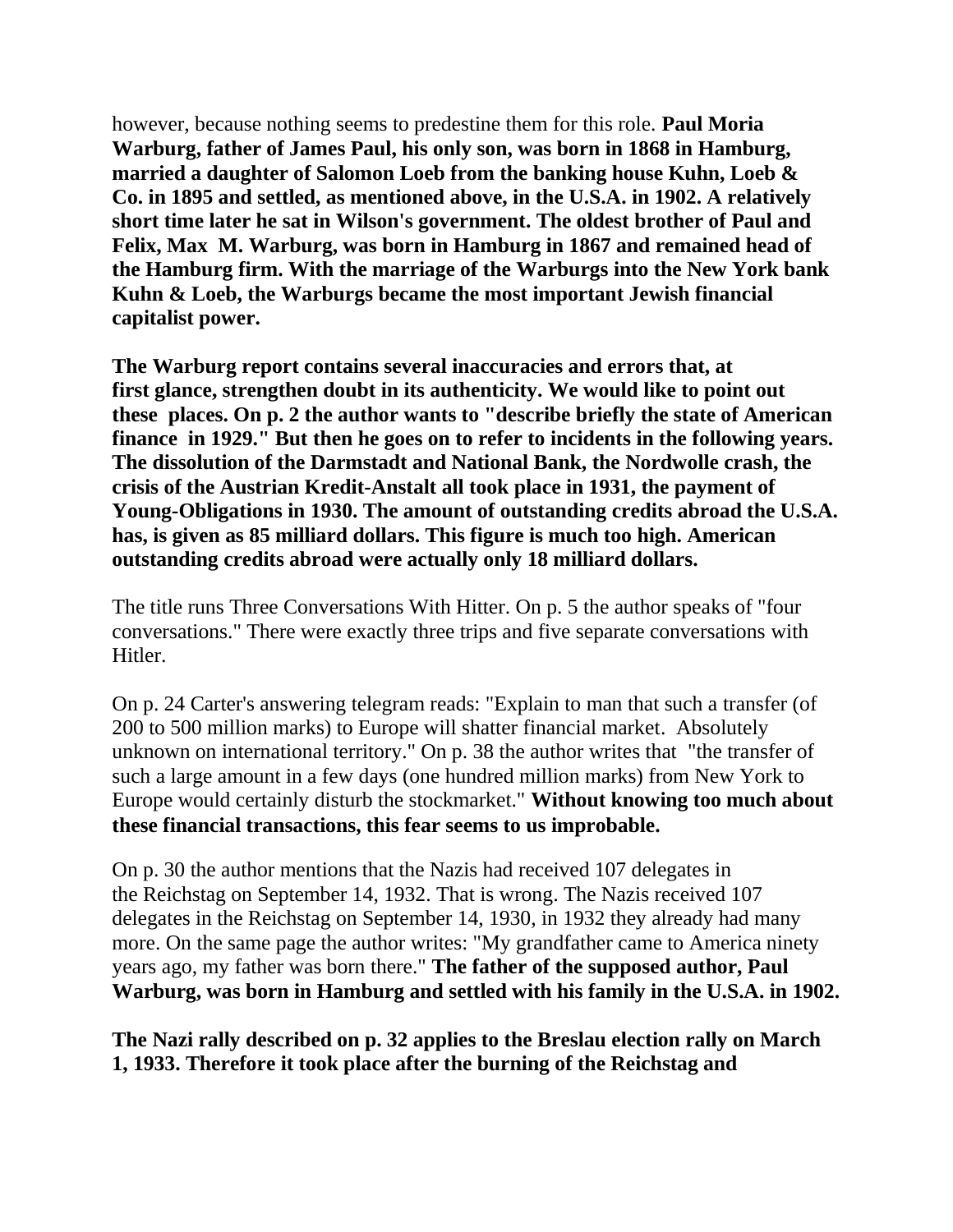however, because nothing seems to predestine them for this role. **Paul Moria Warburg, father of James Paul, his only son, was born in 1868 in Hamburg, married a daughter of Salomon Loeb from the banking house Kuhn, Loeb & Co. in 1895 and settled, as mentioned above, in the U.S.A. in 1902. A relatively short time later he sat in Wilson's government. The oldest brother of Paul and Felix, Max M. Warburg, was born in Hamburg in 1867 and remained head of the Hamburg firm. With the marriage of the Warburgs into the New York bank Kuhn & Loeb, the Warburgs became the most important Jewish financial capitalist power.**

**The Warburg report contains several inaccuracies and errors that, at first glance, strengthen doubt in its authenticity. We would like to point out these places. On p. 2 the author wants to "describe briefly the state of American finance in 1929." But then he goes on to refer to incidents in the following years. The dissolution of the Darmstadt and National Bank, the Nordwolle crash, the crisis of the Austrian Kredit-Anstalt all took place in 1931, the payment of Young-Obligations in 1930. The amount of outstanding credits abroad the U.S.A. has, is given as 85 milliard dollars. This figure is much too high. American outstanding credits abroad were actually only 18 milliard dollars.**

The title runs Three Conversations With Hitter. On p. 5 the author speaks of "four conversations." There were exactly three trips and five separate conversations with Hitler.

On p. 24 Carter's answering telegram reads: "Explain to man that such a transfer (of 200 to 500 million marks) to Europe will shatter financial market. Absolutely unknown on international territory." On p. 38 the author writes that "the transfer of such a large amount in a few days (one hundred million marks) from New York to Europe would certainly disturb the stockmarket." **Without knowing too much about these financial transactions, this fear seems to us improbable.**

On p. 30 the author mentions that the Nazis had received 107 delegates in the Reichstag on September 14, 1932. That is wrong. The Nazis received 107 delegates in the Reichstag on September 14, 1930, in 1932 they already had many more. On the same page the author writes: "My grandfather came to America ninety years ago, my father was born there." **The father of the supposed author, Paul Warburg, was born in Hamburg and settled with his family in the U.S.A. in 1902.**

**The Nazi rally described on p. 32 applies to the Breslau election rally on March 1, 1933. Therefore it took place after the burning of the Reichstag and**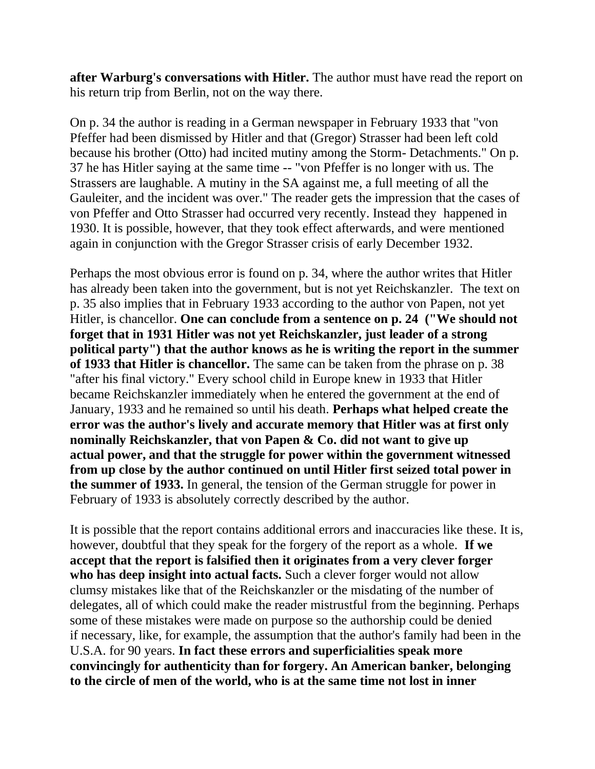**after Warburg's conversations with Hitler.** The author must have read the report on his return trip from Berlin, not on the way there.

On p. 34 the author is reading in a German newspaper in February 1933 that "von Pfeffer had been dismissed by Hitler and that (Gregor) Strasser had been left cold because his brother (Otto) had incited mutiny among the Storm- Detachments." On p. 37 he has Hitler saying at the same time -- "von Pfeffer is no longer with us. The Strassers are laughable. A mutiny in the SA against me, a full meeting of all the Gauleiter, and the incident was over." The reader gets the impression that the cases of von Pfeffer and Otto Strasser had occurred very recently. Instead they happened in 1930. It is possible, however, that they took effect afterwards, and were mentioned again in conjunction with the Gregor Strasser crisis of early December 1932.

Perhaps the most obvious error is found on p. 34, where the author writes that Hitler has already been taken into the government, but is not yet Reichskanzler. The text on p. 35 also implies that in February 1933 according to the author von Papen, not yet Hitler, is chancellor. **One can conclude from a sentence on p. 24 ("We should not forget that in 1931 Hitler was not yet Reichskanzler, just leader of a strong political party") that the author knows as he is writing the report in the summer of 1933 that Hitler is chancellor.** The same can be taken from the phrase on p. 38 "after his final victory." Every school child in Europe knew in 1933 that Hitler became Reichskanzler immediately when he entered the government at the end of January, 1933 and he remained so until his death. **Perhaps what helped create the error was the author's lively and accurate memory that Hitler was at first only nominally Reichskanzler, that von Papen & Co. did not want to give up actual power, and that the struggle for power within the government witnessed from up close by the author continued on until Hitler first seized total power in the summer of 1933.** In general, the tension of the German struggle for power in February of 1933 is absolutely correctly described by the author.

It is possible that the report contains additional errors and inaccuracies like these. It is, however, doubtful that they speak for the forgery of the report as a whole. **If we accept that the report is falsified then it originates from a very clever forger who has deep insight into actual facts.** Such a clever forger would not allow clumsy mistakes like that of the Reichskanzler or the misdating of the number of delegates, all of which could make the reader mistrustful from the beginning. Perhaps some of these mistakes were made on purpose so the authorship could be denied if necessary, like, for example, the assumption that the author's family had been in the U.S.A. for 90 years. **In fact these errors and superficialities speak more convincingly for authenticity than for forgery. An American banker, belonging to the circle of men of the world, who is at the same time not lost in inner**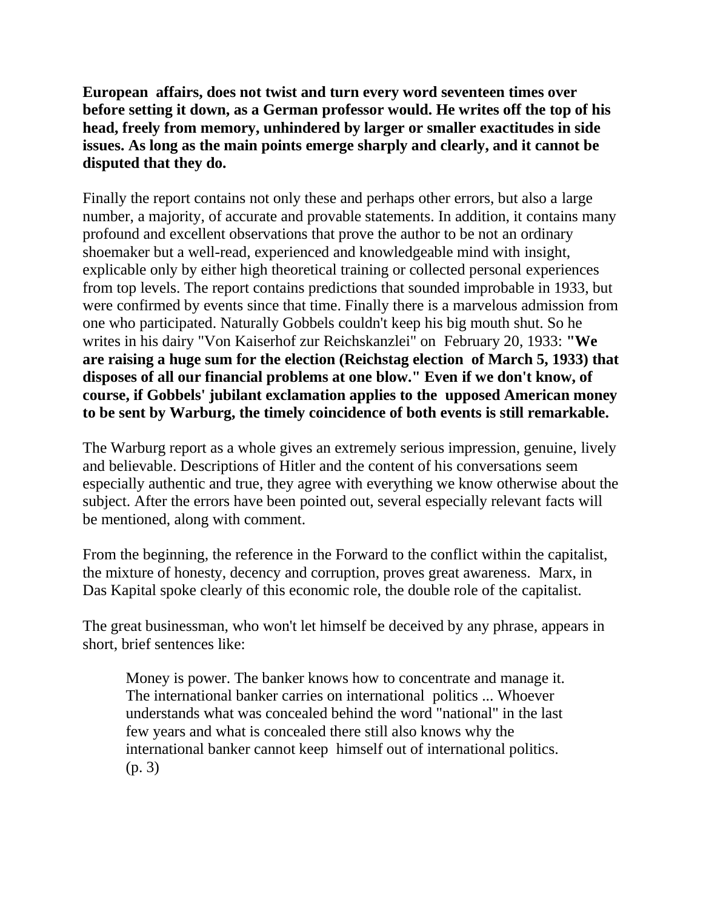**European affairs, does not twist and turn every word seventeen times over before setting it down, as a German professor would. He writes off the top of his head, freely from memory, unhindered by larger or smaller exactitudes in side issues. As long as the main points emerge sharply and clearly, and it cannot be disputed that they do.**

Finally the report contains not only these and perhaps other errors, but also a large number, a majority, of accurate and provable statements. In addition, it contains many profound and excellent observations that prove the author to be not an ordinary shoemaker but a well-read, experienced and knowledgeable mind with insight, explicable only by either high theoretical training or collected personal experiences from top levels. The report contains predictions that sounded improbable in 1933, but were confirmed by events since that time. Finally there is a marvelous admission from one who participated. Naturally Gobbels couldn't keep his big mouth shut. So he writes in his dairy "Von Kaiserhof zur Reichskanzlei" on February 20, 1933: **"We are raising a huge sum for the election (Reichstag election of March 5, 1933) that disposes of all our financial problems at one blow." Even if we don't know, of course, if Gobbels' jubilant exclamation applies to the upposed American money to be sent by Warburg, the timely coincidence of both events is still remarkable.**

The Warburg report as a whole gives an extremely serious impression, genuine, lively and believable. Descriptions of Hitler and the content of his conversations seem especially authentic and true, they agree with everything we know otherwise about the subject. After the errors have been pointed out, several especially relevant facts will be mentioned, along with comment.

From the beginning, the reference in the Forward to the conflict within the capitalist, the mixture of honesty, decency and corruption, proves great awareness. Marx, in Das Kapital spoke clearly of this economic role, the double role of the capitalist.

The great businessman, who won't let himself be deceived by any phrase, appears in short, brief sentences like:

> Money is power. The banker knows how to concentrate and manage it. The international banker carries on international politics ... Whoever understands what was concealed behind the word "national" in the last few years and what is concealed there still also knows why the international banker cannot keep himself out of international politics. (p. 3)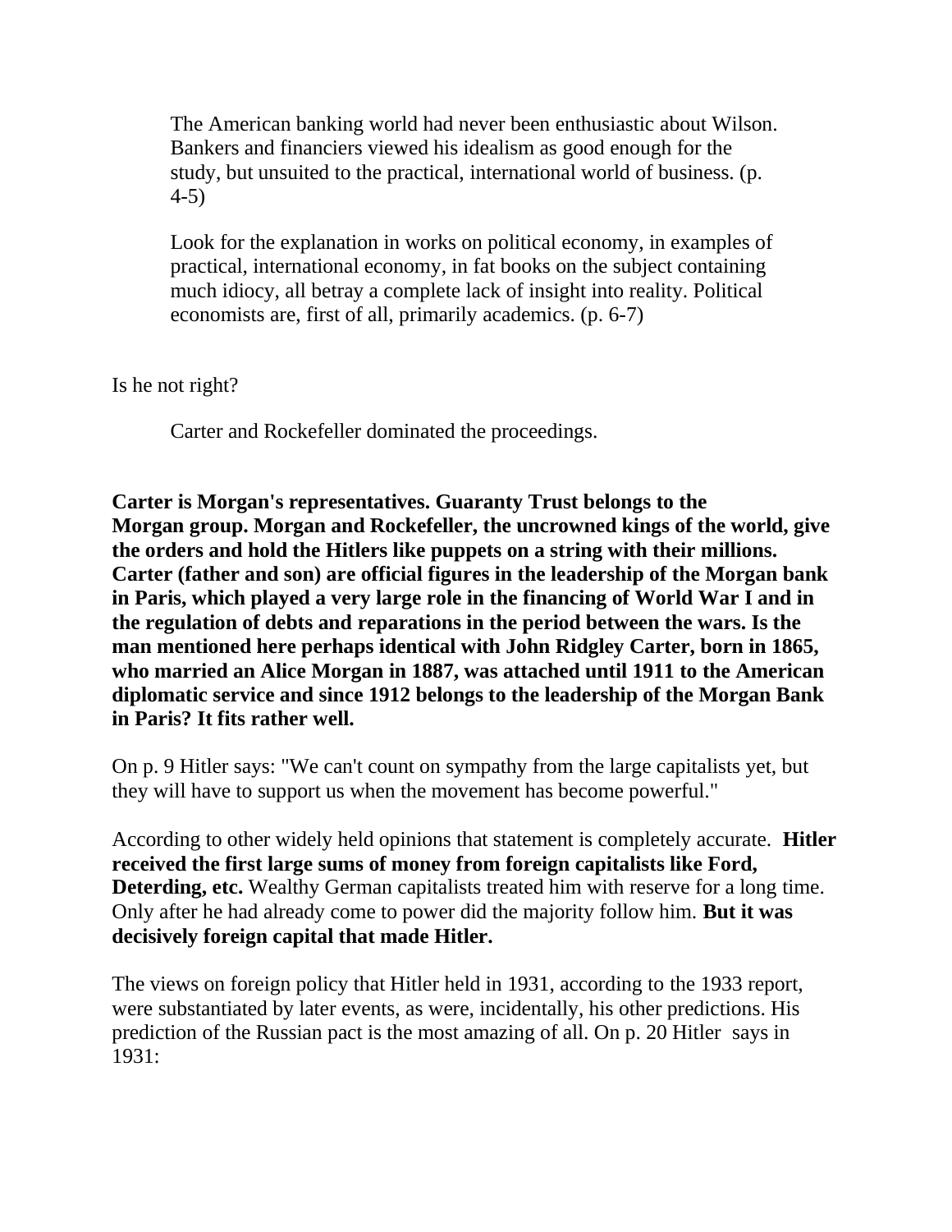> The American banking world had never been enthusiastic about Wilson. Bankers and financiers viewed his idealism as good enough for the study, but unsuited to the practical, international world of business. (p. 4-5)

> Look for the explanation in works on political economy, in examples of practical, international economy, in fat books on the subject containing much idiocy, all betray a complete lack of insight into reality. Political economists are, first of all, primarily academics. (p. 6-7)

Is he not right?

> Carter and Rockefeller dominated the proceedings.

**Carter is Morgan's representatives. Guaranty Trust belongs to the Morgan group. Morgan and Rockefeller, the uncrowned kings of the world, give the orders and hold the Hitlers like puppets on a string with their millions. Carter (father and son) are official figures in the leadership of the Morgan bank in Paris, which played a very large role in the financing of World War I and in the regulation of debts and reparations in the period between the wars. Is the man mentioned here perhaps identical with John Ridgley Carter, born in 1865, who married an Alice Morgan in 1887, was attached until 1911 to the American diplomatic service and since 1912 belongs to the leadership of the Morgan Bank in Paris? It fits rather well.**

On p. 9 Hitler says: "We can't count on sympathy from the large capitalists yet, but they will have to support us when the movement has become powerful."

According to other widely held opinions that statement is completely accurate. **Hitler received the first large sums of money from foreign capitalists like Ford, Deterding, etc.** Wealthy German capitalists treated him with reserve for a long time. Only after he had already come to power did the majority follow him. **But it was decisively foreign capital that made Hitler.**

The views on foreign policy that Hitler held in 1931, according to the 1933 report, were substantiated by later events, as were, incidentally, his other predictions. His prediction of the Russian pact is the most amazing of all. On p. 20 Hitler says in 1931: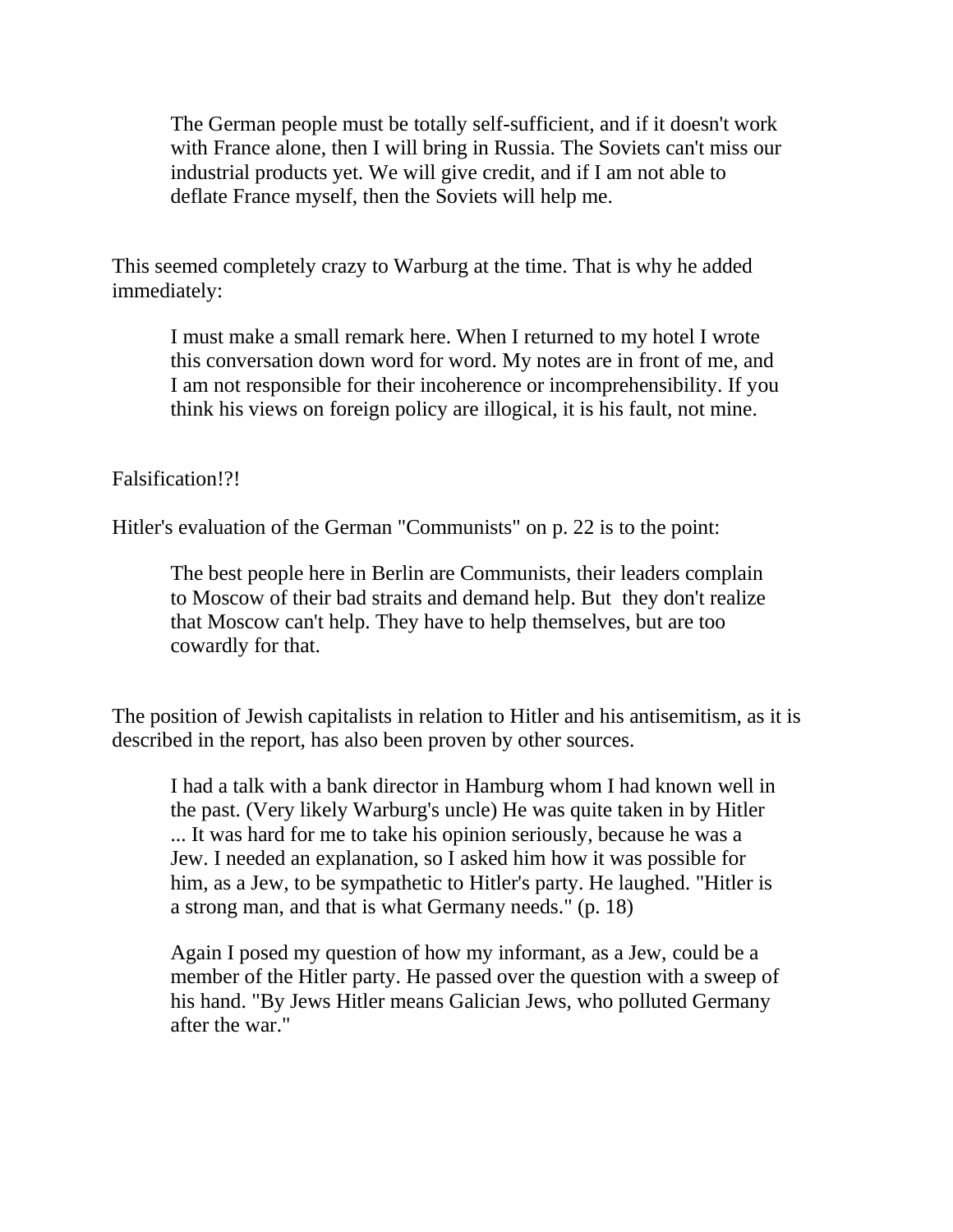> The German people must be totally self-sufficient, and if it doesn't work with France alone, then I will bring in Russia. The Soviets can't miss our industrial products yet. We will give credit, and if I am not able to deflate France myself, then the Soviets will help me.

This seemed completely crazy to Warburg at the time. That is why he added immediately:

> I must make a small remark here. When I returned to my hotel I wrote this conversation down word for word. My notes are in front of me, and I am not responsible for their incoherence or incomprehensibility. If you think his views on foreign policy are illogical, it is his fault, not mine.

Falsification!?!

Hitler's evaluation of the German "Communists" on p. 22 is to the point:

> The best people here in Berlin are Communists, their leaders complain to Moscow of their bad straits and demand help. But they don't realize that Moscow can't help. They have to help themselves, but are too cowardly for that.

The position of Jewish capitalists in relation to Hitler and his antisemitism, as it is described in the report, has also been proven by other sources.

> I had a talk with a bank director in Hamburg whom I had known well in the past. (Very likely Warburg's uncle) He was quite taken in by Hitler ... It was hard for me to take his opinion seriously, because he was a Jew. I needed an explanation, so I asked him how it was possible for him, as a Jew, to be sympathetic to Hitler's party. He laughed. "Hitler is a strong man, and that is what Germany needs." (p. 18)
>
> Again I posed my question of how my informant, as a Jew, could be a member of the Hitler party. He passed over the question with a sweep of his hand. "By Jews Hitler means Galician Jews, who polluted Germany after the war."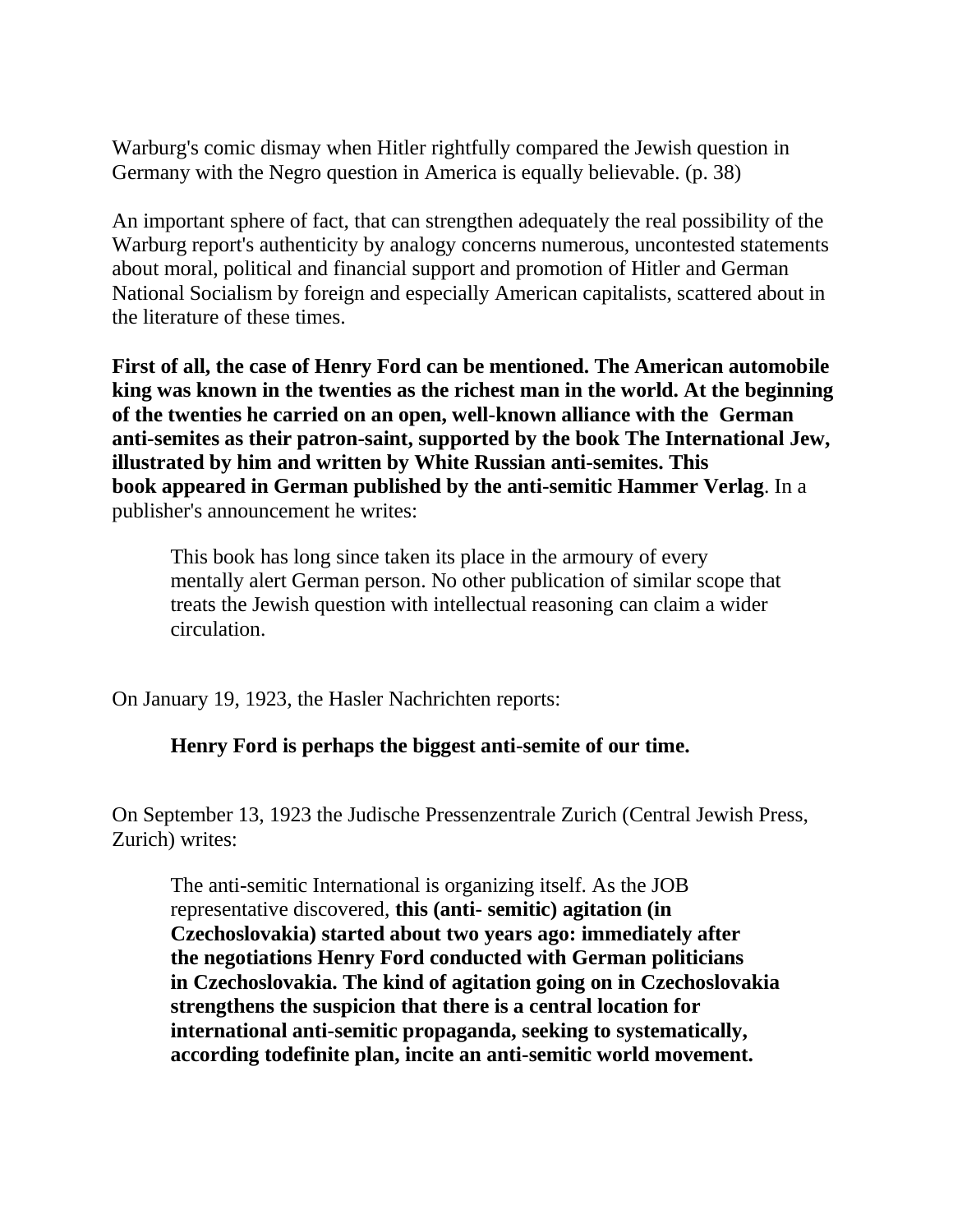Warburg's comic dismay when Hitler rightfully compared the Jewish question in Germany with the Negro question in America is equally believable. (p. 38)

An important sphere of fact, that can strengthen adequately the real possibility of the Warburg report's authenticity by analogy concerns numerous, uncontested statements about moral, political and financial support and promotion of Hitler and German National Socialism by foreign and especially American capitalists, scattered about in the literature of these times.

**First of all, the case of Henry Ford can be mentioned. The American automobile king was known in the twenties as the richest man in the world. At the beginning of the twenties he carried on an open, well-known alliance with the German anti-semites as their patron-saint, supported by the book The International Jew, illustrated by him and written by White Russian anti-semites. This book appeared in German published by the anti-semitic Hammer Verlag**. In a publisher's announcement he writes:

> This book has long since taken its place in the armoury of every mentally alert German person. No other publication of similar scope that treats the Jewish question with intellectual reasoning can claim a wider circulation.

On January 19, 1923, the Hasler Nachrichten reports:

> **Henry Ford is perhaps the biggest anti-semite of our time.**

On September 13, 1923 the Judische Pressenzentrale Zurich (Central Jewish Press, Zurich) writes:

> The anti-semitic International is organizing itself. As the JOB representative discovered, **this (anti- semitic) agitation (in Czechoslovakia) started about two years ago: immediately after the negotiations Henry Ford conducted with German politicians in Czechoslovakia. The kind of agitation going on in Czechoslovakia strengthens the suspicion that there is a central location for international anti-semitic propaganda, seeking to systematically, according todefinite plan, incite an anti-semitic world movement.**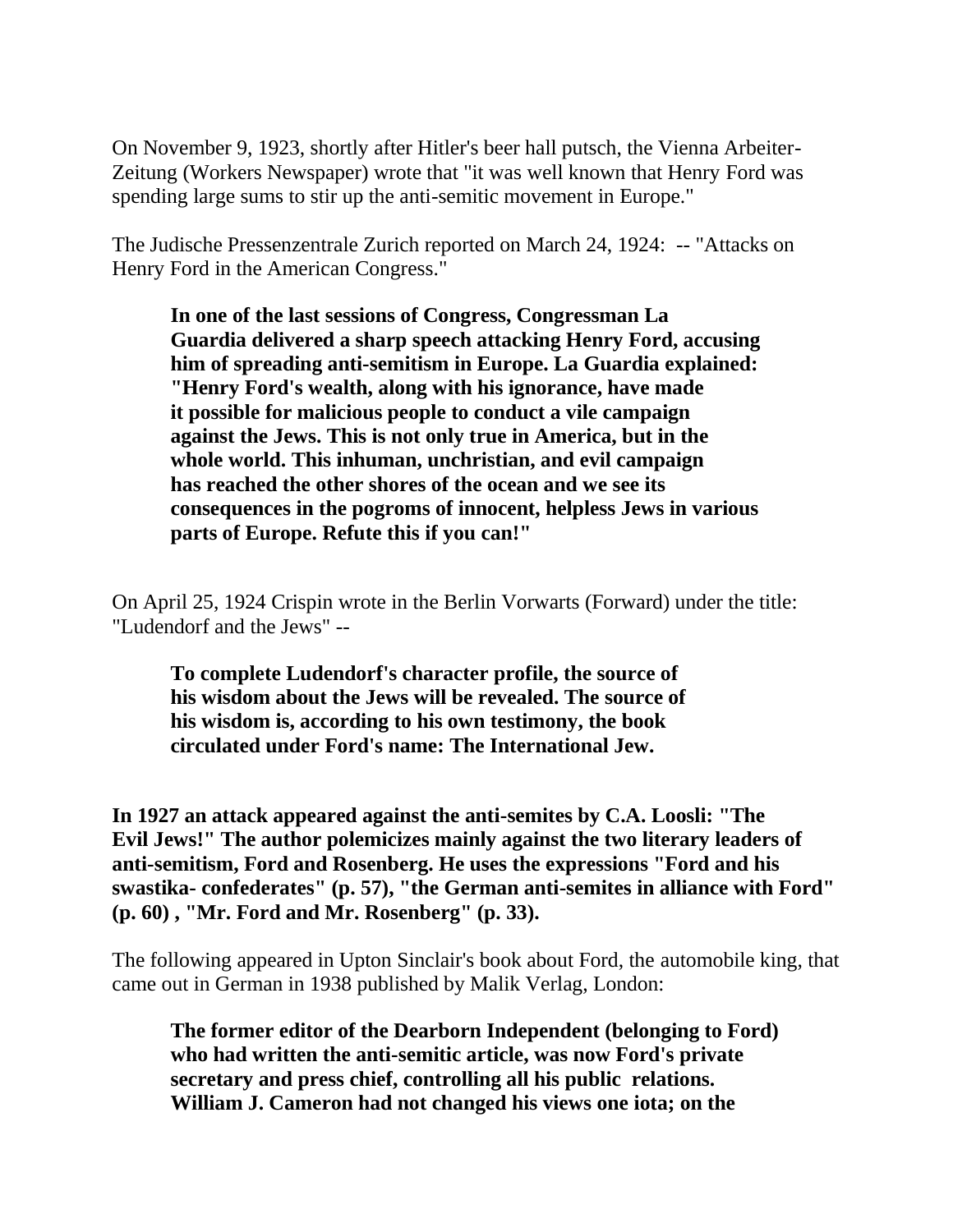On November 9, 1923, shortly after Hitler's beer hall putsch, the Vienna Arbeiter-Zeitung (Workers Newspaper) wrote that "it was well known that Henry Ford was spending large sums to stir up the anti-semitic movement in Europe."

The Judische Pressenzentrale Zurich reported on March 24, 1924: -- "Attacks on Henry Ford in the American Congress."

> **In one of the last sessions of Congress, Congressman La Guardia delivered a sharp speech attacking Henry Ford, accusing him of spreading anti-semitism in Europe. La Guardia explained: "Henry Ford's wealth, along with his ignorance, have made it possible for malicious people to conduct a vile campaign against the Jews. This is not only true in America, but in the whole world. This inhuman, unchristian, and evil campaign has reached the other shores of the ocean and we see its consequences in the pogroms of innocent, helpless Jews in various parts of Europe. Refute this if you can!"**

On April 25, 1924 Crispin wrote in the Berlin Vorwarts (Forward) under the title: "Ludendorf and the Jews" --

> **To complete Ludendorf's character profile, the source of his wisdom about the Jews will be revealed. The source of his wisdom is, according to his own testimony, the book circulated under Ford's name: The International Jew.**

**In 1927 an attack appeared against the anti-semites by C.A. Loosli: "The Evil Jews!" The author polemicizes mainly against the two literary leaders of anti-semitism, Ford and Rosenberg. He uses the expressions "Ford and his swastika- confederates" (p. 57), "the German anti-semites in alliance with Ford" (p. 60) , "Mr. Ford and Mr. Rosenberg" (p. 33).**

The following appeared in Upton Sinclair's book about Ford, the automobile king, that came out in German in 1938 published by Malik Verlag, London:

> **The former editor of the Dearborn Independent (belonging to Ford) who had written the anti-semitic article, was now Ford's private secretary and press chief, controlling all his public relations. William J. Cameron had not changed his views one iota; on the**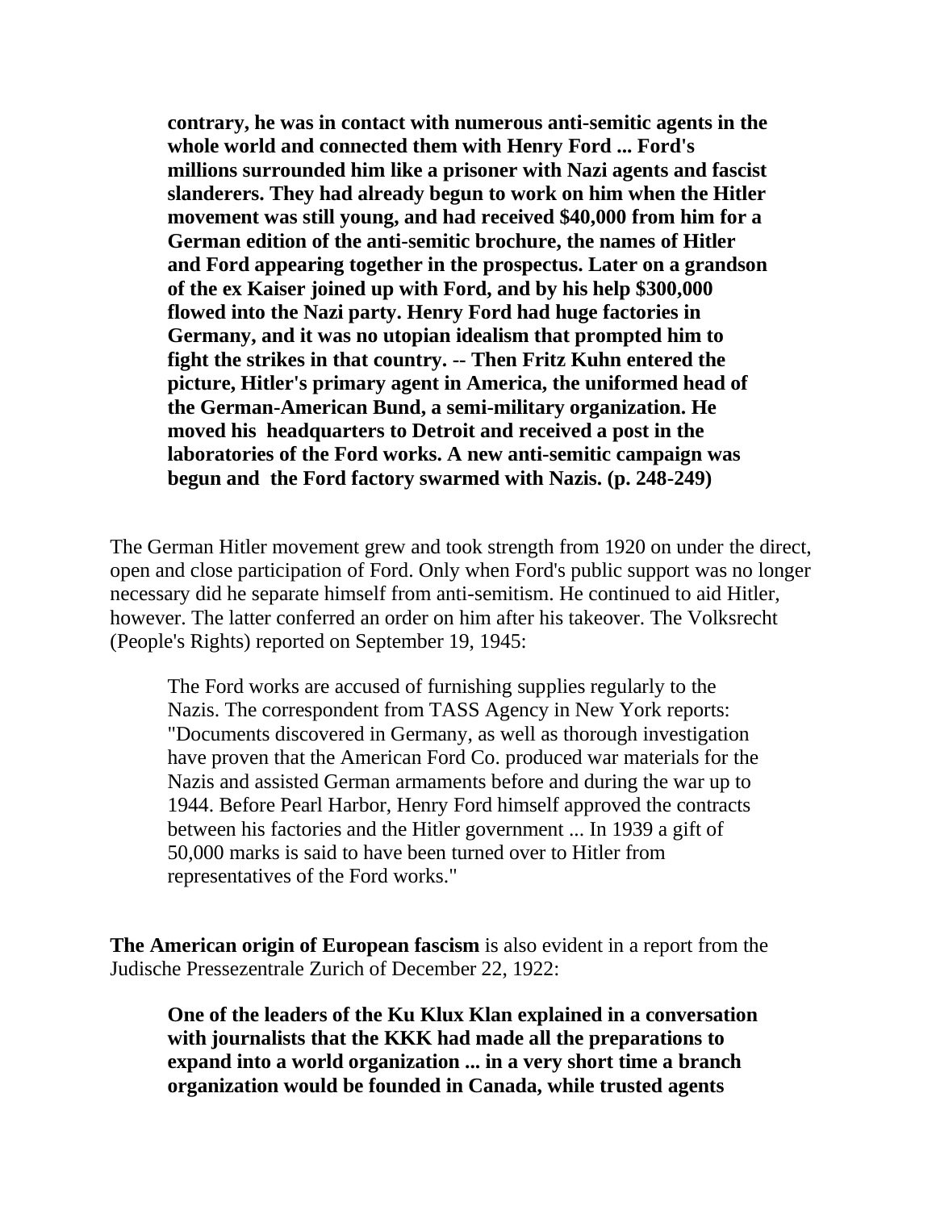> **contrary, he was in contact with numerous anti-semitic agents in the whole world and connected them with Henry Ford ... Ford's millions surrounded him like a prisoner with Nazi agents and fascist slanderers. They had already begun to work on him when the Hitler movement was still young, and had received $40,000 from him for a German edition of the anti-semitic brochure, the names of Hitler and Ford appearing together in the prospectus. Later on a grandson of the ex Kaiser joined up with Ford, and by his help $300,000 flowed into the Nazi party. Henry Ford had huge factories in Germany, and it was no utopian idealism that prompted him to fight the strikes in that country. -- Then Fritz Kuhn entered the picture, Hitler's primary agent in America, the uniformed head of the German-American Bund, a semi-military organization. He moved his headquarters to Detroit and received a post in the laboratories of the Ford works. A new anti-semitic campaign was begun and the Ford factory swarmed with Nazis. (p. 248-249)**

The German Hitler movement grew and took strength from 1920 on under the direct, open and close participation of Ford. Only when Ford's public support was no longer necessary did he separate himself from anti-semitism. He continued to aid Hitler, however. The latter conferred an order on him after his takeover. The Volksrecht (People's Rights) reported on September 19, 1945:

> The Ford works are accused of furnishing supplies regularly to the Nazis. The correspondent from TASS Agency in New York reports: "Documents discovered in Germany, as well as thorough investigation have proven that the American Ford Co. produced war materials for the Nazis and assisted German armaments before and during the war up to 1944. Before Pearl Harbor, Henry Ford himself approved the contracts between his factories and the Hitler government ... In 1939 a gift of 50,000 marks is said to have been turned over to Hitler from representatives of the Ford works."

**The American origin of European fascism** is also evident in a report from the Judische Pressezentrale Zurich of December 22, 1922:

> **One of the leaders of the Ku Klux Klan explained in a conversation with journalists that the KKK had made all the preparations to expand into a world organization ... in a very short time a branch organization would be founded in Canada, while trusted agents**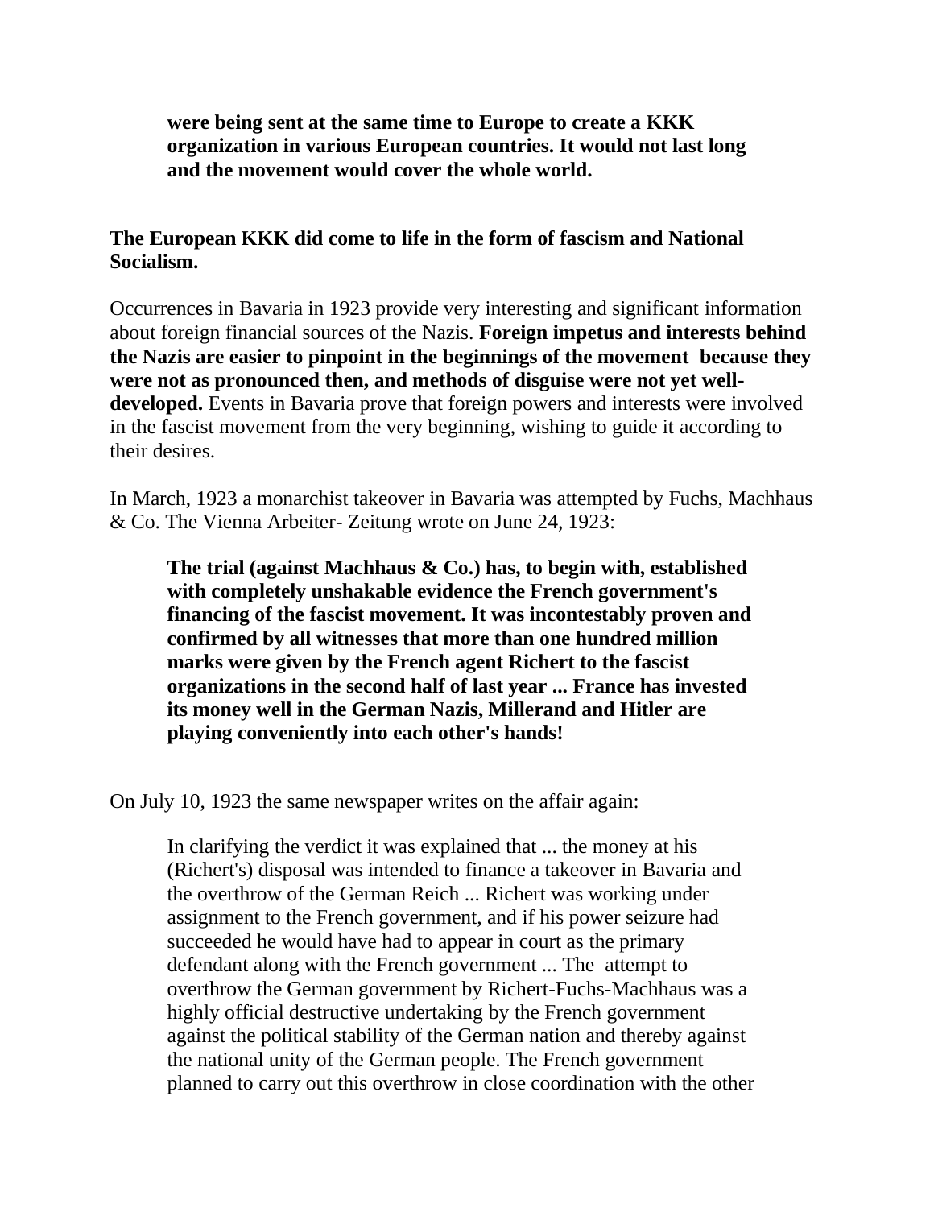> **were being sent at the same time to Europe to create a KKK organization in various European countries. It would not last long and the movement would cover the whole world.**

**The European KKK did come to life in the form of fascism and National Socialism.**

Occurrences in Bavaria in 1923 provide very interesting and significant information about foreign financial sources of the Nazis. **Foreign impetus and interests behind the Nazis are easier to pinpoint in the beginnings of the movement because they were not as pronounced then, and methods of disguise were not yet well-developed.** Events in Bavaria prove that foreign powers and interests were involved in the fascist movement from the very beginning, wishing to guide it according to their desires.

In March, 1923 a monarchist takeover in Bavaria was attempted by Fuchs, Machhaus & Co. The Vienna Arbeiter- Zeitung wrote on June 24, 1923:

> **The trial (against Machhaus & Co.) has, to begin with, established with completely unshakable evidence the French government's financing of the fascist movement. It was incontestably proven and confirmed by all witnesses that more than one hundred million marks were given by the French agent Richert to the fascist organizations in the second half of last year ... France has invested its money well in the German Nazis, Millerand and Hitler are playing conveniently into each other's hands!**

On July 10, 1923 the same newspaper writes on the affair again:

> In clarifying the verdict it was explained that ... the money at his (Richert's) disposal was intended to finance a takeover in Bavaria and the overthrow of the German Reich ... Richert was working under assignment to the French government, and if his power seizure had succeeded he would have had to appear in court as the primary defendant along with the French government ... The attempt to overthrow the German government by Richert-Fuchs-Machhaus was a highly official destructive undertaking by the French government against the political stability of the German nation and thereby against the national unity of the German people. The French government planned to carry out this overthrow in close coordination with the other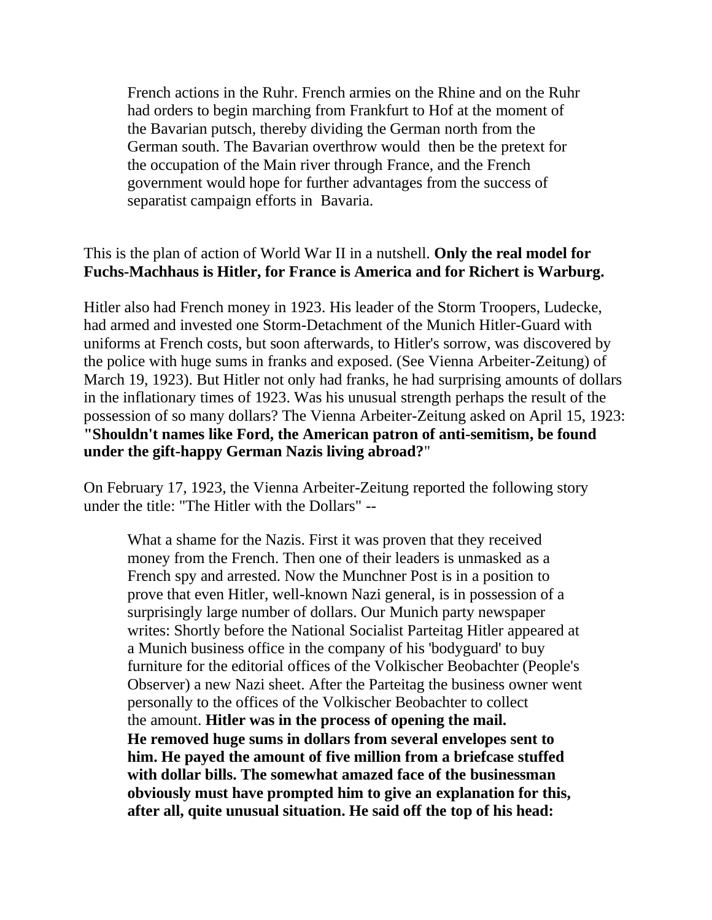> French actions in the Ruhr. French armies on the Rhine and on the Ruhr had orders to begin marching from Frankfurt to Hof at the moment of the Bavarian putsch, thereby dividing the German north from the German south. The Bavarian overthrow would then be the pretext for the occupation of the Main river through France, and the French government would hope for further advantages from the success of separatist campaign efforts in Bavaria.

This is the plan of action of World War II in a nutshell. **Only the real model for Fuchs-Machhaus is Hitler, for France is America and for Richert is Warburg.**

Hitler also had French money in 1923. His leader of the Storm Troopers, Ludecke, had armed and invested one Storm-Detachment of the Munich Hitler-Guard with uniforms at French costs, but soon afterwards, to Hitler's sorrow, was discovered by the police with huge sums in franks and exposed. (See Vienna Arbeiter-Zeitung) of March 19, 1923). But Hitler not only had franks, he had surprising amounts of dollars in the inflationary times of 1923. Was his unusual strength perhaps the result of the possession of so many dollars? The Vienna Arbeiter-Zeitung asked on April 15, 1923: **"Shouldn't names like Ford, the American patron of anti-semitism, be found under the gift-happy German Nazis living abroad?**"

On February 17, 1923, the Vienna Arbeiter-Zeitung reported the following story under the title: "The Hitler with the Dollars" --

> What a shame for the Nazis. First it was proven that they received money from the French. Then one of their leaders is unmasked as a French spy and arrested. Now the Munchner Post is in a position to prove that even Hitler, well-known Nazi general, is in possession of a surprisingly large number of dollars. Our Munich party newspaper writes: Shortly before the National Socialist Parteitag Hitler appeared at a Munich business office in the company of his 'bodyguard' to buy furniture for the editorial offices of the Volkischer Beobachter (People's Observer) a new Nazi sheet. After the Parteitag the business owner went personally to the offices of the Volkischer Beobachter to collect the amount. **Hitler was in the process of opening the mail. He removed huge sums in dollars from several envelopes sent to him. He payed the amount of five million from a briefcase stuffed with dollar bills. The somewhat amazed face of the businessman obviously must have prompted him to give an explanation for this, after all, quite unusual situation. He said off the top of his head:**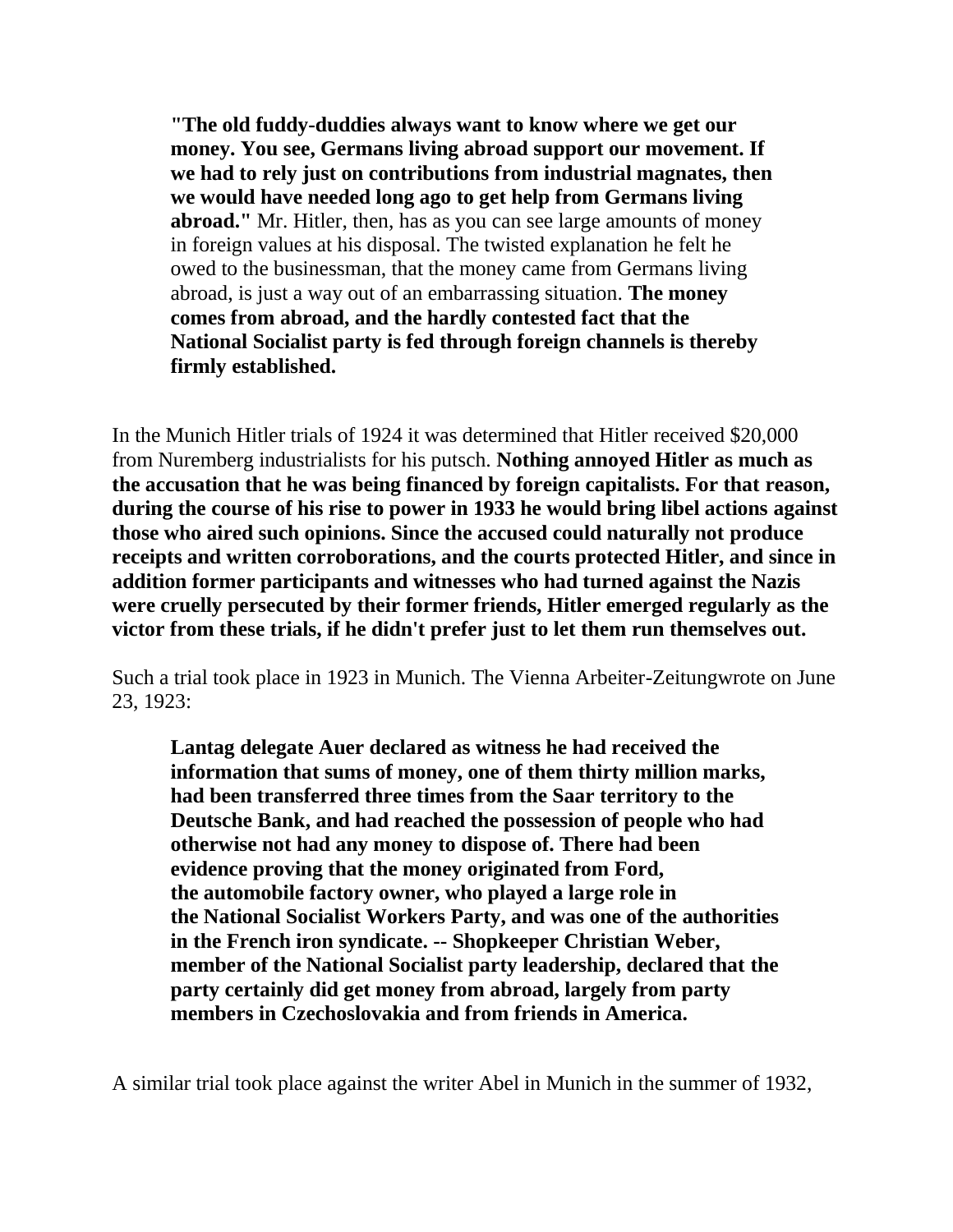> **"The old fuddy-duddies always want to know where we get our money. You see, Germans living abroad support our movement. If we had to rely just on contributions from industrial magnates, then we would have needed long ago to get help from Germans living abroad."** Mr. Hitler, then, has as you can see large amounts of money in foreign values at his disposal. The twisted explanation he felt he owed to the businessman, that the money came from Germans living abroad, is just a way out of an embarrassing situation. **The money comes from abroad, and the hardly contested fact that the National Socialist party is fed through foreign channels is thereby firmly established.**

In the Munich Hitler trials of 1924 it was determined that Hitler received $20,000 from Nuremberg industrialists for his putsch. **Nothing annoyed Hitler as much as the accusation that he was being financed by foreign capitalists. For that reason, during the course of his rise to power in 1933 he would bring libel actions against those who aired such opinions. Since the accused could naturally not produce receipts and written corroborations, and the courts protected Hitler, and since in addition former participants and witnesses who had turned against the Nazis were cruelly persecuted by their former friends, Hitler emerged regularly as the victor from these trials, if he didn't prefer just to let them run themselves out.**

Such a trial took place in 1923 in Munich. The Vienna Arbeiter-Zeitungwrote on June 23, 1923:

> **Lantag delegate Auer declared as witness he had received the information that sums of money, one of them thirty million marks, had been transferred three times from the Saar territory to the Deutsche Bank, and had reached the possession of people who had otherwise not had any money to dispose of. There had been evidence proving that the money originated from Ford, the automobile factory owner, who played a large role in the National Socialist Workers Party, and was one of the authorities in the French iron syndicate. -- Shopkeeper Christian Weber, member of the National Socialist party leadership, declared that the party certainly did get money from abroad, largely from party members in Czechoslovakia and from friends in America.**

A similar trial took place against the writer Abel in Munich in the summer of 1932,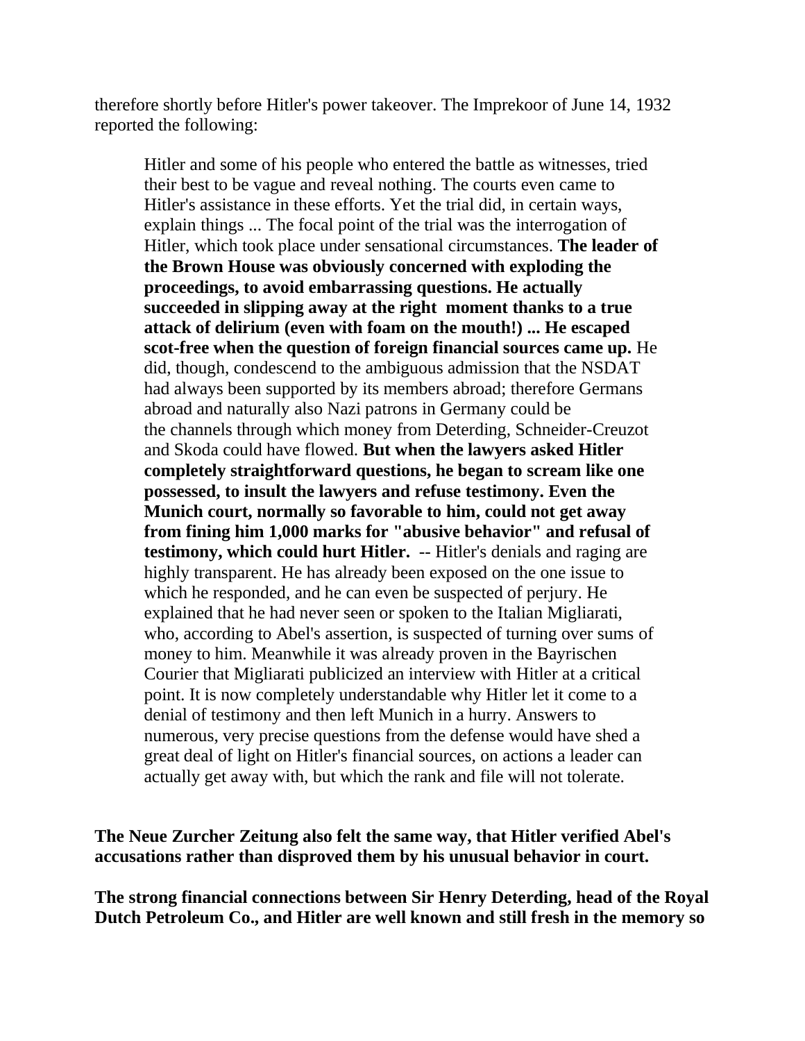therefore shortly before Hitler's power takeover. The Imprekoor of June 14, 1932 reported the following:

> Hitler and some of his people who entered the battle as witnesses, tried their best to be vague and reveal nothing. The courts even came to Hitler's assistance in these efforts. Yet the trial did, in certain ways, explain things ... The focal point of the trial was the interrogation of Hitler, which took place under sensational circumstances. **The leader of the Brown House was obviously concerned with exploding the proceedings, to avoid embarrassing questions. He actually succeeded in slipping away at the right moment thanks to a true attack of delirium (even with foam on the mouth!) ... He escaped scot-free when the question of foreign financial sources came up.** He did, though, condescend to the ambiguous admission that the NSDAT had always been supported by its members abroad; therefore Germans abroad and naturally also Nazi patrons in Germany could be the channels through which money from Deterding, Schneider-Creuzot and Skoda could have flowed. **But when the lawyers asked Hitler completely straightforward questions, he began to scream like one possessed, to insult the lawyers and refuse testimony. Even the Munich court, normally so favorable to him, could not get away from fining him 1,000 marks for "abusive behavior" and refusal of testimony, which could hurt Hitler.** -- Hitler's denials and raging are highly transparent. He has already been exposed on the one issue to which he responded, and he can even be suspected of perjury. He explained that he had never seen or spoken to the Italian Migliarati, who, according to Abel's assertion, is suspected of turning over sums of money to him. Meanwhile it was already proven in the Bayrischen Courier that Migliarati publicized an interview with Hitler at a critical point. It is now completely understandable why Hitler let it come to a denial of testimony and then left Munich in a hurry. Answers to numerous, very precise questions from the defense would have shed a great deal of light on Hitler's financial sources, on actions a leader can actually get away with, but which the rank and file will not tolerate.

**The Neue Zurcher Zeitung also felt the same way, that Hitler verified Abel's accusations rather than disproved them by his unusual behavior in court.**

**The strong financial connections between Sir Henry Deterding, head of the Royal Dutch Petroleum Co., and Hitler are well known and still fresh in the memory so**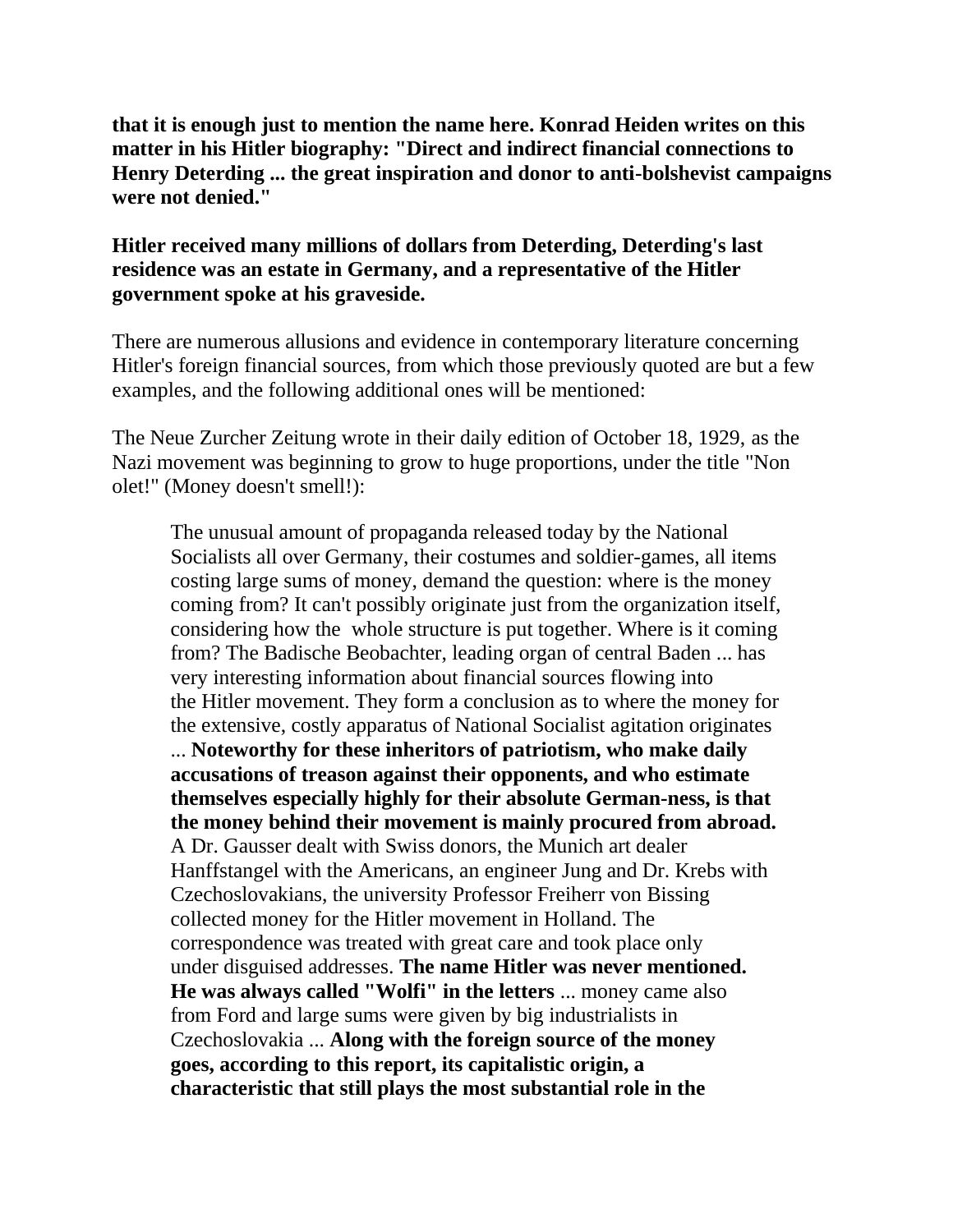**that it is enough just to mention the name here. Konrad Heiden writes on this matter in his Hitler biography: "Direct and indirect financial connections to Henry Deterding ... the great inspiration and donor to anti-bolshevist campaigns were not denied."**

**Hitler received many millions of dollars from Deterding, Deterding's last residence was an estate in Germany, and a representative of the Hitler government spoke at his graveside.**

There are numerous allusions and evidence in contemporary literature concerning Hitler's foreign financial sources, from which those previously quoted are but a few examples, and the following additional ones will be mentioned:

The Neue Zurcher Zeitung wrote in their daily edition of October 18, 1929, as the Nazi movement was beginning to grow to huge proportions, under the title "Non olet!" (Money doesn't smell!):

> The unusual amount of propaganda released today by the National Socialists all over Germany, their costumes and soldier-games, all items costing large sums of money, demand the question: where is the money coming from? It can't possibly originate just from the organization itself, considering how the whole structure is put together. Where is it coming from? The Badische Beobachter, leading organ of central Baden ... has very interesting information about financial sources flowing into the Hitler movement. They form a conclusion as to where the money for the extensive, costly apparatus of National Socialist agitation originates ... **Noteworthy for these inheritors of patriotism, who make daily accusations of treason against their opponents, and who estimate themselves especially highly for their absolute German-ness, is that the money behind their movement is mainly procured from abroad.** A Dr. Gausser dealt with Swiss donors, the Munich art dealer Hanffstangel with the Americans, an engineer Jung and Dr. Krebs with Czechoslovakians, the university Professor Freiherr von Bissing collected money for the Hitler movement in Holland. The correspondence was treated with great care and took place only under disguised addresses. **The name Hitler was never mentioned. He was always called "Wolfi" in the letters** ... money came also from Ford and large sums were given by big industrialists in Czechoslovakia ... **Along with the foreign source of the money goes, according to this report, its capitalistic origin, a characteristic that still plays the most substantial role in the**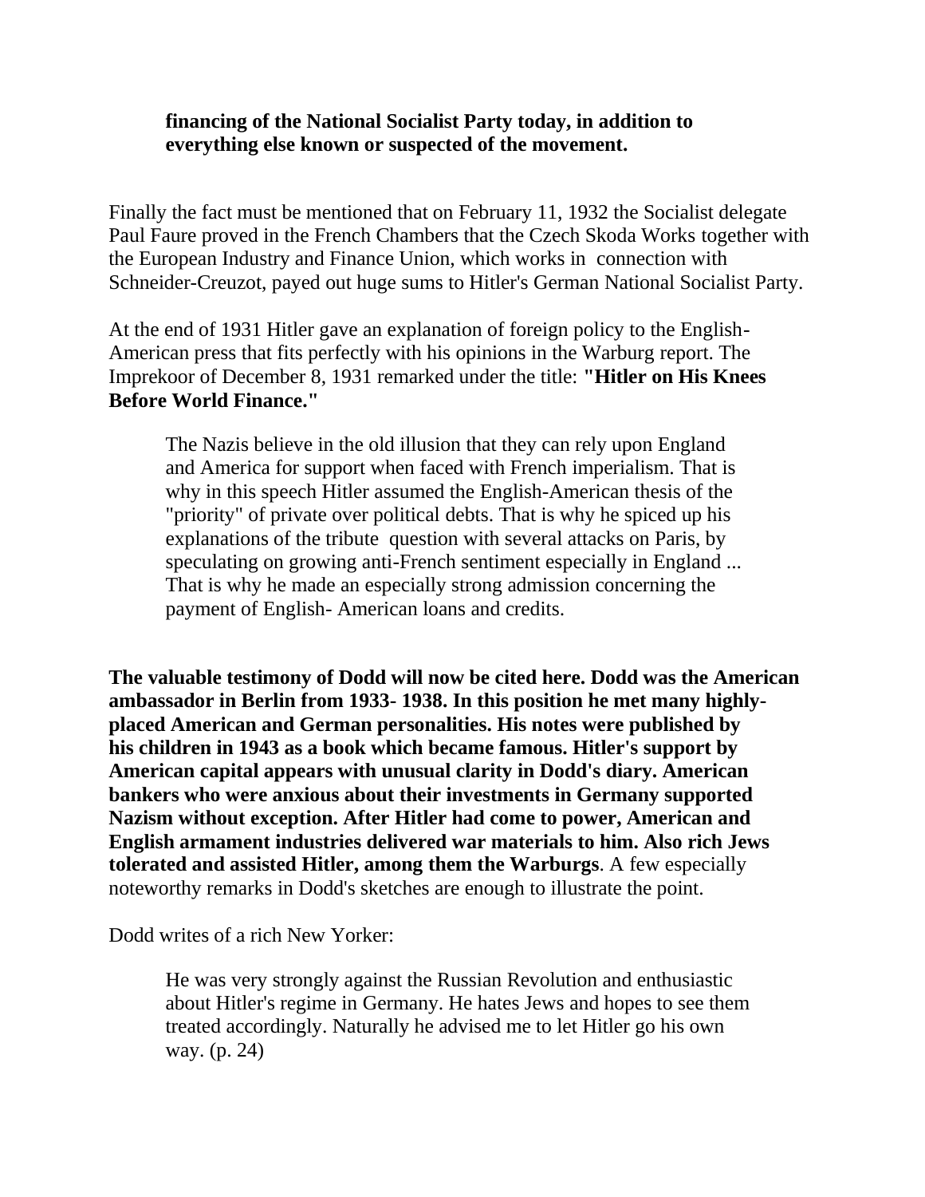> **financing of the National Socialist Party today, in addition to everything else known or suspected of the movement.**

Finally the fact must be mentioned that on February 11, 1932 the Socialist delegate Paul Faure proved in the French Chambers that the Czech Skoda Works together with the European Industry and Finance Union, which works in connection with Schneider-Creuzot, payed out huge sums to Hitler's German National Socialist Party.

At the end of 1931 Hitler gave an explanation of foreign policy to the English-American press that fits perfectly with his opinions in the Warburg report. The Imprekoor of December 8, 1931 remarked under the title: **"Hitler on His Knees Before World Finance."**

> The Nazis believe in the old illusion that they can rely upon England and America for support when faced with French imperialism. That is why in this speech Hitler assumed the English-American thesis of the "priority" of private over political debts. That is why he spiced up his explanations of the tribute question with several attacks on Paris, by speculating on growing anti-French sentiment especially in England ... That is why he made an especially strong admission concerning the payment of English- American loans and credits.

**The valuable testimony of Dodd will now be cited here. Dodd was the American ambassador in Berlin from 1933- 1938. In this position he met many highly-placed American and German personalities. His notes were published by his children in 1943 as a book which became famous. Hitler's support by American capital appears with unusual clarity in Dodd's diary. American bankers who were anxious about their investments in Germany supported Nazism without exception. After Hitler had come to power, American and English armament industries delivered war materials to him. Also rich Jews tolerated and assisted Hitler, among them the Warburgs**. A few especially noteworthy remarks in Dodd's sketches are enough to illustrate the point.

Dodd writes of a rich New Yorker:

> He was very strongly against the Russian Revolution and enthusiastic about Hitler's regime in Germany. He hates Jews and hopes to see them treated accordingly. Naturally he advised me to let Hitler go his own way. (p. 24)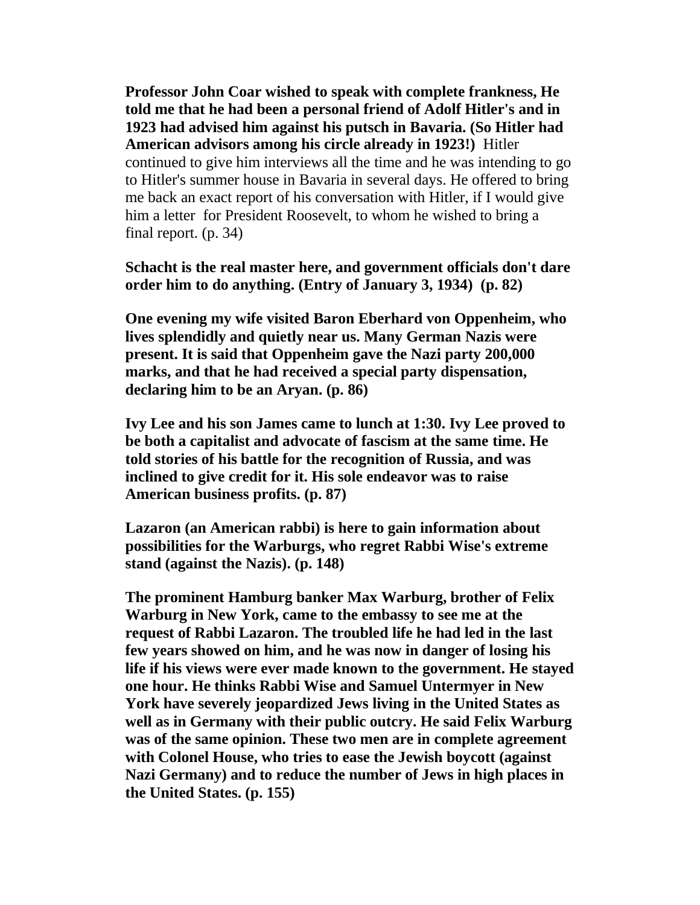**Professor John Coar wished to speak with complete frankness, He told me that he had been a personal friend of Adolf Hitler's and in 1923 had advised him against his putsch in Bavaria. (So Hitler had American advisors among his circle already in 1923!)** Hitler continued to give him interviews all the time and he was intending to go to Hitler's summer house in Bavaria in several days. He offered to bring me back an exact report of his conversation with Hitler, if I would give him a letter for President Roosevelt, to whom he wished to bring a final report. (p. 34)

**Schacht is the real master here, and government officials don't dare order him to do anything. (Entry of January 3, 1934) (p. 82)**

**One evening my wife visited Baron Eberhard von Oppenheim, who lives splendidly and quietly near us. Many German Nazis were present. It is said that Oppenheim gave the Nazi party 200,000 marks, and that he had received a special party dispensation, declaring him to be an Aryan. (p. 86)**

**Ivy Lee and his son James came to lunch at 1:30. Ivy Lee proved to be both a capitalist and advocate of fascism at the same time. He told stories of his battle for the recognition of Russia, and was inclined to give credit for it. His sole endeavor was to raise American business profits. (p. 87)**

**Lazaron (an American rabbi) is here to gain information about possibilities for the Warburgs, who regret Rabbi Wise's extreme stand (against the Nazis). (p. 148)**

**The prominent Hamburg banker Max Warburg, brother of Felix Warburg in New York, came to the embassy to see me at the request of Rabbi Lazaron. The troubled life he had led in the last few years showed on him, and he was now in danger of losing his life if his views were ever made known to the government. He stayed one hour. He thinks Rabbi Wise and Samuel Untermyer in New York have severely jeopardized Jews living in the United States as well as in Germany with their public outcry. He said Felix Warburg was of the same opinion. These two men are in complete agreement with Colonel House, who tries to ease the Jewish boycott (against Nazi Germany) and to reduce the number of Jews in high places in the United States. (p. 155)**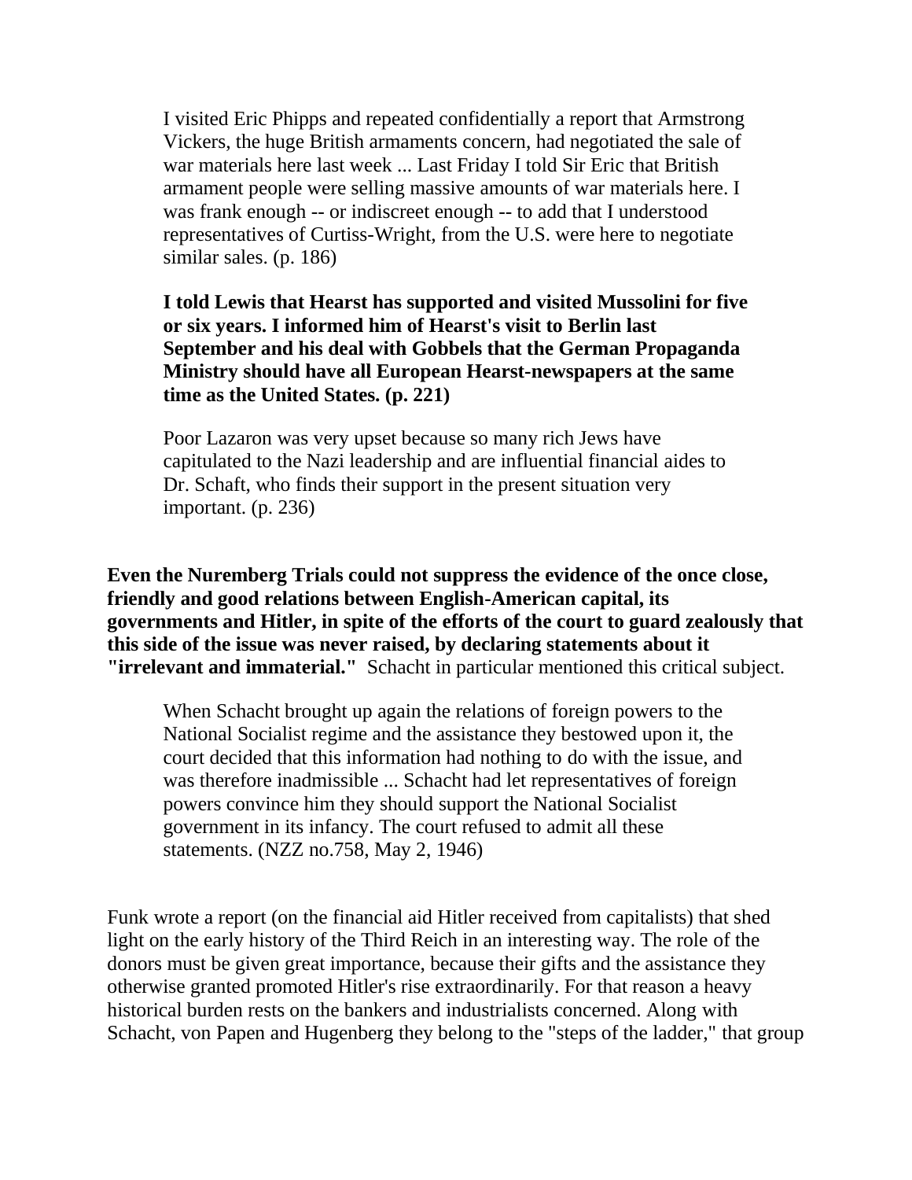> I visited Eric Phipps and repeated confidentially a report that Armstrong Vickers, the huge British armaments concern, had negotiated the sale of war materials here last week ... Last Friday I told Sir Eric that British armament people were selling massive amounts of war materials here. I was frank enough -- or indiscreet enough -- to add that I understood representatives of Curtiss-Wright, from the U.S. were here to negotiate similar sales. (p. 186)

> **I told Lewis that Hearst has supported and visited Mussolini for five or six years. I informed him of Hearst's visit to Berlin last September and his deal with Gobbels that the German Propaganda Ministry should have all European Hearst-newspapers at the same time as the United States. (p. 221)**

> Poor Lazaron was very upset because so many rich Jews have capitulated to the Nazi leadership and are influential financial aides to Dr. Schaft, who finds their support in the present situation very important. (p. 236)

**Even the Nuremberg Trials could not suppress the evidence of the once close, friendly and good relations between English-American capital, its governments and Hitler, in spite of the efforts of the court to guard zealously that this side of the issue was never raised, by declaring statements about it "irrelevant and immaterial."** Schacht in particular mentioned this critical subject.

> When Schacht brought up again the relations of foreign powers to the National Socialist regime and the assistance they bestowed upon it, the court decided that this information had nothing to do with the issue, and was therefore inadmissible ... Schacht had let representatives of foreign powers convince him they should support the National Socialist government in its infancy. The court refused to admit all these statements. (NZZ no.758, May 2, 1946)

Funk wrote a report (on the financial aid Hitler received from capitalists) that shed light on the early history of the Third Reich in an interesting way. The role of the donors must be given great importance, because their gifts and the assistance they otherwise granted promoted Hitler's rise extraordinarily. For that reason a heavy historical burden rests on the bankers and industrialists concerned. Along with Schacht, von Papen and Hugenberg they belong to the "steps of the ladder," that group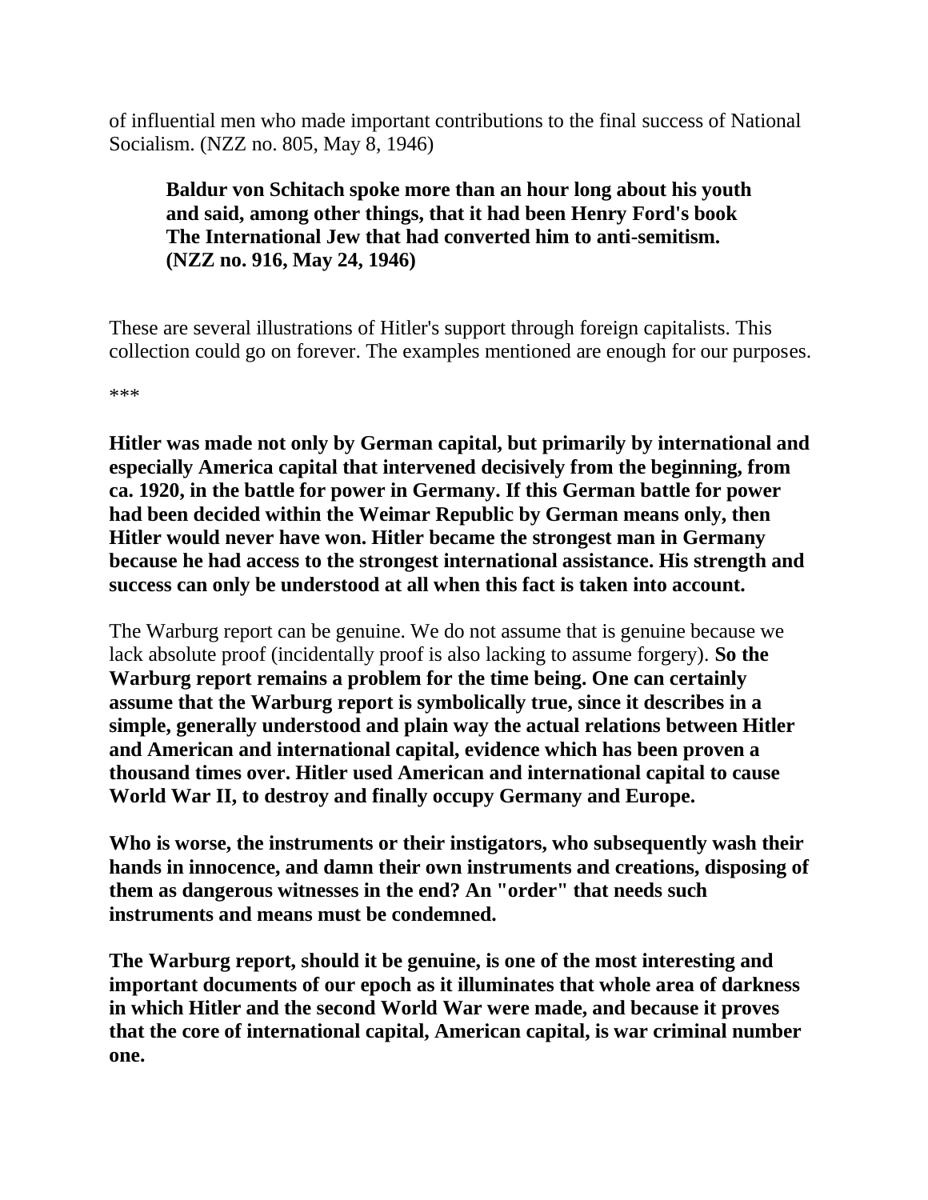of influential men who made important contributions to the final success of National Socialism. (NZZ no. 805, May 8, 1946)

> **Baldur von Schitach spoke more than an hour long about his youth and said, among other things, that it had been Henry Ford's book The International Jew that had converted him to anti-semitism. (NZZ no. 916, May 24, 1946)**

These are several illustrations of Hitler's support through foreign capitalists. This collection could go on forever. The examples mentioned are enough for our purposes.

***

**Hitler was made not only by German capital, but primarily by international and especially America capital that intervened decisively from the beginning, from ca. 1920, in the battle for power in Germany. If this German battle for power had been decided within the Weimar Republic by German means only, then Hitler would never have won. Hitler became the strongest man in Germany because he had access to the strongest international assistance. His strength and success can only be understood at all when this fact is taken into account.**

The Warburg report can be genuine. We do not assume that is genuine because we lack absolute proof (incidentally proof is also lacking to assume forgery). **So the Warburg report remains a problem for the time being. One can certainly assume that the Warburg report is symbolically true, since it describes in a simple, generally understood and plain way the actual relations between Hitler and American and international capital, evidence which has been proven a thousand times over. Hitler used American and international capital to cause World War II, to destroy and finally occupy Germany and Europe.**

**Who is worse, the instruments or their instigators, who subsequently wash their hands in innocence, and damn their own instruments and creations, disposing of them as dangerous witnesses in the end? An "order" that needs such instruments and means must be condemned.**

**The Warburg report, should it be genuine, is one of the most interesting and important documents of our epoch as it illuminates that whole area of darkness in which Hitler and the second World War were made, and because it proves that the core of international capital, American capital, is war criminal number one.**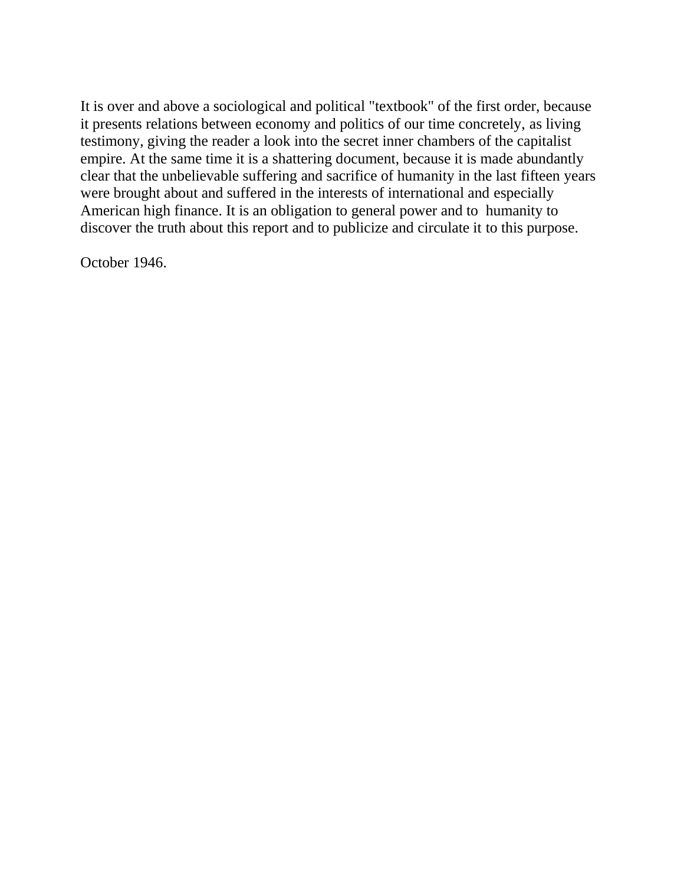It is over and above a sociological and political "textbook" of the first order, because it presents relations between economy and politics of our time concretely, as living testimony, giving the reader a look into the secret inner chambers of the capitalist empire. At the same time it is a shattering document, because it is made abundantly clear that the unbelievable suffering and sacrifice of humanity in the last fifteen years were brought about and suffered in the interests of international and especially American high finance. It is an obligation to general power and to humanity to discover the truth about this report and to publicize and circulate it to this purpose.

October 1946.